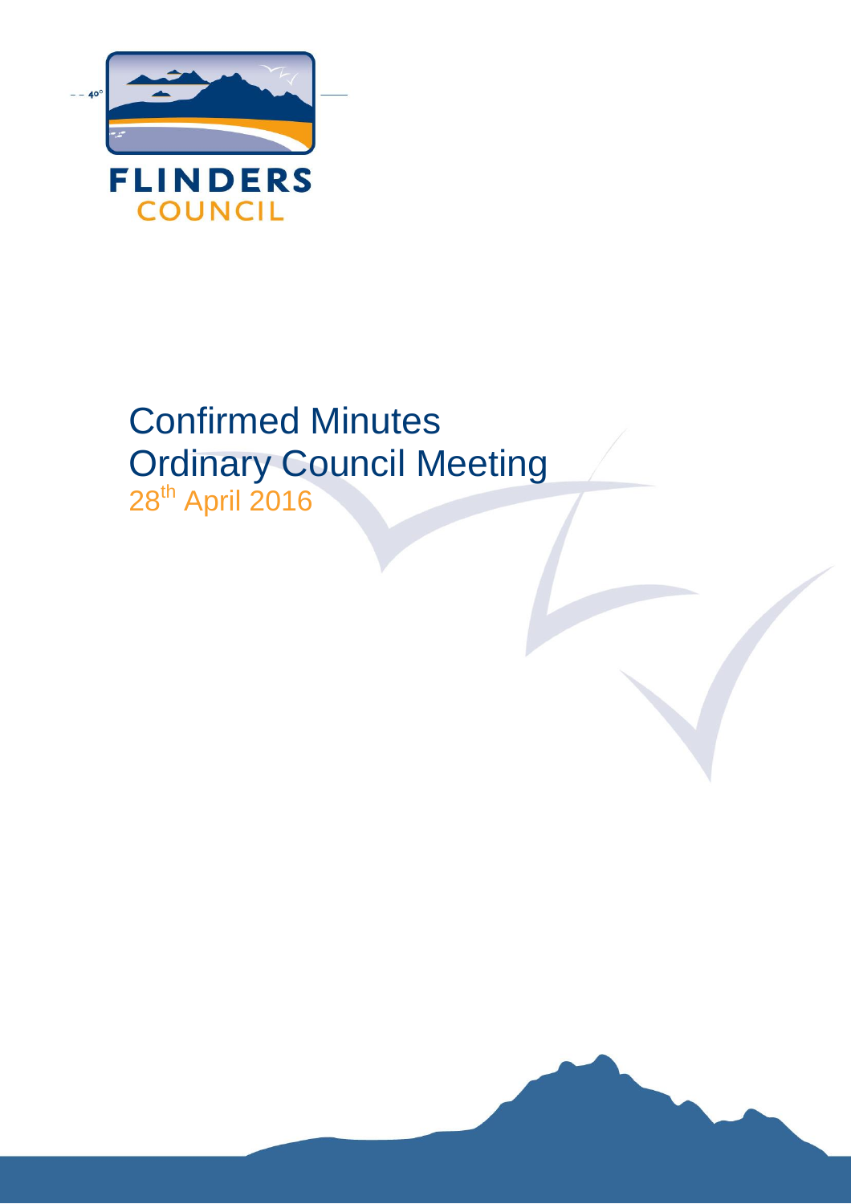FLINDERS
COUNCIL

# Confirmed Minutes
# Ordinary Council Meeting

28th April 2016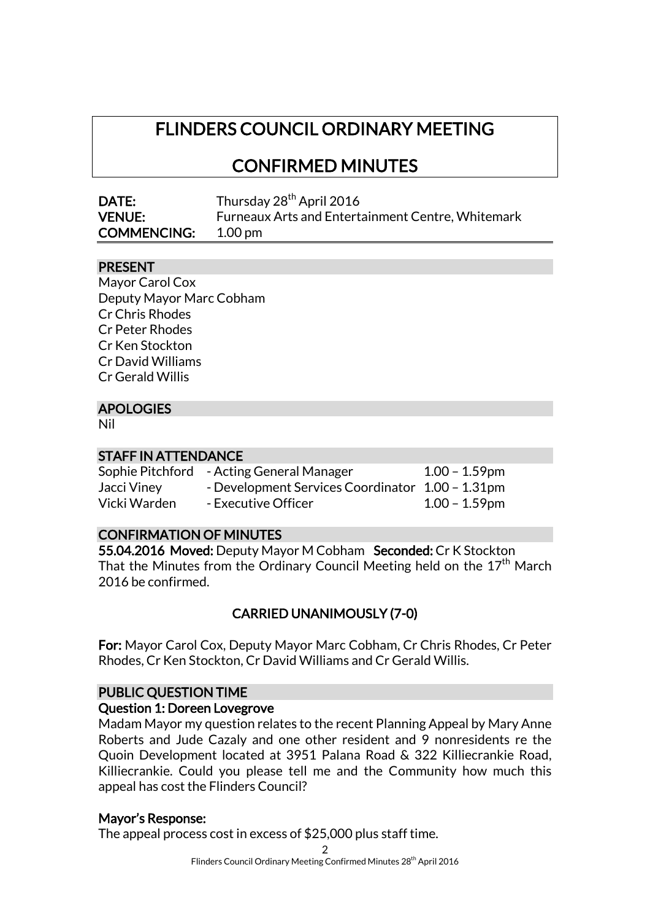# FLINDERS COUNCIL ORDINARY MEETING

# CONFIRMED MINUTES

**DATE:** Thursday 28th April 2016
**VENUE:** Furneaux Arts and Entertainment Centre, Whitemark
**COMMENCING:** 1.00 pm

## PRESENT

Mayor Carol Cox
Deputy Mayor Marc Cobham
Cr Chris Rhodes
Cr Peter Rhodes
Cr Ken Stockton
Cr David Williams
Cr Gerald Willis

## APOLOGIES

Nil

## STAFF IN ATTENDANCE

| | | |
|---|---|---|
| Sophie Pitchford | - Acting General Manager | 1.00 – 1.59pm |
| Jacci Viney | - Development Services Coordinator | 1.00 – 1.31pm |
| Vicki Warden | - Executive Officer | 1.00 – 1.59pm |

## CONFIRMATION OF MINUTES

**55.04.2016 Moved:** Deputy Mayor M Cobham **Seconded:** Cr K Stockton
That the Minutes from the Ordinary Council Meeting held on the 17th March 2016 be confirmed.

**CARRIED UNANIMOUSLY (7-0)**

**For:** Mayor Carol Cox, Deputy Mayor Marc Cobham, Cr Chris Rhodes, Cr Peter Rhodes, Cr Ken Stockton, Cr David Williams and Cr Gerald Willis.

## PUBLIC QUESTION TIME

### Question 1: Doreen Lovegrove

Madam Mayor my question relates to the recent Planning Appeal by Mary Anne Roberts and Jude Cazaly and one other resident and 9 nonresidents re the Quoin Development located at 3951 Palana Road & 322 Killiecrankie Road, Killiecrankie. Could you please tell me and the Community how much this appeal has cost the Flinders Council?

**Mayor's Response:**

The appeal process cost in excess of $25,000 plus staff time.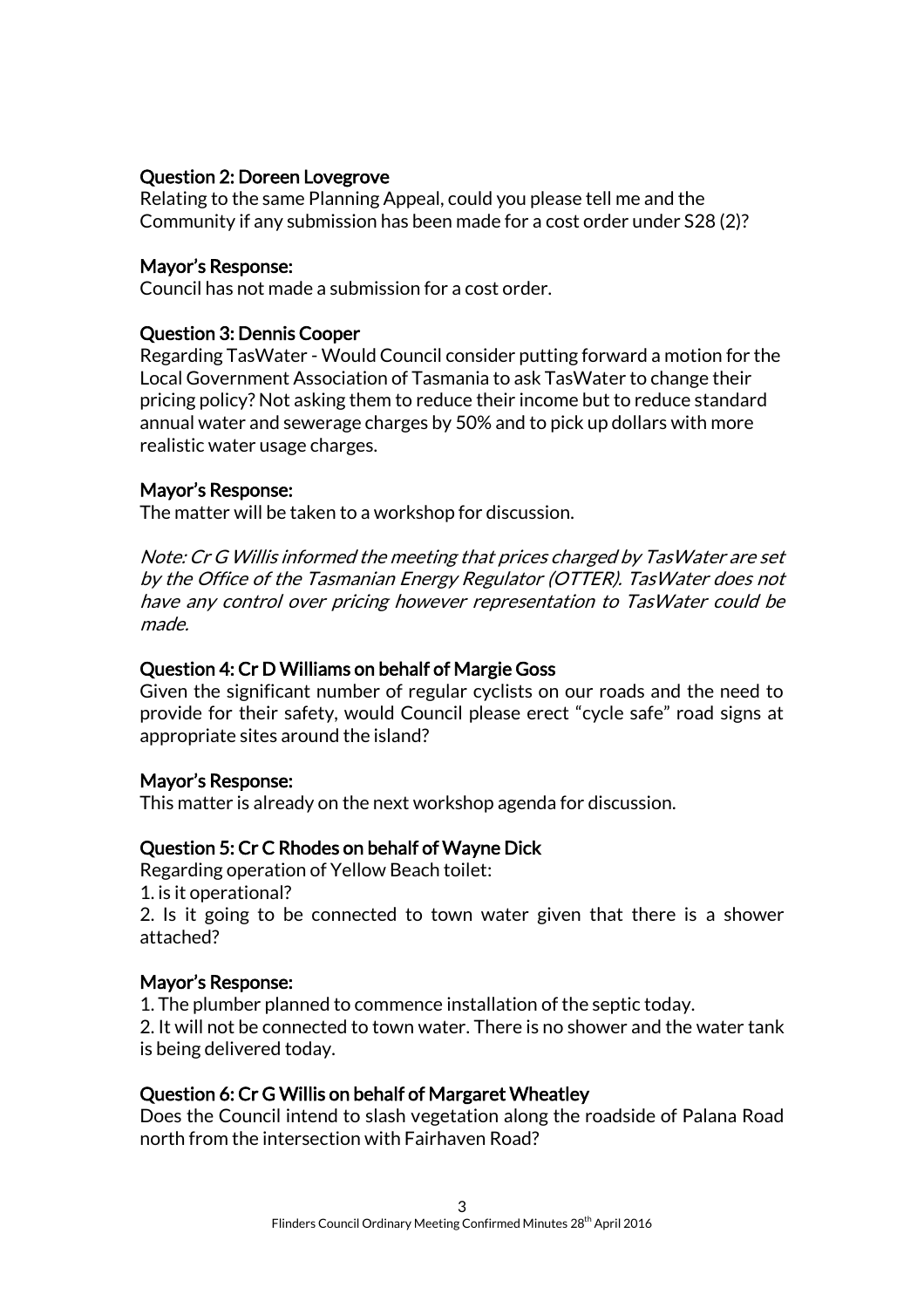**Question 2: Doreen Lovegrove**

Relating to the same Planning Appeal, could you please tell me and the Community if any submission has been made for a cost order under S28 (2)?

**Mayor's Response:**

Council has not made a submission for a cost order.

**Question 3: Dennis Cooper**

Regarding TasWater - Would Council consider putting forward a motion for the Local Government Association of Tasmania to ask TasWater to change their pricing policy? Not asking them to reduce their income but to reduce standard annual water and sewerage charges by 50% and to pick up dollars with more realistic water usage charges.

**Mayor's Response:**

The matter will be taken to a workshop for discussion.

*Note: Cr G Willis informed the meeting that prices charged by TasWater are set by the Office of the Tasmanian Energy Regulator (OTTER). TasWater does not have any control over pricing however representation to TasWater could be made.*

**Question 4: Cr D Williams on behalf of Margie Goss**

Given the significant number of regular cyclists on our roads and the need to provide for their safety, would Council please erect "cycle safe" road signs at appropriate sites around the island?

**Mayor's Response:**

This matter is already on the next workshop agenda for discussion.

**Question 5: Cr C Rhodes on behalf of Wayne Dick**

Regarding operation of Yellow Beach toilet:

1. is it operational?
2. Is it going to be connected to town water given that there is a shower attached?

**Mayor's Response:**

1. The plumber planned to commence installation of the septic today.
2. It will not be connected to town water. There is no shower and the water tank is being delivered today.

**Question 6: Cr G Willis on behalf of Margaret Wheatley**

Does the Council intend to slash vegetation along the roadside of Palana Road north from the intersection with Fairhaven Road?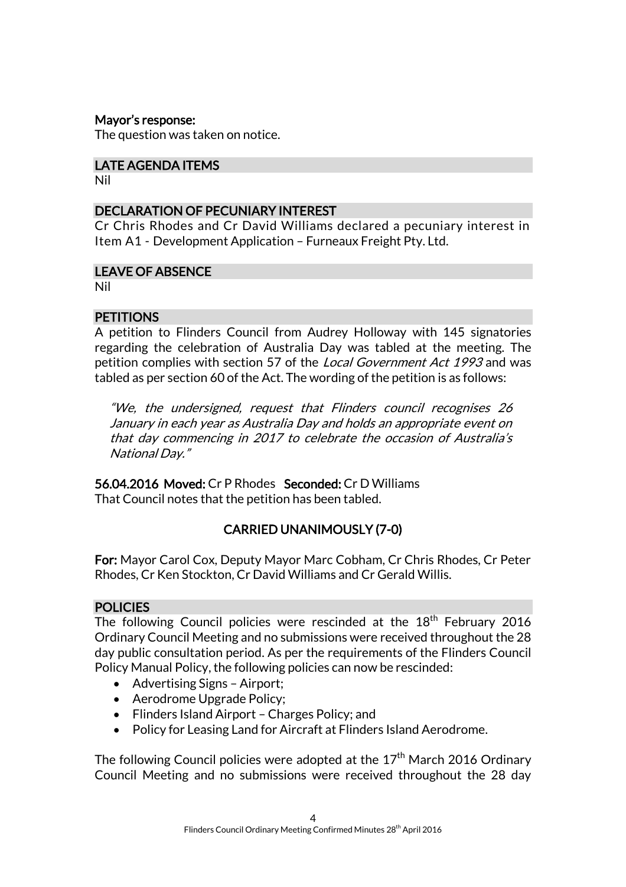**Mayor's response:**
The question was taken on notice.

## LATE AGENDA ITEMS

Nil

## DECLARATION OF PECUNIARY INTEREST

Cr Chris Rhodes and Cr David Williams declared a pecuniary interest in Item A1 - Development Application – Furneaux Freight Pty. Ltd.

## LEAVE OF ABSENCE

Nil

## PETITIONS

A petition to Flinders Council from Audrey Holloway with 145 signatories regarding the celebration of Australia Day was tabled at the meeting. The petition complies with section 57 of the *Local Government Act 1993* and was tabled as per section 60 of the Act. The wording of the petition is as follows:

> *"We, the undersigned, request that Flinders council recognises 26 January in each year as Australia Day and holds an appropriate event on that day commencing in 2017 to celebrate the occasion of Australia's National Day."*

**56.04.2016 Moved:** Cr P Rhodes **Seconded:** Cr D Williams
That Council notes that the petition has been tabled.

**CARRIED UNANIMOUSLY (7-0)**

**For:** Mayor Carol Cox, Deputy Mayor Marc Cobham, Cr Chris Rhodes, Cr Peter Rhodes, Cr Ken Stockton, Cr David Williams and Cr Gerald Willis.

## POLICIES

The following Council policies were rescinded at the 18th February 2016 Ordinary Council Meeting and no submissions were received throughout the 28 day public consultation period. As per the requirements of the Flinders Council Policy Manual Policy, the following policies can now be rescinded:

- Advertising Signs – Airport;
- Aerodrome Upgrade Policy;
- Flinders Island Airport – Charges Policy; and
- Policy for Leasing Land for Aircraft at Flinders Island Aerodrome.

The following Council policies were adopted at the 17th March 2016 Ordinary Council Meeting and no submissions were received throughout the 28 day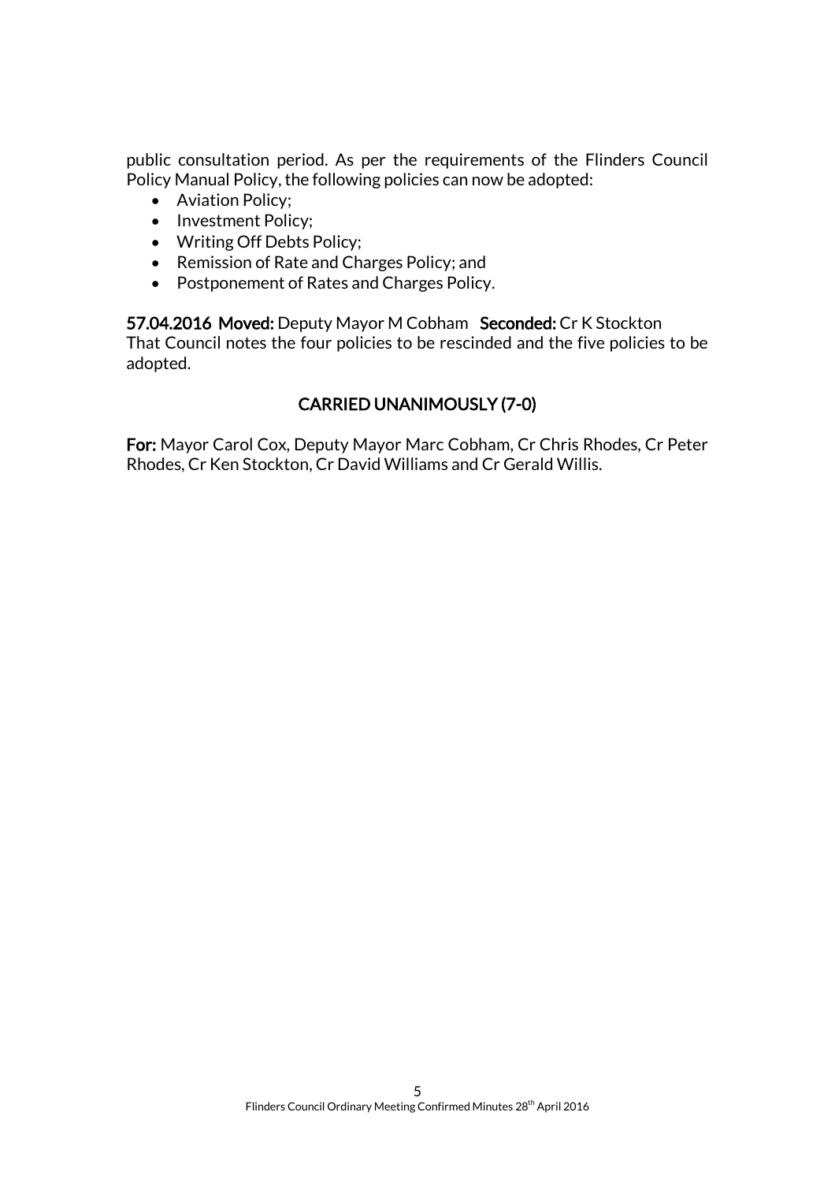public consultation period. As per the requirements of the Flinders Council Policy Manual Policy, the following policies can now be adopted:

- Aviation Policy;
- Investment Policy;
- Writing Off Debts Policy;
- Remission of Rate and Charges Policy; and
- Postponement of Rates and Charges Policy.

**57.04.2016 Moved:** Deputy Mayor M Cobham **Seconded:** Cr K Stockton
That Council notes the four policies to be rescinded and the five policies to be adopted.

**CARRIED UNANIMOUSLY (7-0)**

**For:** Mayor Carol Cox, Deputy Mayor Marc Cobham, Cr Chris Rhodes, Cr Peter Rhodes, Cr Ken Stockton, Cr David Williams and Cr Gerald Willis.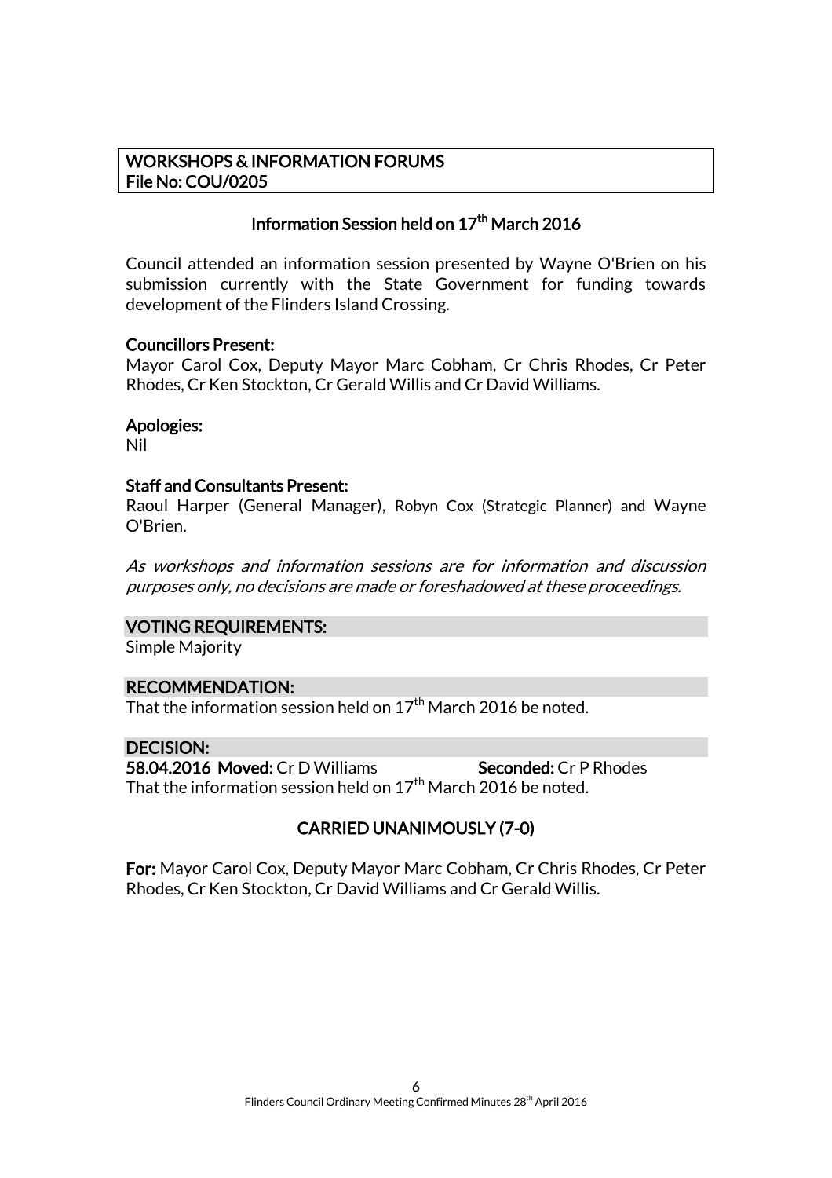## WORKSHOPS & INFORMATION FORUMS
**File No: COU/0205**

### Information Session held on 17th March 2016

Council attended an information session presented by Wayne O'Brien on his submission currently with the State Government for funding towards development of the Flinders Island Crossing.

**Councillors Present:**
Mayor Carol Cox, Deputy Mayor Marc Cobham, Cr Chris Rhodes, Cr Peter Rhodes, Cr Ken Stockton, Cr Gerald Willis and Cr David Williams.

**Apologies:**
Nil

**Staff and Consultants Present:**
Raoul Harper (General Manager), Robyn Cox (Strategic Planner) and Wayne O'Brien.

*As workshops and information sessions are for information and discussion purposes only, no decisions are made or foreshadowed at these proceedings.*

**VOTING REQUIREMENTS:**
Simple Majority

**RECOMMENDATION:**
That the information session held on 17th March 2016 be noted.

**DECISION:**
**58.04.2016 Moved:** Cr D Williams **Seconded:** Cr P Rhodes
That the information session held on 17th March 2016 be noted.

**CARRIED UNANIMOUSLY (7-0)**

**For:** Mayor Carol Cox, Deputy Mayor Marc Cobham, Cr Chris Rhodes, Cr Peter Rhodes, Cr Ken Stockton, Cr David Williams and Cr Gerald Willis.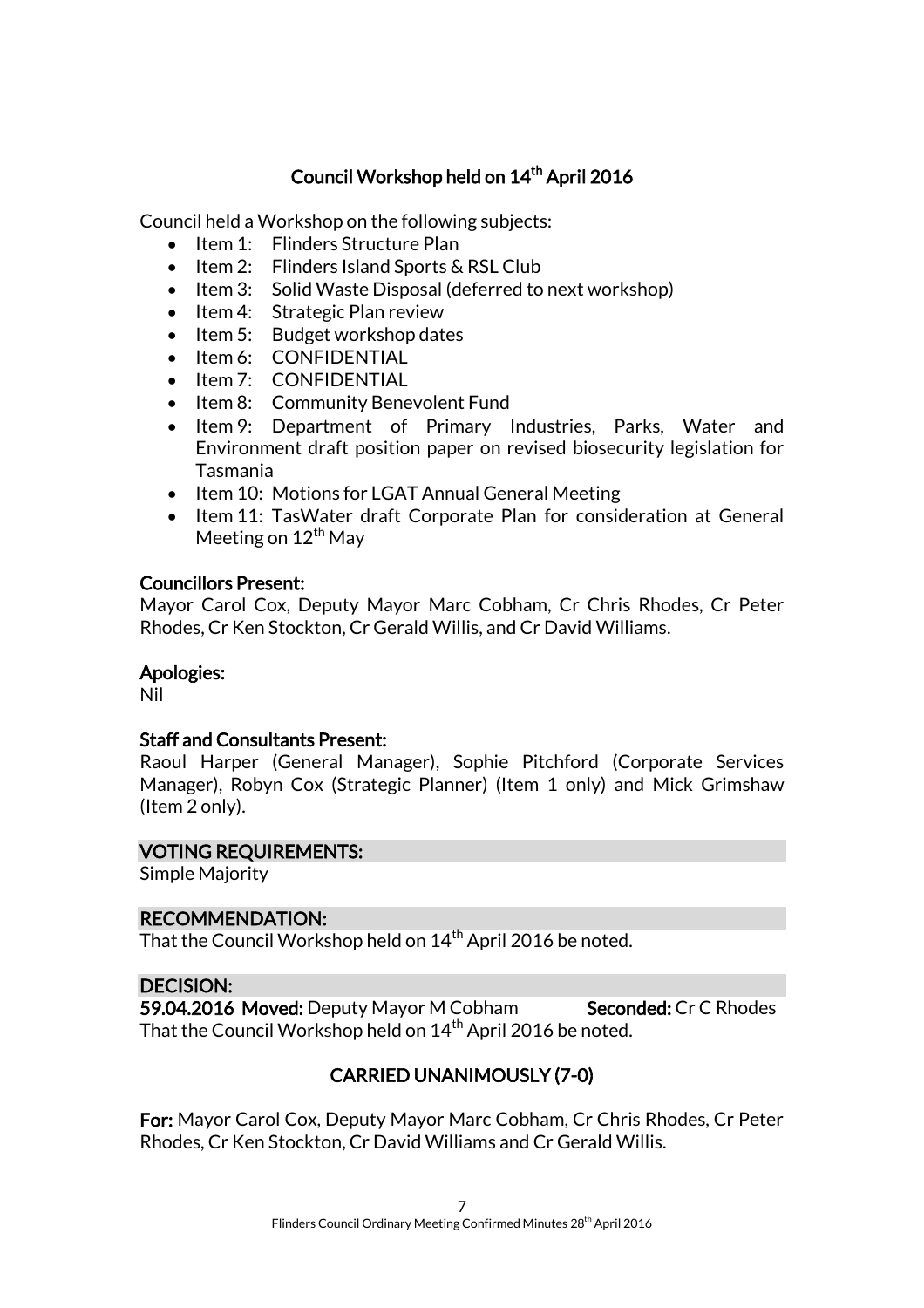## Council Workshop held on 14th April 2016

Council held a Workshop on the following subjects:

- Item 1: Flinders Structure Plan
- Item 2: Flinders Island Sports & RSL Club
- Item 3: Solid Waste Disposal (deferred to next workshop)
- Item 4: Strategic Plan review
- Item 5: Budget workshop dates
- Item 6: CONFIDENTIAL
- Item 7: CONFIDENTIAL
- Item 8: Community Benevolent Fund
- Item 9: Department of Primary Industries, Parks, Water and Environment draft position paper on revised biosecurity legislation for Tasmania
- Item 10: Motions for LGAT Annual General Meeting
- Item 11: TasWater draft Corporate Plan for consideration at General Meeting on 12th May

**Councillors Present:**
Mayor Carol Cox, Deputy Mayor Marc Cobham, Cr Chris Rhodes, Cr Peter Rhodes, Cr Ken Stockton, Cr Gerald Willis, and Cr David Williams.

**Apologies:**
Nil

**Staff and Consultants Present:**
Raoul Harper (General Manager), Sophie Pitchford (Corporate Services Manager), Robyn Cox (Strategic Planner) (Item 1 only) and Mick Grimshaw (Item 2 only).

**VOTING REQUIREMENTS:**
Simple Majority

**RECOMMENDATION:**
That the Council Workshop held on 14th April 2016 be noted.

**DECISION:**
**59.04.2016 Moved:** Deputy Mayor M Cobham **Seconded:** Cr C Rhodes
That the Council Workshop held on 14th April 2016 be noted.

**CARRIED UNANIMOUSLY (7-0)**

**For:** Mayor Carol Cox, Deputy Mayor Marc Cobham, Cr Chris Rhodes, Cr Peter Rhodes, Cr Ken Stockton, Cr David Williams and Cr Gerald Willis.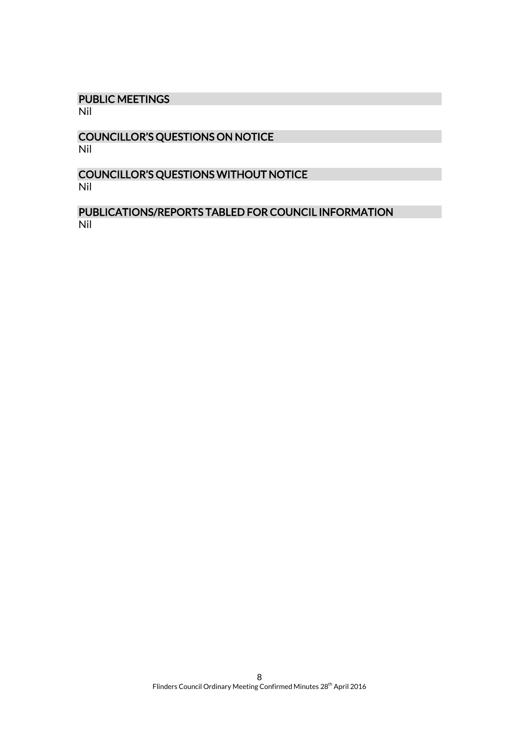## PUBLIC MEETINGS

Nil

## COUNCILLOR'S QUESTIONS ON NOTICE

Nil

## COUNCILLOR'S QUESTIONS WITHOUT NOTICE

Nil

## PUBLICATIONS/REPORTS TABLED FOR COUNCIL INFORMATION

Nil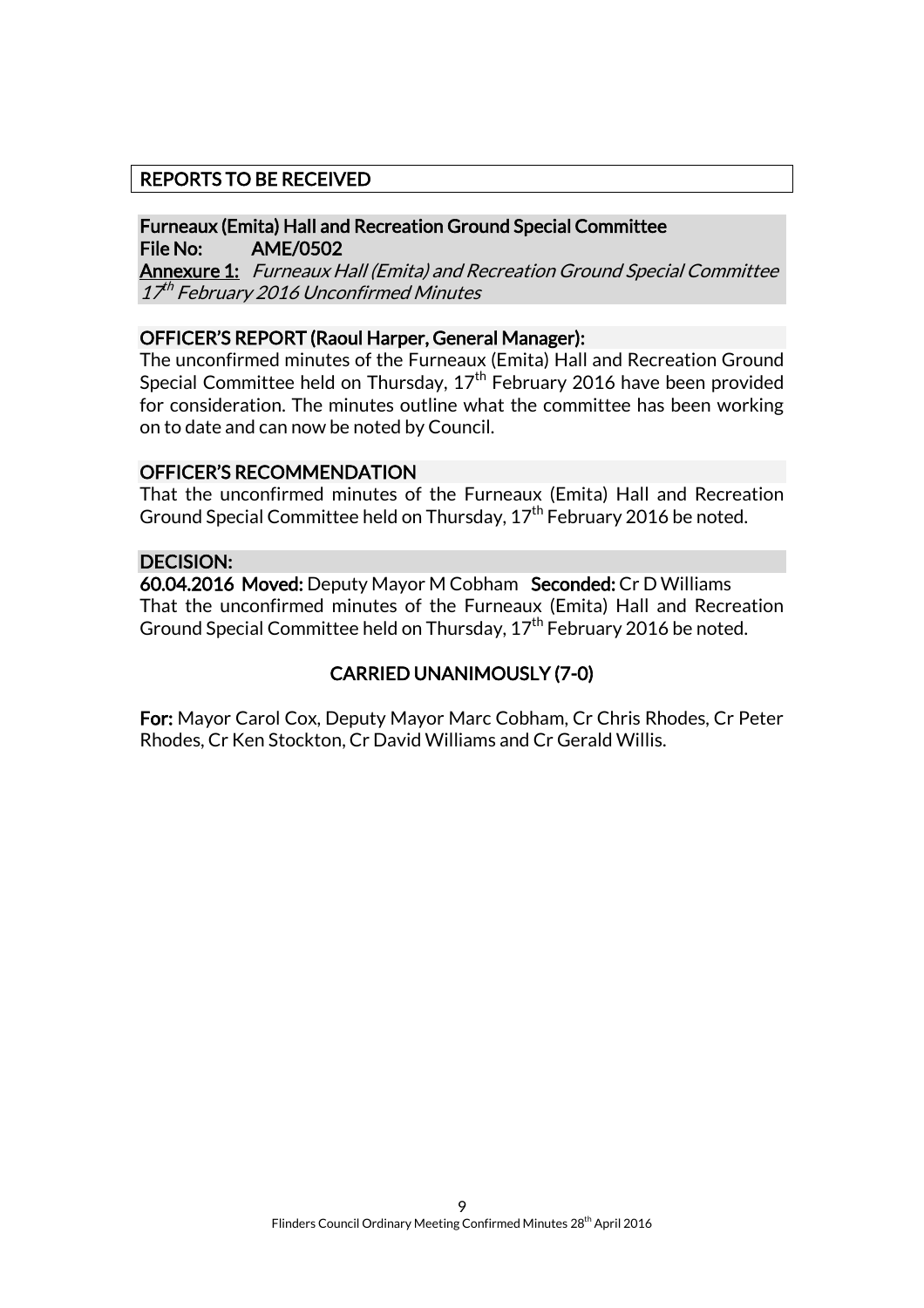## REPORTS TO BE RECEIVED

### Furneaux (Emita) Hall and Recreation Ground Special Committee

**File No:** AME/0502

**Annexure 1:** *Furneaux Hall (Emita) and Recreation Ground Special Committee 17th February 2016 Unconfirmed Minutes*

### OFFICER'S REPORT (Raoul Harper, General Manager):

The unconfirmed minutes of the Furneaux (Emita) Hall and Recreation Ground Special Committee held on Thursday, 17th February 2016 have been provided for consideration. The minutes outline what the committee has been working on to date and can now be noted by Council.

### OFFICER'S RECOMMENDATION

That the unconfirmed minutes of the Furneaux (Emita) Hall and Recreation Ground Special Committee held on Thursday, 17th February 2016 be noted.

### DECISION:

**60.04.2016 Moved:** Deputy Mayor M Cobham **Seconded:** Cr D Williams

That the unconfirmed minutes of the Furneaux (Emita) Hall and Recreation Ground Special Committee held on Thursday, 17th February 2016 be noted.

**CARRIED UNANIMOUSLY (7-0)**

**For:** Mayor Carol Cox, Deputy Mayor Marc Cobham, Cr Chris Rhodes, Cr Peter Rhodes, Cr Ken Stockton, Cr David Williams and Cr Gerald Willis.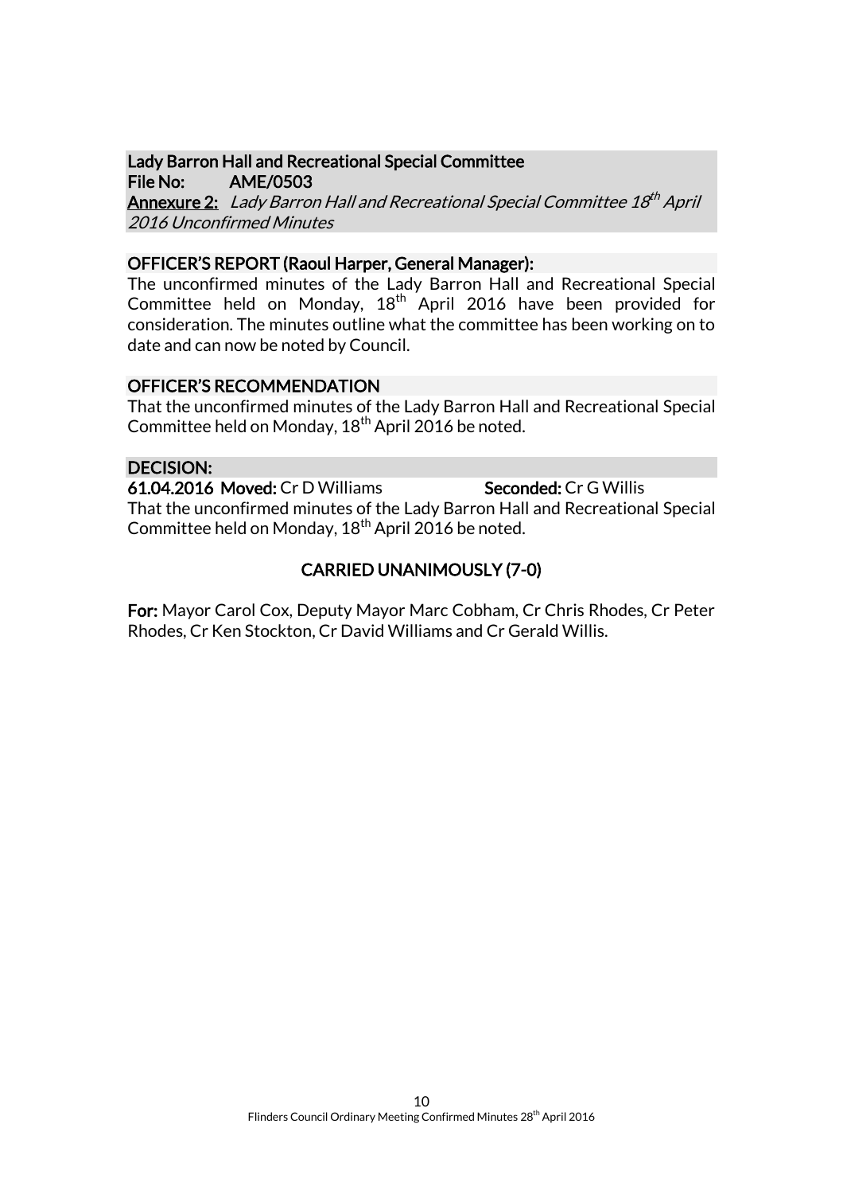**Lady Barron Hall and Recreational Special Committee**
**File No: AME/0503**
**Annexure 2:** *Lady Barron Hall and Recreational Special Committee 18th April 2016 Unconfirmed Minutes*

**OFFICER'S REPORT (Raoul Harper, General Manager):**

The unconfirmed minutes of the Lady Barron Hall and Recreational Special Committee held on Monday, 18th April 2016 have been provided for consideration. The minutes outline what the committee has been working on to date and can now be noted by Council.

**OFFICER'S RECOMMENDATION**

That the unconfirmed minutes of the Lady Barron Hall and Recreational Special Committee held on Monday, 18th April 2016 be noted.

**DECISION:**

**61.04.2016 Moved:** Cr D Williams **Seconded:** Cr G Willis

That the unconfirmed minutes of the Lady Barron Hall and Recreational Special Committee held on Monday, 18th April 2016 be noted.

**CARRIED UNANIMOUSLY (7-0)**

**For:** Mayor Carol Cox, Deputy Mayor Marc Cobham, Cr Chris Rhodes, Cr Peter Rhodes, Cr Ken Stockton, Cr David Williams and Cr Gerald Willis.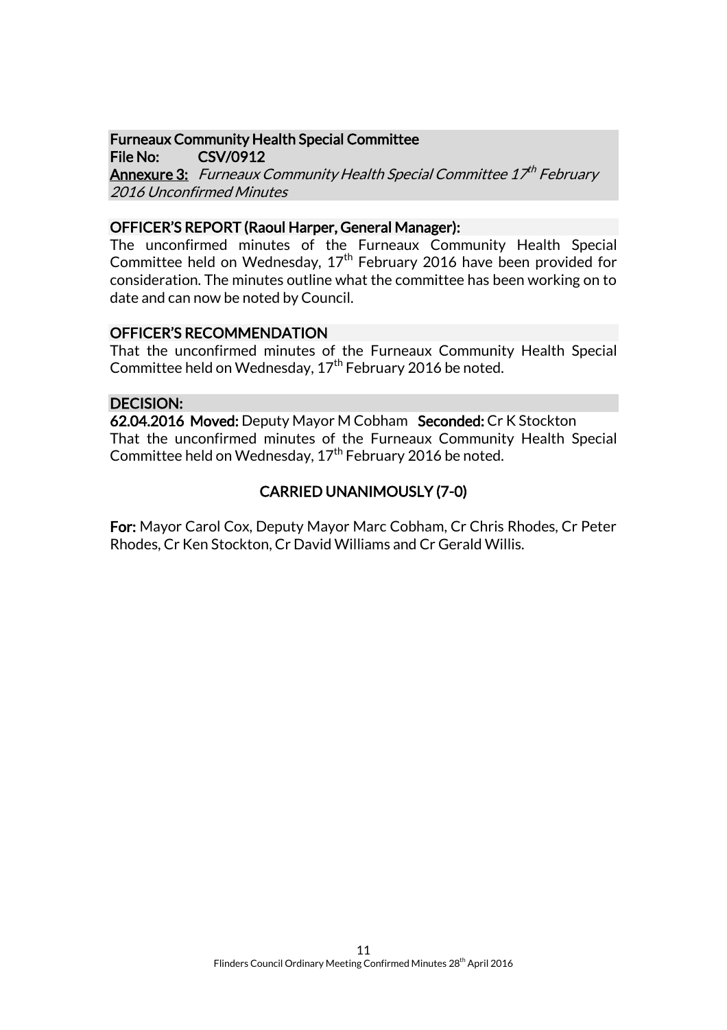**Furneaux Community Health Special Committee**
**File No: CSV/0912**
**Annexure 3:** *Furneaux Community Health Special Committee 17th February 2016 Unconfirmed Minutes*

**OFFICER'S REPORT (Raoul Harper, General Manager):**

The unconfirmed minutes of the Furneaux Community Health Special Committee held on Wednesday, 17th February 2016 have been provided for consideration. The minutes outline what the committee has been working on to date and can now be noted by Council.

**OFFICER'S RECOMMENDATION**

That the unconfirmed minutes of the Furneaux Community Health Special Committee held on Wednesday, 17th February 2016 be noted.

**DECISION:**

**62.04.2016 Moved:** Deputy Mayor M Cobham **Seconded:** Cr K Stockton

That the unconfirmed minutes of the Furneaux Community Health Special Committee held on Wednesday, 17th February 2016 be noted.

**CARRIED UNANIMOUSLY (7-0)**

**For:** Mayor Carol Cox, Deputy Mayor Marc Cobham, Cr Chris Rhodes, Cr Peter Rhodes, Cr Ken Stockton, Cr David Williams and Cr Gerald Willis.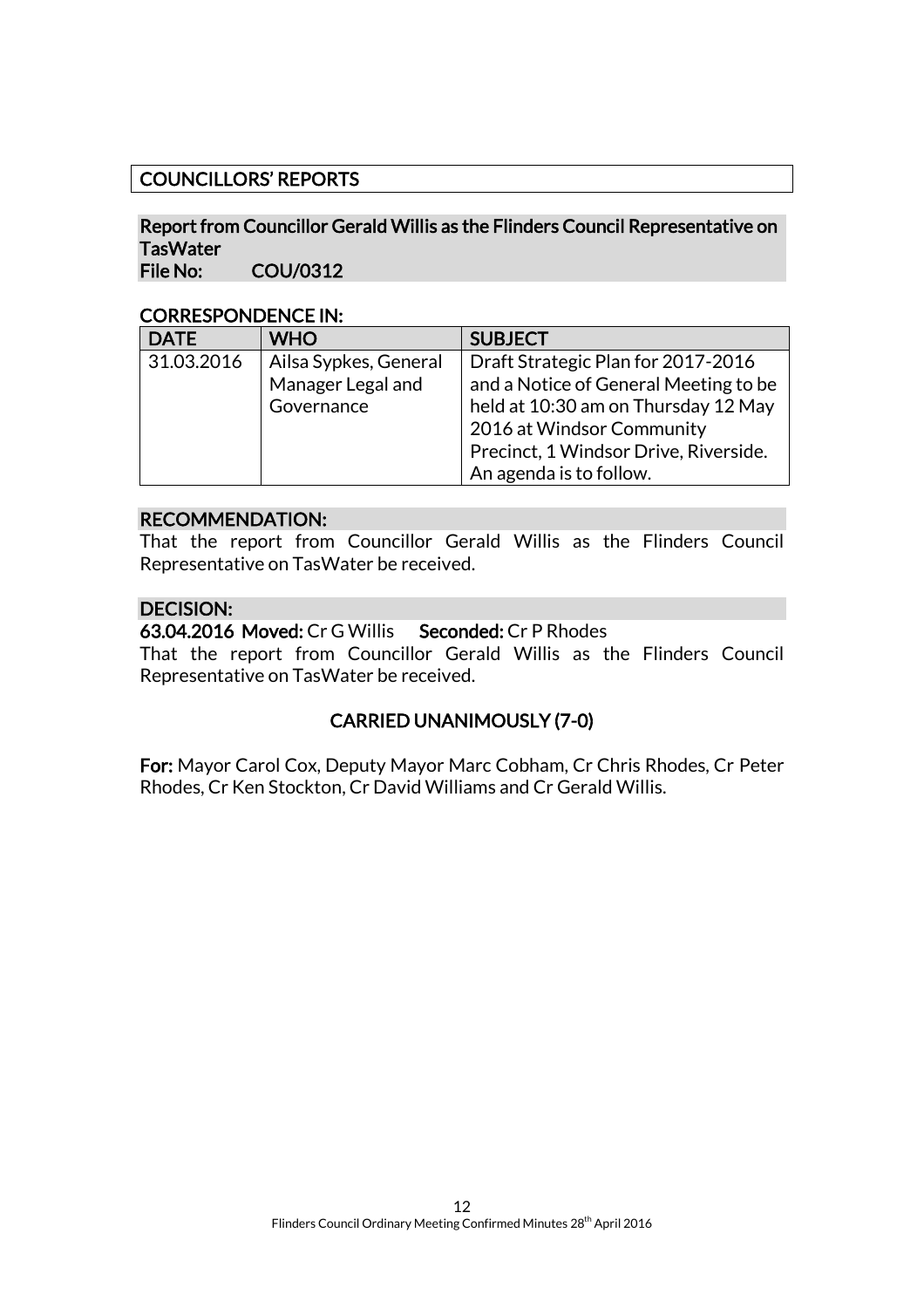## COUNCILLORS' REPORTS

### Report from Councillor Gerald Willis as the Flinders Council Representative on TasWater
**File No: COU/0312**

**CORRESPONDENCE IN:**

| DATE | WHO | SUBJECT |
|---|---|---|
| 31.03.2016 | Ailsa Sypkes, General Manager Legal and Governance | Draft Strategic Plan for 2017-2016 and a Notice of General Meeting to be held at 10:30 am on Thursday 12 May 2016 at Windsor Community Precinct, 1 Windsor Drive, Riverside. An agenda is to follow. |

**RECOMMENDATION:**

That the report from Councillor Gerald Willis as the Flinders Council Representative on TasWater be received.

**DECISION:**

**63.04.2016 Moved:** Cr G Willis **Seconded:** Cr P Rhodes

That the report from Councillor Gerald Willis as the Flinders Council Representative on TasWater be received.

**CARRIED UNANIMOUSLY (7-0)**

**For:** Mayor Carol Cox, Deputy Mayor Marc Cobham, Cr Chris Rhodes, Cr Peter Rhodes, Cr Ken Stockton, Cr David Williams and Cr Gerald Willis.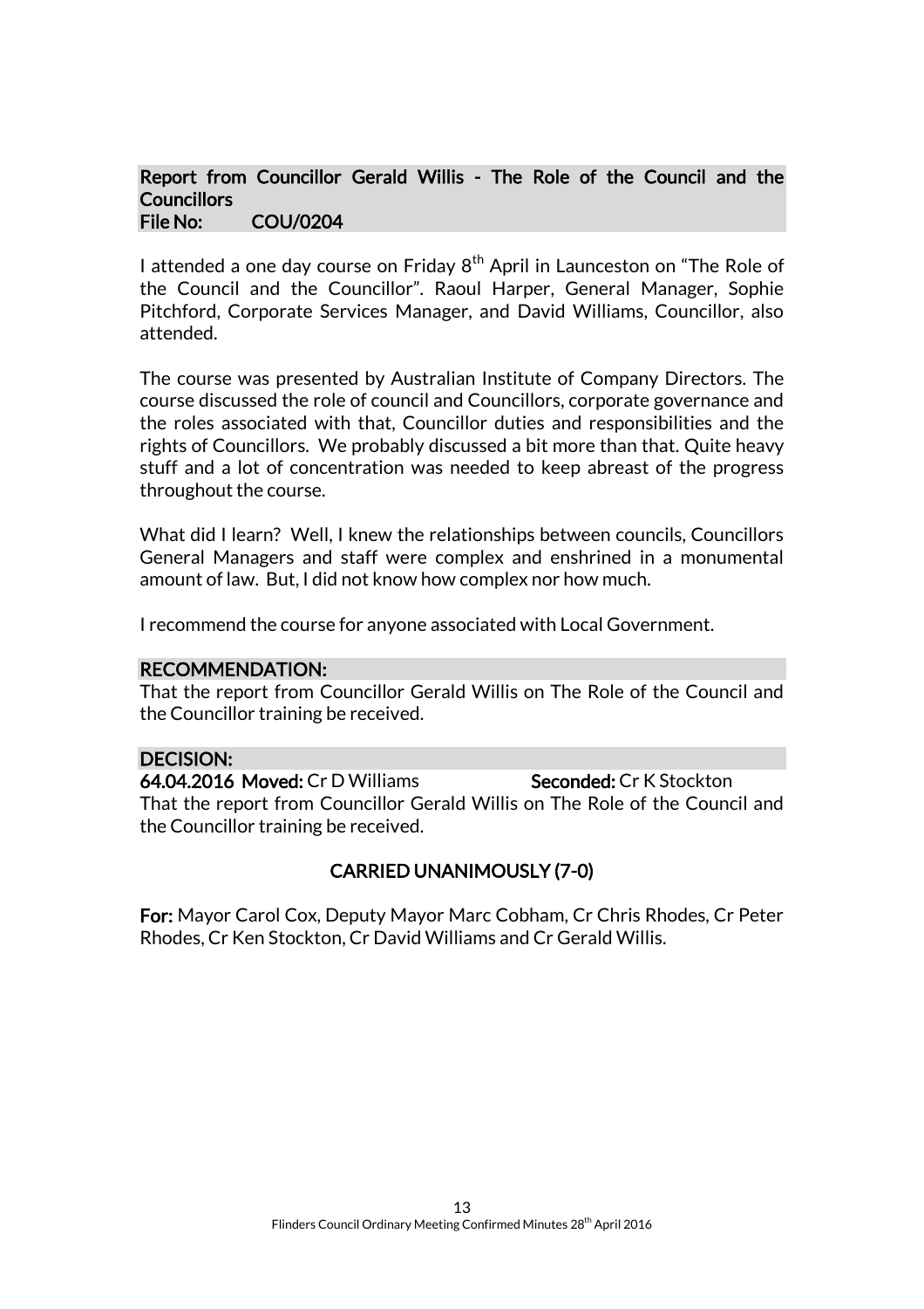## Report from Councillor Gerald Willis - The Role of the Council and the Councillors

**File No: COU/0204**

I attended a one day course on Friday 8th April in Launceston on "The Role of the Council and the Councillor". Raoul Harper, General Manager, Sophie Pitchford, Corporate Services Manager, and David Williams, Councillor, also attended.

The course was presented by Australian Institute of Company Directors. The course discussed the role of council and Councillors, corporate governance and the roles associated with that, Councillor duties and responsibilities and the rights of Councillors. We probably discussed a bit more than that. Quite heavy stuff and a lot of concentration was needed to keep abreast of the progress throughout the course.

What did I learn? Well, I knew the relationships between councils, Councillors General Managers and staff were complex and enshrined in a monumental amount of law. But, I did not know how complex nor how much.

I recommend the course for anyone associated with Local Government.

### RECOMMENDATION:

That the report from Councillor Gerald Willis on The Role of the Council and the Councillor training be received.

### DECISION:

**64.04.2016 Moved:** Cr D Williams **Seconded:** Cr K Stockton

That the report from Councillor Gerald Willis on The Role of the Council and the Councillor training be received.

**CARRIED UNANIMOUSLY (7-0)**

**For:** Mayor Carol Cox, Deputy Mayor Marc Cobham, Cr Chris Rhodes, Cr Peter Rhodes, Cr Ken Stockton, Cr David Williams and Cr Gerald Willis.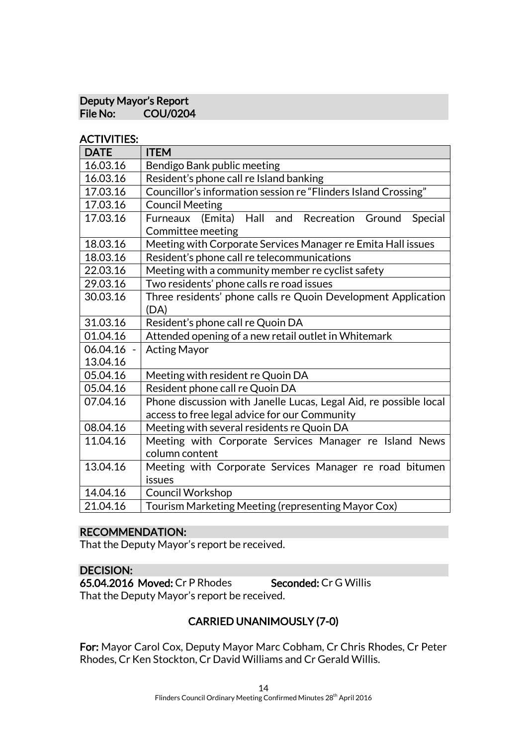## Deputy Mayor's Report
**File No: COU/0204**

### ACTIVITIES:

| DATE | ITEM |
|---|---|
| 16.03.16 | Bendigo Bank public meeting |
| 16.03.16 | Resident's phone call re Island banking |
| 17.03.16 | Councillor's information session re "Flinders Island Crossing" |
| 17.03.16 | Council Meeting |
| 17.03.16 | Furneaux (Emita) Hall and Recreation Ground Special Committee meeting |
| 18.03.16 | Meeting with Corporate Services Manager re Emita Hall issues |
| 18.03.16 | Resident's phone call re telecommunications |
| 22.03.16 | Meeting with a community member re cyclist safety |
| 29.03.16 | Two residents' phone calls re road issues |
| 30.03.16 | Three residents' phone calls re Quoin Development Application (DA) |
| 31.03.16 | Resident's phone call re Quoin DA |
| 01.04.16 | Attended opening of a new retail outlet in Whitemark |
| 06.04.16 - 13.04.16 | Acting Mayor |
| 05.04.16 | Meeting with resident re Quoin DA |
| 05.04.16 | Resident phone call re Quoin DA |
| 07.04.16 | Phone discussion with Janelle Lucas, Legal Aid, re possible local access to free legal advice for our Community |
| 08.04.16 | Meeting with several residents re Quoin DA |
| 11.04.16 | Meeting with Corporate Services Manager re Island News column content |
| 13.04.16 | Meeting with Corporate Services Manager re road bitumen issues |
| 14.04.16 | Council Workshop |
| 21.04.16 | Tourism Marketing Meeting (representing Mayor Cox) |

### RECOMMENDATION:

That the Deputy Mayor's report be received.

### DECISION:

**65.04.2016 Moved:** Cr P Rhodes **Seconded:** Cr G Willis

That the Deputy Mayor's report be received.

**CARRIED UNANIMOUSLY (7-0)**

**For:** Mayor Carol Cox, Deputy Mayor Marc Cobham, Cr Chris Rhodes, Cr Peter Rhodes, Cr Ken Stockton, Cr David Williams and Cr Gerald Willis.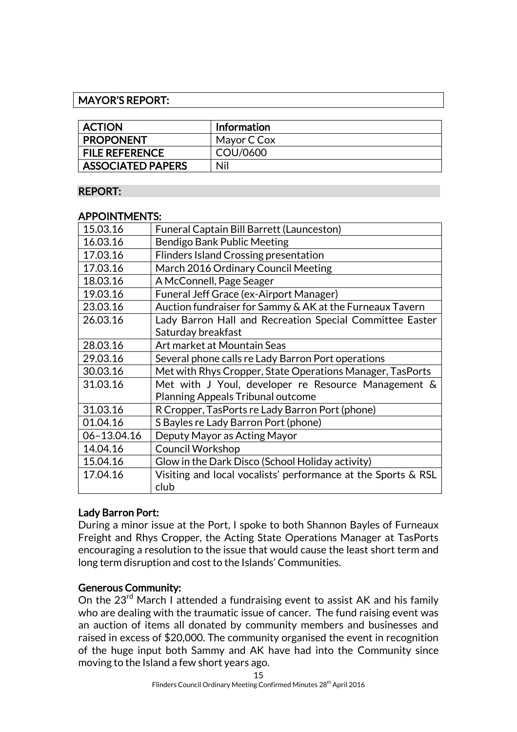## MAYOR'S REPORT:

| ACTION | Information |
|---|---|
| PROPONENT | Mayor C Cox |
| FILE REFERENCE | COU/0600 |
| ASSOCIATED PAPERS | Nil |

### REPORT:

### APPOINTMENTS:

| | |
|---|---|
| 15.03.16 | Funeral Captain Bill Barrett (Launceston) |
| 16.03.16 | Bendigo Bank Public Meeting |
| 17.03.16 | Flinders Island Crossing presentation |
| 17.03.16 | March 2016 Ordinary Council Meeting |
| 18.03.16 | A McConnell, Page Seager |
| 19.03.16 | Funeral Jeff Grace (ex-Airport Manager) |
| 23.03.16 | Auction fundraiser for Sammy & AK at the Furneaux Tavern |
| 26.03.16 | Lady Barron Hall and Recreation Special Committee Easter Saturday breakfast |
| 28.03.16 | Art market at Mountain Seas |
| 29.03.16 | Several phone calls re Lady Barron Port operations |
| 30.03.16 | Met with Rhys Cropper, State Operations Manager, TasPorts |
| 31.03.16 | Met with J Youl, developer re Resource Management & Planning Appeals Tribunal outcome |
| 31.03.16 | R Cropper, TasPorts re Lady Barron Port (phone) |
| 01.04.16 | S Bayles re Lady Barron Port (phone) |
| 06–13.04.16 | Deputy Mayor as Acting Mayor |
| 14.04.16 | Council Workshop |
| 15.04.16 | Glow in the Dark Disco (School Holiday activity) |
| 17.04.16 | Visiting and local vocalists' performance at the Sports & RSL club |

**Lady Barron Port:**

During a minor issue at the Port, I spoke to both Shannon Bayles of Furneaux Freight and Rhys Cropper, the Acting State Operations Manager at TasPorts encouraging a resolution to the issue that would cause the least short term and long term disruption and cost to the Islands' Communities.

**Generous Community:**

On the 23rd March I attended a fundraising event to assist AK and his family who are dealing with the traumatic issue of cancer. The fund raising event was an auction of items all donated by community members and businesses and raised in excess of $20,000. The community organised the event in recognition of the huge input both Sammy and AK have had into the Community since moving to the Island a few short years ago.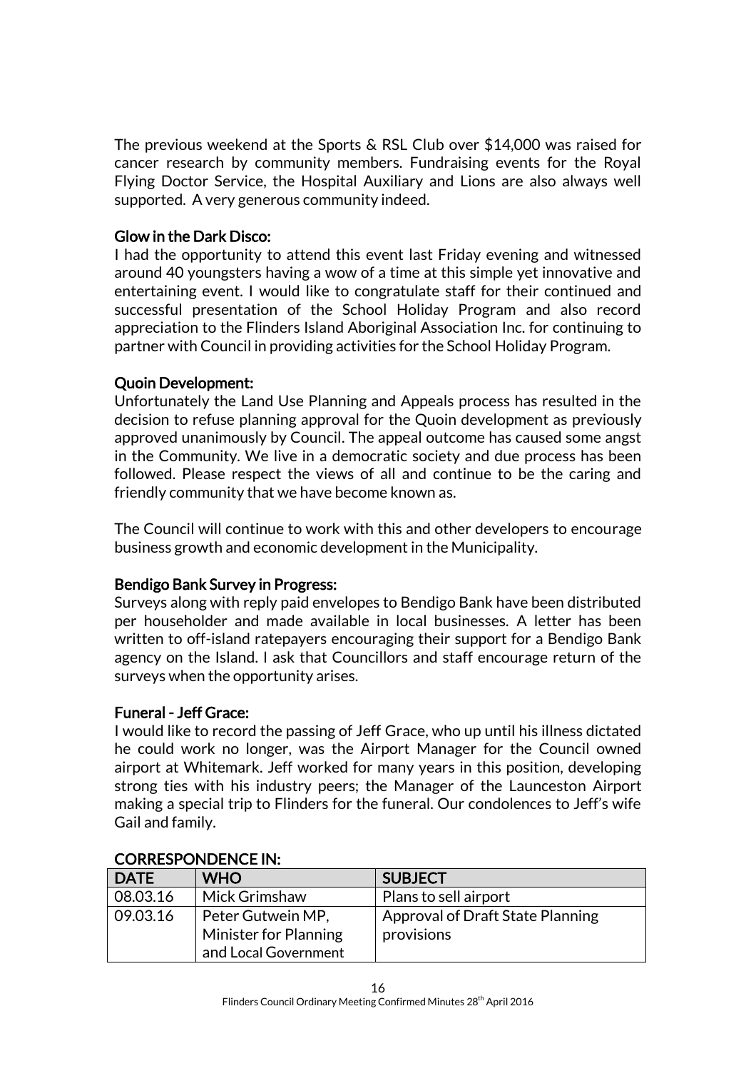The previous weekend at the Sports & RSL Club over $14,000 was raised for cancer research by community members. Fundraising events for the Royal Flying Doctor Service, the Hospital Auxiliary and Lions are also always well supported. A very generous community indeed.

**Glow in the Dark Disco:**
I had the opportunity to attend this event last Friday evening and witnessed around 40 youngsters having a wow of a time at this simple yet innovative and entertaining event. I would like to congratulate staff for their continued and successful presentation of the School Holiday Program and also record appreciation to the Flinders Island Aboriginal Association Inc. for continuing to partner with Council in providing activities for the School Holiday Program.

**Quoin Development:**
Unfortunately the Land Use Planning and Appeals process has resulted in the decision to refuse planning approval for the Quoin development as previously approved unanimously by Council. The appeal outcome has caused some angst in the Community. We live in a democratic society and due process has been followed. Please respect the views of all and continue to be the caring and friendly community that we have become known as.

The Council will continue to work with this and other developers to encourage business growth and economic development in the Municipality.

**Bendigo Bank Survey in Progress:**
Surveys along with reply paid envelopes to Bendigo Bank have been distributed per householder and made available in local businesses. A letter has been written to off-island ratepayers encouraging their support for a Bendigo Bank agency on the Island. I ask that Councillors and staff encourage return of the surveys when the opportunity arises.

**Funeral - Jeff Grace:**
I would like to record the passing of Jeff Grace, who up until his illness dictated he could work no longer, was the Airport Manager for the Council owned airport at Whitemark. Jeff worked for many years in this position, developing strong ties with his industry peers; the Manager of the Launceston Airport making a special trip to Flinders for the funeral. Our condolences to Jeff's wife Gail and family.

**CORRESPONDENCE IN:**

| DATE | WHO | SUBJECT |
|---|---|---|
| 08.03.16 | Mick Grimshaw | Plans to sell airport |
| 09.03.16 | Peter Gutwein MP, Minister for Planning and Local Government | Approval of Draft State Planning provisions |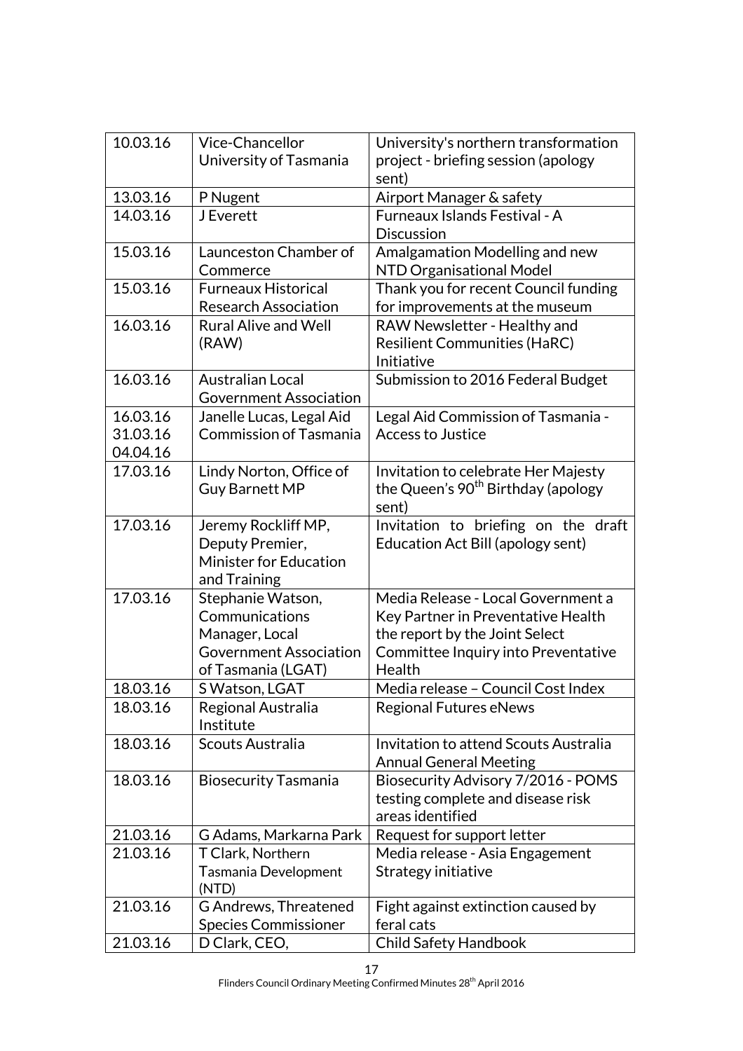| 10.03.16 | Vice-Chancellor University of Tasmania | University's northern transformation project - briefing session (apology sent) |
|---|---|---|
| 13.03.16 | P Nugent | Airport Manager & safety |
| 14.03.16 | J Everett | Furneaux Islands Festival - A Discussion |
| 15.03.16 | Launceston Chamber of Commerce | Amalgamation Modelling and new NTD Organisational Model |
| 15.03.16 | Furneaux Historical Research Association | Thank you for recent Council funding for improvements at the museum |
| 16.03.16 | Rural Alive and Well (RAW) | RAW Newsletter - Healthy and Resilient Communities (HaRC) Initiative |
| 16.03.16 | Australian Local Government Association | Submission to 2016 Federal Budget |
| 16.03.16 31.03.16 04.04.16 | Janelle Lucas, Legal Aid Commission of Tasmania | Legal Aid Commission of Tasmania - Access to Justice |
| 17.03.16 | Lindy Norton, Office of Guy Barnett MP | Invitation to celebrate Her Majesty the Queen's 90th Birthday (apology sent) |
| 17.03.16 | Jeremy Rockliff MP, Deputy Premier, Minister for Education and Training | Invitation to briefing on the draft Education Act Bill (apology sent) |
| 17.03.16 | Stephanie Watson, Communications Manager, Local Government Association of Tasmania (LGAT) | Media Release - Local Government a Key Partner in Preventative Health the report by the Joint Select Committee Inquiry into Preventative Health |
| 18.03.16 | S Watson, LGAT | Media release – Council Cost Index |
| 18.03.16 | Regional Australia Institute | Regional Futures eNews |
| 18.03.16 | Scouts Australia | Invitation to attend Scouts Australia Annual General Meeting |
| 18.03.16 | Biosecurity Tasmania | Biosecurity Advisory 7/2016 - POMS testing complete and disease risk areas identified |
| 21.03.16 | G Adams, Markarna Park | Request for support letter |
| 21.03.16 | T Clark, Northern Tasmania Development (NTD) | Media release - Asia Engagement Strategy initiative |
| 21.03.16 | G Andrews, Threatened Species Commissioner | Fight against extinction caused by feral cats |
| 21.03.16 | D Clark, CEO, | Child Safety Handbook |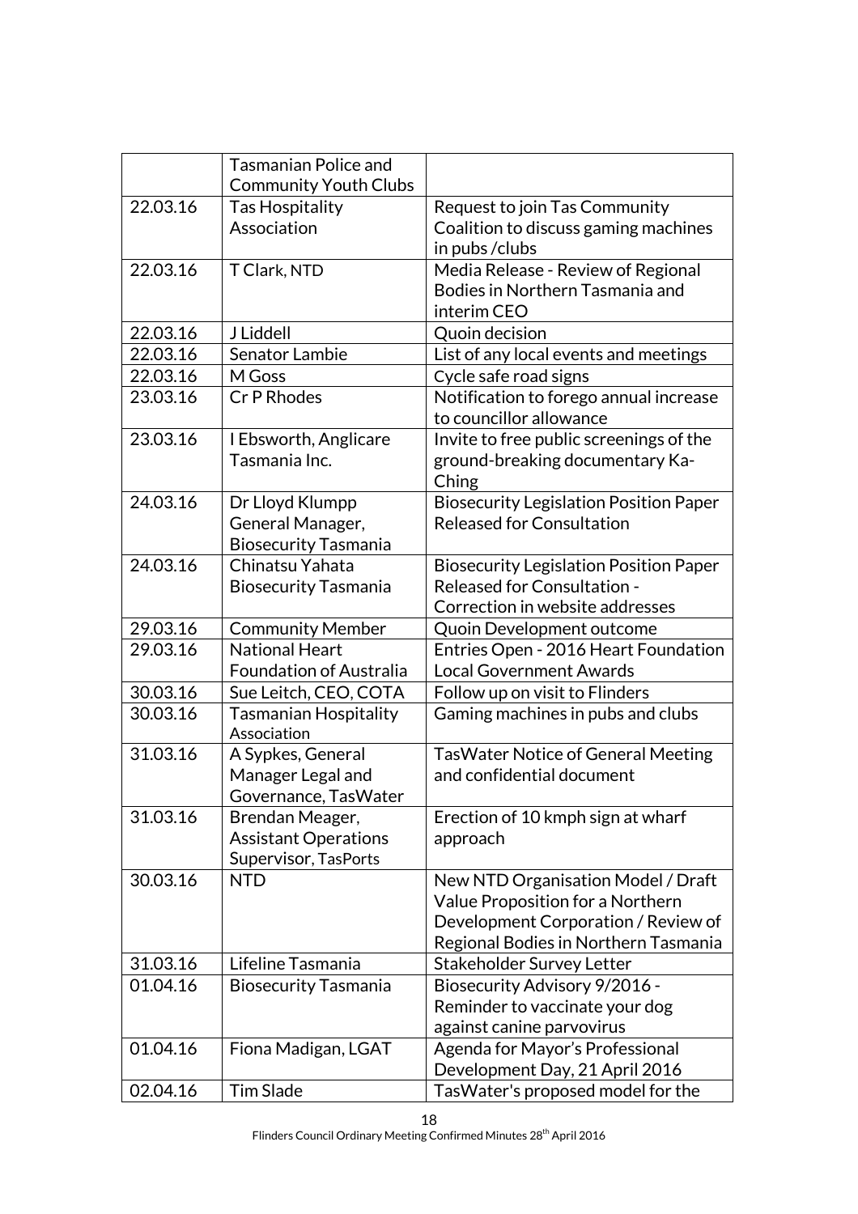| | | |
|---|---|---|
| | Tasmanian Police and Community Youth Clubs | |
| 22.03.16 | Tas Hospitality Association | Request to join Tas Community Coalition to discuss gaming machines in pubs /clubs |
| 22.03.16 | T Clark, NTD | Media Release - Review of Regional Bodies in Northern Tasmania and interim CEO |
| 22.03.16 | J Liddell | Quoin decision |
| 22.03.16 | Senator Lambie | List of any local events and meetings |
| 22.03.16 | M Goss | Cycle safe road signs |
| 23.03.16 | Cr P Rhodes | Notification to forego annual increase to councillor allowance |
| 23.03.16 | I Ebsworth, Anglicare Tasmania Inc. | Invite to free public screenings of the ground-breaking documentary Ka-Ching |
| 24.03.16 | Dr Lloyd Klumpp General Manager, Biosecurity Tasmania | Biosecurity Legislation Position Paper Released for Consultation |
| 24.03.16 | Chinatsu Yahata Biosecurity Tasmania | Biosecurity Legislation Position Paper Released for Consultation - Correction in website addresses |
| 29.03.16 | Community Member | Quoin Development outcome |
| 29.03.16 | National Heart Foundation of Australia | Entries Open - 2016 Heart Foundation Local Government Awards |
| 30.03.16 | Sue Leitch, CEO, COTA | Follow up on visit to Flinders |
| 30.03.16 | Tasmanian Hospitality Association | Gaming machines in pubs and clubs |
| 31.03.16 | A Sypkes, General Manager Legal and Governance, TasWater | TasWater Notice of General Meeting and confidential document |
| 31.03.16 | Brendan Meager, Assistant Operations Supervisor, TasPorts | Erection of 10 kmph sign at wharf approach |
| 30.03.16 | NTD | New NTD Organisation Model / Draft Value Proposition for a Northern Development Corporation / Review of Regional Bodies in Northern Tasmania |
| 31.03.16 | Lifeline Tasmania | Stakeholder Survey Letter |
| 01.04.16 | Biosecurity Tasmania | Biosecurity Advisory 9/2016 - Reminder to vaccinate your dog against canine parvovirus |
| 01.04.16 | Fiona Madigan, LGAT | Agenda for Mayor's Professional Development Day, 21 April 2016 |
| 02.04.16 | Tim Slade | TasWater's proposed model for the |

Flinders Council Ordinary Meeting Confirmed Minutes 28th April 2016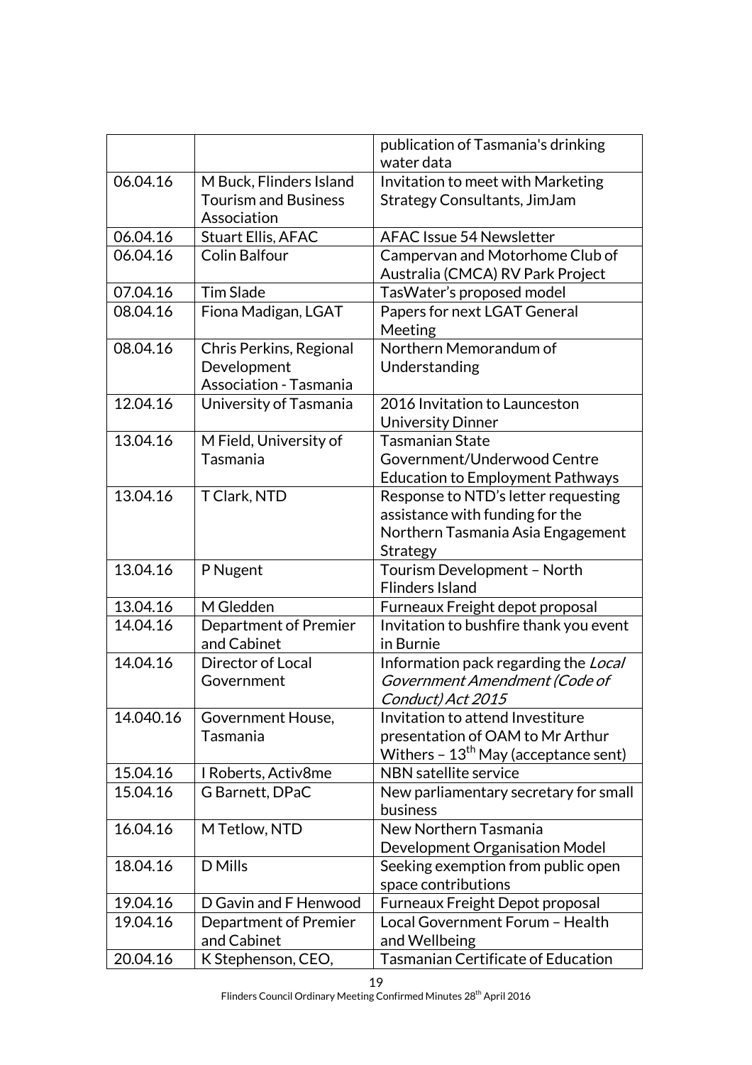| | | |
|---|---|---|
| | | publication of Tasmania's drinking water data |
| 06.04.16 | M Buck, Flinders Island Tourism and Business Association | Invitation to meet with Marketing Strategy Consultants, JimJam |
| 06.04.16 | Stuart Ellis, AFAC | AFAC Issue 54 Newsletter |
| 06.04.16 | Colin Balfour | Campervan and Motorhome Club of Australia (CMCA) RV Park Project |
| 07.04.16 | Tim Slade | TasWater's proposed model |
| 08.04.16 | Fiona Madigan, LGAT | Papers for next LGAT General Meeting |
| 08.04.16 | Chris Perkins, Regional Development Association - Tasmania | Northern Memorandum of Understanding |
| 12.04.16 | University of Tasmania | 2016 Invitation to Launceston University Dinner |
| 13.04.16 | M Field, University of Tasmania | Tasmanian State Government/Underwood Centre Education to Employment Pathways |
| 13.04.16 | T Clark, NTD | Response to NTD's letter requesting assistance with funding for the Northern Tasmania Asia Engagement Strategy |
| 13.04.16 | P Nugent | Tourism Development – North Flinders Island |
| 13.04.16 | M Gledden | Furneaux Freight depot proposal |
| 14.04.16 | Department of Premier and Cabinet | Invitation to bushfire thank you event in Burnie |
| 14.04.16 | Director of Local Government | Information pack regarding the *Local Government Amendment (Code of Conduct) Act 2015* |
| 14.040.16 | Government House, Tasmania | Invitation to attend Investiture presentation of OAM to Mr Arthur Withers – 13th May (acceptance sent) |
| 15.04.16 | I Roberts, Activ8me | NBN satellite service |
| 15.04.16 | G Barnett, DPaC | New parliamentary secretary for small business |
| 16.04.16 | M Tetlow, NTD | New Northern Tasmania Development Organisation Model |
| 18.04.16 | D Mills | Seeking exemption from public open space contributions |
| 19.04.16 | D Gavin and F Henwood | Furneaux Freight Depot proposal |
| 19.04.16 | Department of Premier and Cabinet | Local Government Forum – Health and Wellbeing |
| 20.04.16 | K Stephenson, CEO, | Tasmanian Certificate of Education |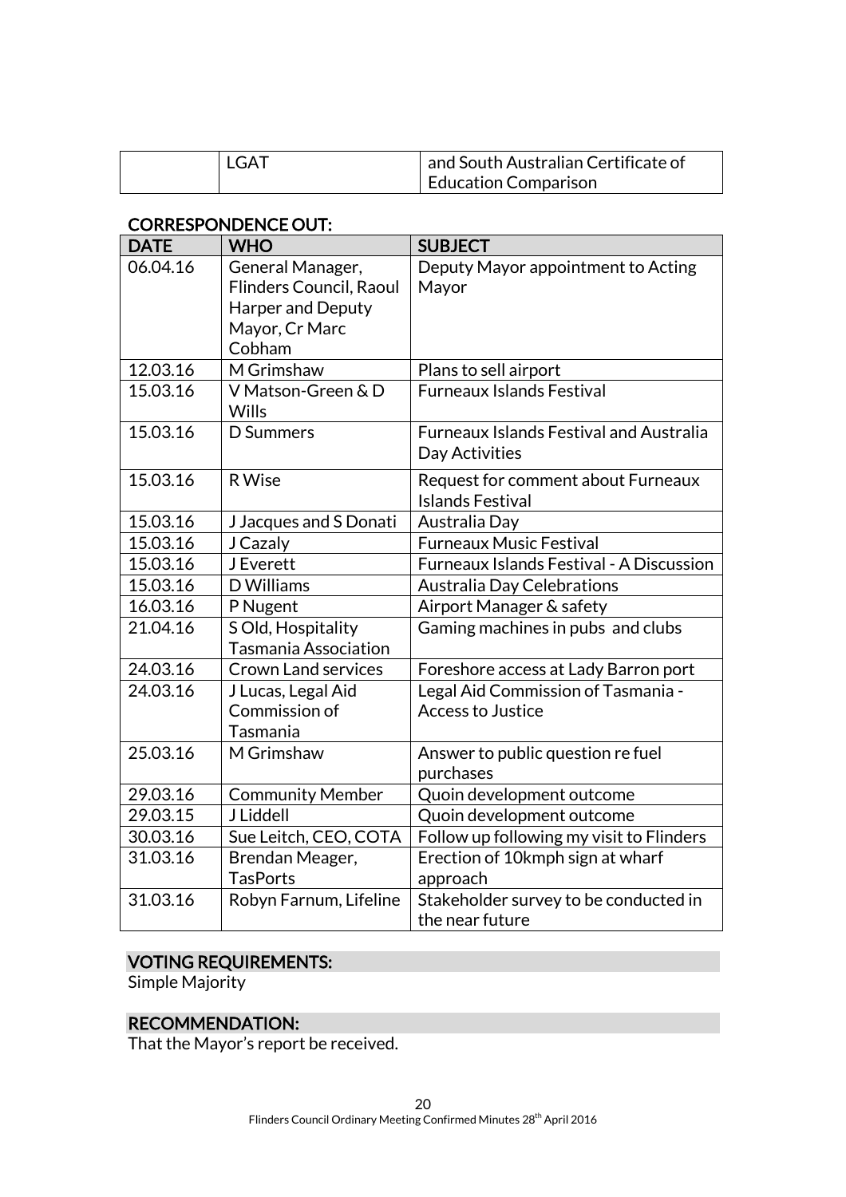| | LGAT | and South Australian Certificate of Education Comparison |
|---|---|---|

**CORRESPONDENCE OUT:**

| DATE | WHO | SUBJECT |
|---|---|---|
| 06.04.16 | General Manager, Flinders Council, Raoul Harper and Deputy Mayor, Cr Marc Cobham | Deputy Mayor appointment to Acting Mayor |
| 12.03.16 | M Grimshaw | Plans to sell airport |
| 15.03.16 | V Matson-Green & D Wills | Furneaux Islands Festival |
| 15.03.16 | D Summers | Furneaux Islands Festival and Australia Day Activities |
| 15.03.16 | R Wise | Request for comment about Furneaux Islands Festival |
| 15.03.16 | J Jacques and S Donati | Australia Day |
| 15.03.16 | J Cazaly | Furneaux Music Festival |
| 15.03.16 | J Everett | Furneaux Islands Festival - A Discussion |
| 15.03.16 | D Williams | Australia Day Celebrations |
| 16.03.16 | P Nugent | Airport Manager & safety |
| 21.04.16 | S Old, Hospitality Tasmania Association | Gaming machines in pubs and clubs |
| 24.03.16 | Crown Land services | Foreshore access at Lady Barron port |
| 24.03.16 | J Lucas, Legal Aid Commission of Tasmania | Legal Aid Commission of Tasmania - Access to Justice |
| 25.03.16 | M Grimshaw | Answer to public question re fuel purchases |
| 29.03.16 | Community Member | Quoin development outcome |
| 29.03.15 | J Liddell | Quoin development outcome |
| 30.03.16 | Sue Leitch, CEO, COTA | Follow up following my visit to Flinders |
| 31.03.16 | Brendan Meager, TasPorts | Erection of 10kmph sign at wharf approach |
| 31.03.16 | Robyn Farnum, Lifeline | Stakeholder survey to be conducted in the near future |

## VOTING REQUIREMENTS:

Simple Majority

## RECOMMENDATION:

That the Mayor's report be received.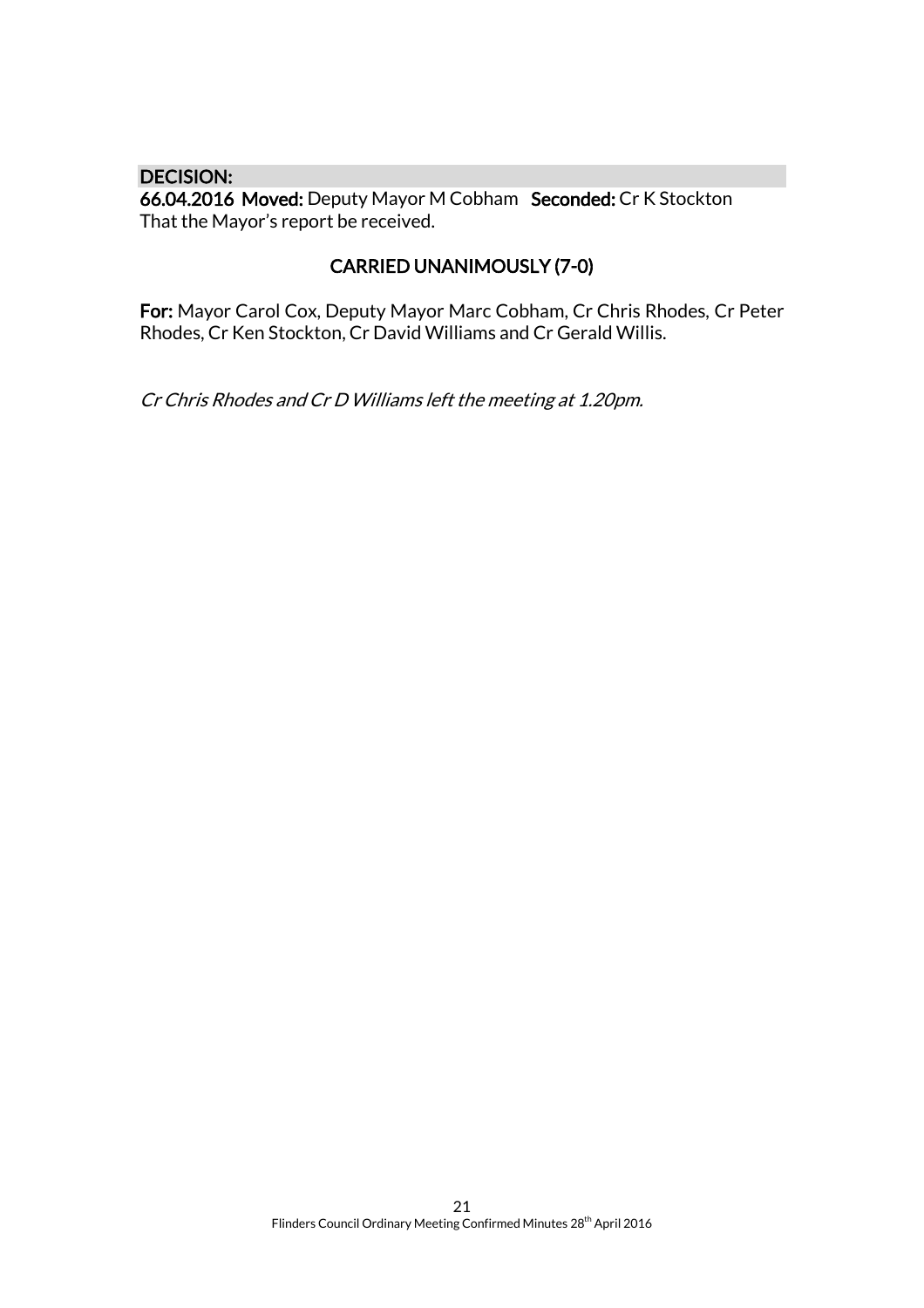**DECISION:**

**66.04.2016 Moved:** Deputy Mayor M Cobham **Seconded:** Cr K Stockton
That the Mayor's report be received.

**CARRIED UNANIMOUSLY (7-0)**

**For:** Mayor Carol Cox, Deputy Mayor Marc Cobham, Cr Chris Rhodes, Cr Peter Rhodes, Cr Ken Stockton, Cr David Williams and Cr Gerald Willis.

*Cr Chris Rhodes and Cr D Williams left the meeting at 1.20pm.*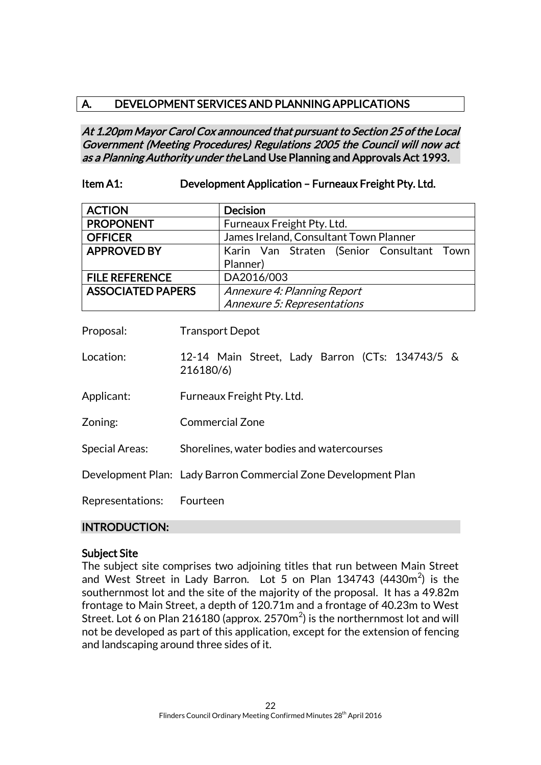## A. DEVELOPMENT SERVICES AND PLANNING APPLICATIONS

***At 1.20pm Mayor Carol Cox announced that pursuant to Section 25 of the Local Government (Meeting Procedures) Regulations 2005 the Council will now act as a Planning Authority under the* Land Use Planning and Approvals Act 1993.**

### Item A1: Development Application – Furneaux Freight Pty. Ltd.

| | |
|---|---|
| **ACTION** | **Decision** |
| **PROPONENT** | Furneaux Freight Pty. Ltd. |
| **OFFICER** | James Ireland, Consultant Town Planner |
| **APPROVED BY** | Karin Van Straten (Senior Consultant Town Planner) |
| **FILE REFERENCE** | DA2016/003 |
| **ASSOCIATED PAPERS** | *Annexure 4: Planning Report*<br>*Annexure 5: Representations* |

Proposal: Transport Depot

Location: 12-14 Main Street, Lady Barron (CTs: 134743/5 & 216180/6)

Applicant: Furneaux Freight Pty. Ltd.

Zoning: Commercial Zone

Special Areas: Shorelines, water bodies and watercourses

Development Plan: Lady Barron Commercial Zone Development Plan

Representations: Fourteen

### INTRODUCTION:

**Subject Site**

The subject site comprises two adjoining titles that run between Main Street and West Street in Lady Barron. Lot 5 on Plan 134743 (4430m$^2$) is the southernmost lot and the site of the majority of the proposal. It has a 49.82m frontage to Main Street, a depth of 120.71m and a frontage of 40.23m to West Street. Lot 6 on Plan 216180 (approx. 2570m$^2$) is the northernmost lot and will not be developed as part of this application, except for the extension of fencing and landscaping around three sides of it.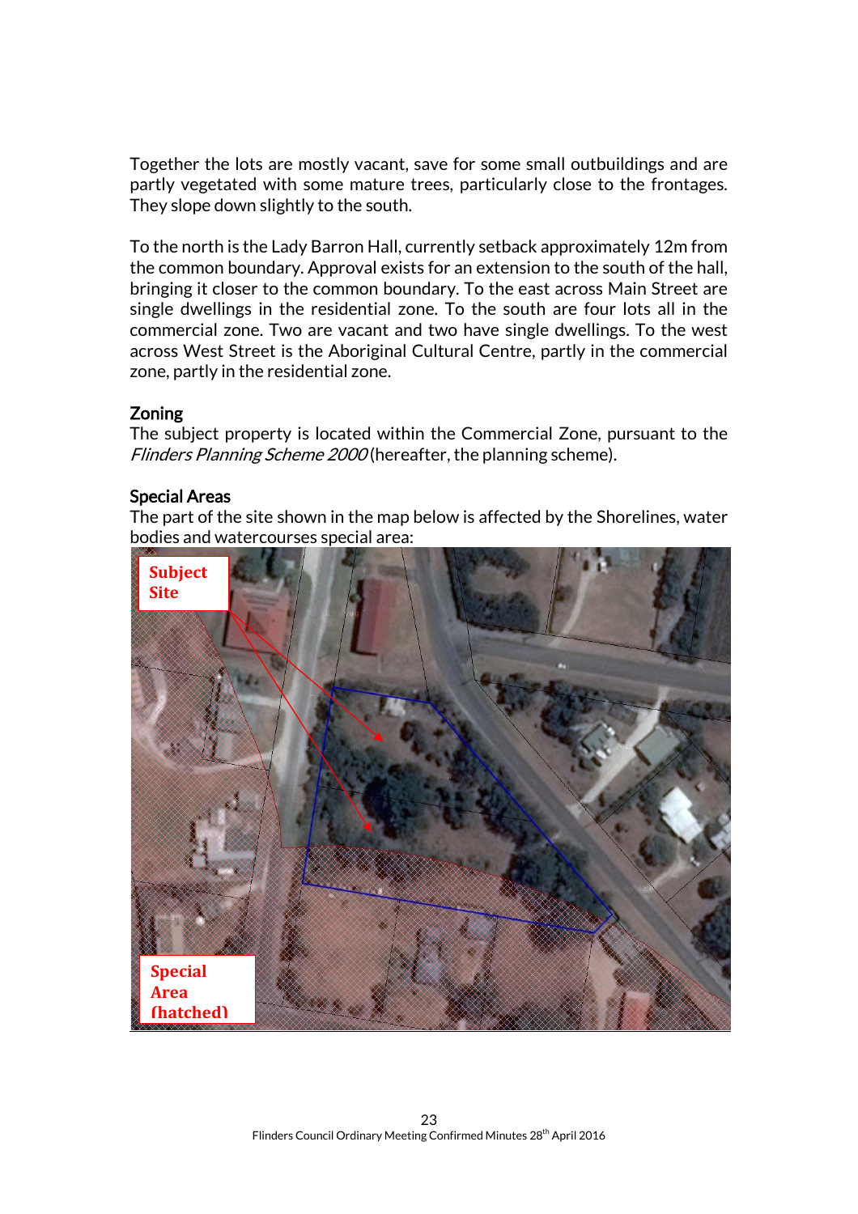Together the lots are mostly vacant, save for some small outbuildings and are partly vegetated with some mature trees, particularly close to the frontages. They slope down slightly to the south.

To the north is the Lady Barron Hall, currently setback approximately 12m from the common boundary. Approval exists for an extension to the south of the hall, bringing it closer to the common boundary. To the east across Main Street are single dwellings in the residential zone. To the south are four lots all in the commercial zone. Two are vacant and two have single dwellings. To the west across West Street is the Aboriginal Cultural Centre, partly in the commercial zone, partly in the residential zone.

## Zoning

The subject property is located within the Commercial Zone, pursuant to the *Flinders Planning Scheme 2000* (hereafter, the planning scheme).

## Special Areas

The part of the site shown in the map below is affected by the Shorelines, water bodies and watercourses special area: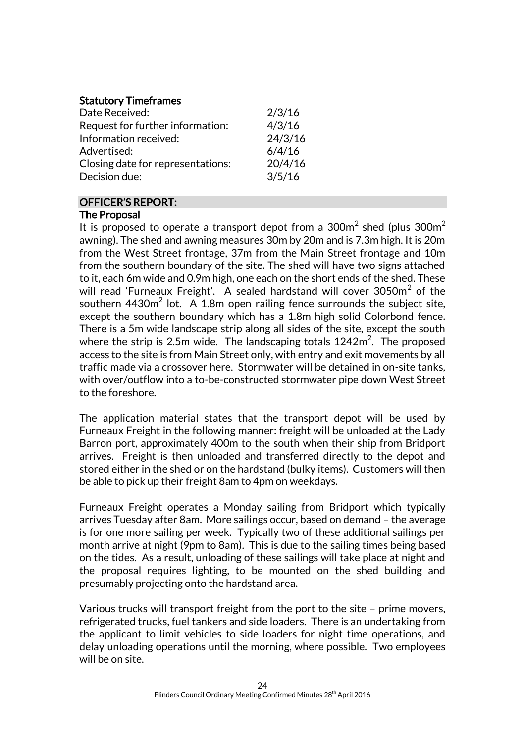### Statutory Timeframes

| | |
|---|---|
| Date Received: | 2/3/16 |
| Request for further information: | 4/3/16 |
| Information received: | 24/3/16 |
| Advertised: | 6/4/16 |
| Closing date for representations: | 20/4/16 |
| Decision due: | 3/5/16 |

## OFFICER'S REPORT:

### The Proposal

It is proposed to operate a transport depot from a 300m$^2$ shed (plus 300m$^2$ awning). The shed and awning measures 30m by 20m and is 7.3m high. It is 20m from the West Street frontage, 37m from the Main Street frontage and 10m from the southern boundary of the site. The shed will have two signs attached to it, each 6m wide and 0.9m high, one each on the short ends of the shed. These will read 'Furneaux Freight'. A sealed hardstand will cover 3050m$^2$ of the southern 4430m$^2$ lot. A 1.8m open railing fence surrounds the subject site, except the southern boundary which has a 1.8m high solid Colorbond fence. There is a 5m wide landscape strip along all sides of the site, except the south where the strip is 2.5m wide. The landscaping totals 1242m$^2$. The proposed access to the site is from Main Street only, with entry and exit movements by all traffic made via a crossover here. Stormwater will be detained in on-site tanks, with over/outflow into a to-be-constructed stormwater pipe down West Street to the foreshore.

The application material states that the transport depot will be used by Furneaux Freight in the following manner: freight will be unloaded at the Lady Barron port, approximately 400m to the south when their ship from Bridport arrives. Freight is then unloaded and transferred directly to the depot and stored either in the shed or on the hardstand (bulky items). Customers will then be able to pick up their freight 8am to 4pm on weekdays.

Furneaux Freight operates a Monday sailing from Bridport which typically arrives Tuesday after 8am. More sailings occur, based on demand – the average is for one more sailing per week. Typically two of these additional sailings per month arrive at night (9pm to 8am). This is due to the sailing times being based on the tides. As a result, unloading of these sailings will take place at night and the proposal requires lighting, to be mounted on the shed building and presumably projecting onto the hardstand area.

Various trucks will transport freight from the port to the site – prime movers, refrigerated trucks, fuel tankers and side loaders. There is an undertaking from the applicant to limit vehicles to side loaders for night time operations, and delay unloading operations until the morning, where possible. Two employees will be on site.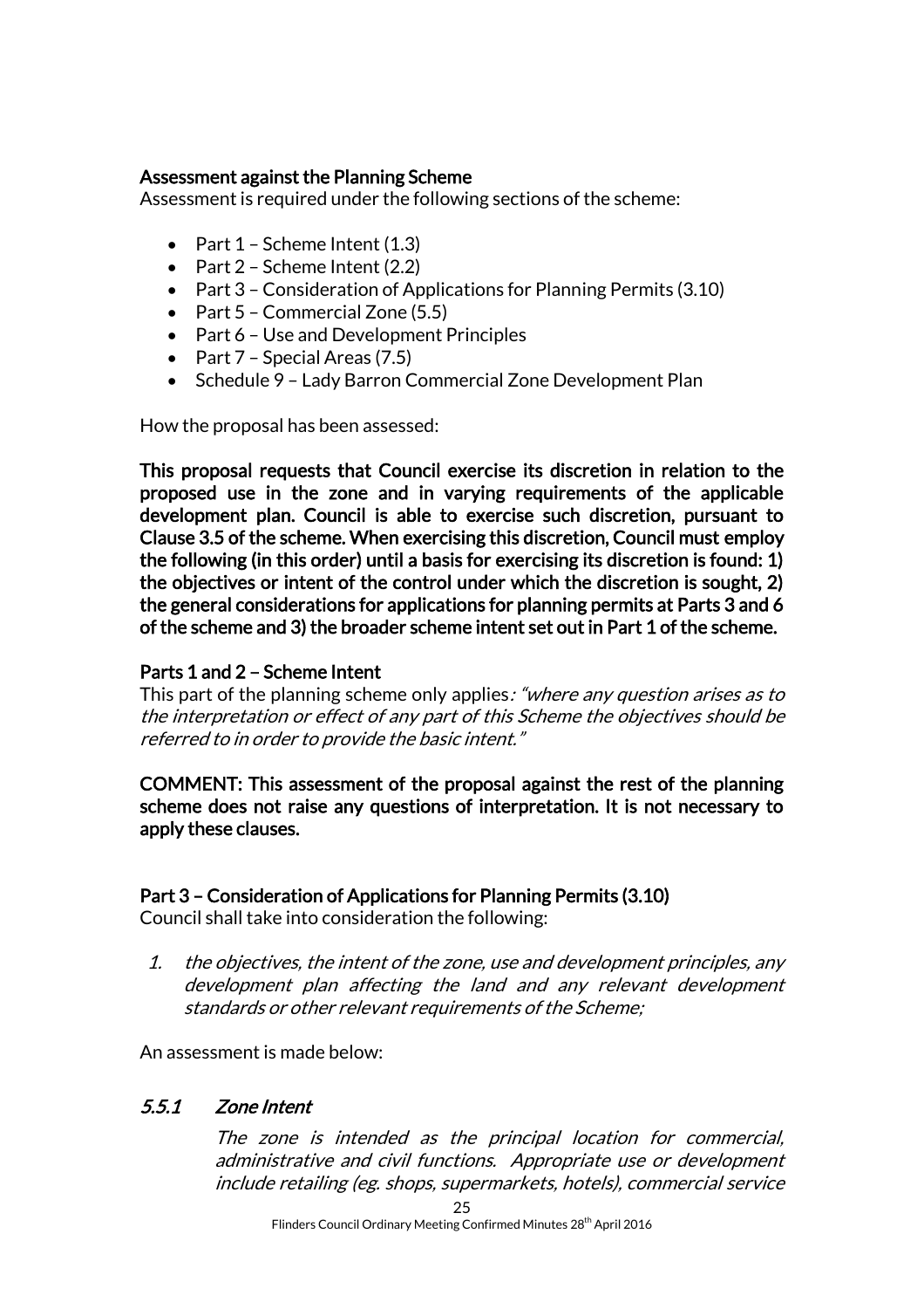**Assessment against the Planning Scheme**

Assessment is required under the following sections of the scheme:

- Part 1 – Scheme Intent (1.3)
- Part 2 – Scheme Intent (2.2)
- Part 3 – Consideration of Applications for Planning Permits (3.10)
- Part 5 – Commercial Zone (5.5)
- Part 6 – Use and Development Principles
- Part 7 – Special Areas (7.5)
- Schedule 9 – Lady Barron Commercial Zone Development Plan

How the proposal has been assessed:

**This proposal requests that Council exercise its discretion in relation to the proposed use in the zone and in varying requirements of the applicable development plan. Council is able to exercise such discretion, pursuant to Clause 3.5 of the scheme. When exercising this discretion, Council must employ the following (in this order) until a basis for exercising its discretion is found: 1) the objectives or intent of the control under which the discretion is sought, 2) the general considerations for applications for planning permits at Parts 3 and 6 of the scheme and 3) the broader scheme intent set out in Part 1 of the scheme.**

**Parts 1 and 2 – Scheme Intent**

This part of the planning scheme only applies*: "where any question arises as to the interpretation or effect of any part of this Scheme the objectives should be referred to in order to provide the basic intent."*

**COMMENT: This assessment of the proposal against the rest of the planning scheme does not raise any questions of interpretation. It is not necessary to apply these clauses.**

**Part 3 – Consideration of Applications for Planning Permits (3.10)**

Council shall take into consideration the following:

1. *the objectives, the intent of the zone, use and development principles, any development plan affecting the land and any relevant development standards or other relevant requirements of the Scheme;*

An assessment is made below:

### *5.5.1 Zone Intent*

*The zone is intended as the principal location for commercial, administrative and civil functions. Appropriate use or development include retailing (eg. shops, supermarkets, hotels), commercial service*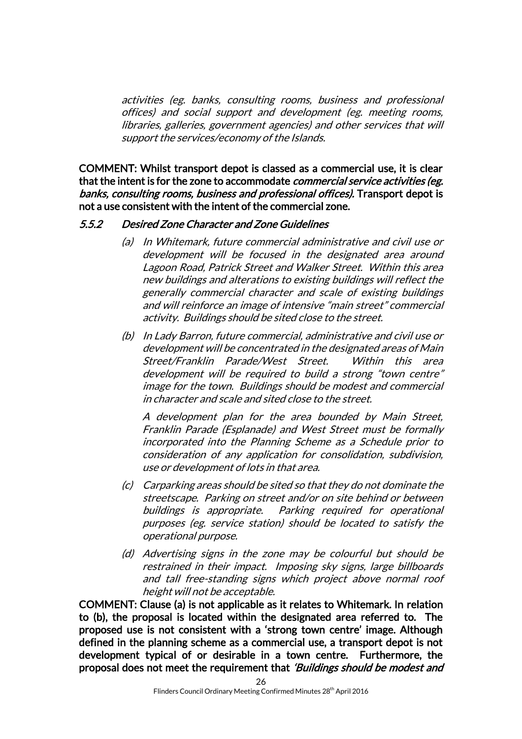*activities (eg. banks, consulting rooms, business and professional offices) and social support and development (eg. meeting rooms, libraries, galleries, government agencies) and other services that will support the services/economy of the Islands.*

**COMMENT: Whilst transport depot is classed as a commercial use, it is clear that the intent is for the zone to accommodate *commercial service activities (eg. banks, consulting rooms, business and professional offices).* Transport depot is not a use consistent with the intent of the commercial zone.**

### *5.5.2 Desired Zone Character and Zone Guidelines*

*(a) In Whitemark, future commercial administrative and civil use or development will be focused in the designated area around Lagoon Road, Patrick Street and Walker Street. Within this area new buildings and alterations to existing buildings will reflect the generally commercial character and scale of existing buildings and will reinforce an image of intensive "main street" commercial activity. Buildings should be sited close to the street.*

*(b) In Lady Barron, future commercial, administrative and civil use or development will be concentrated in the designated areas of Main Street/Franklin Parade/West Street. Within this area development will be required to build a strong "town centre" image for the town. Buildings should be modest and commercial in character and scale and sited close to the street.*

*A development plan for the area bounded by Main Street, Franklin Parade (Esplanade) and West Street must be formally incorporated into the Planning Scheme as a Schedule prior to consideration of any application for consolidation, subdivision, use or development of lots in that area.*

*(c) Carparking areas should be sited so that they do not dominate the streetscape. Parking on street and/or on site behind or between buildings is appropriate. Parking required for operational purposes (eg. service station) should be located to satisfy the operational purpose.*

*(d) Advertising signs in the zone may be colourful but should be restrained in their impact. Imposing sky signs, large billboards and tall free-standing signs which project above normal roof height will not be acceptable.*

**COMMENT: Clause (a) is not applicable as it relates to Whitemark. In relation to (b), the proposal is located within the designated area referred to. The proposed use is not consistent with a 'strong town centre' image. Although defined in the planning scheme as a commercial use, a transport depot is not development typical of or desirable in a town centre. Furthermore, the proposal does not meet the requirement that *'Buildings should be modest and***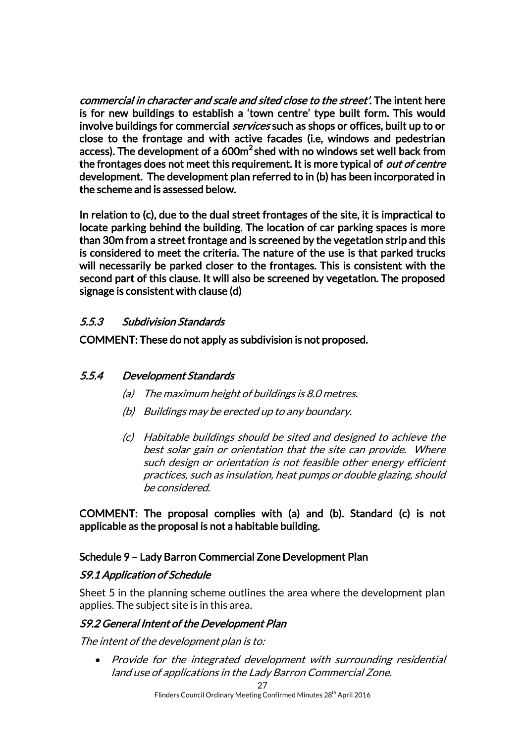*commercial in character and scale and sited close to the street'*. The intent here is for new buildings to establish a 'town centre' type built form. This would involve buildings for commercial *services* such as shops or offices, built up to or close to the frontage and with active facades (i.e, windows and pedestrian access). The development of a 600m$^2$ shed with no windows set well back from the frontages does not meet this requirement. It is more typical of *out of centre* development. The development plan referred to in (b) has been incorporated in the scheme and is assessed below.

In relation to (c), due to the dual street frontages of the site, it is impractical to locate parking behind the building. The location of car parking spaces is more than 30m from a street frontage and is screened by the vegetation strip and this is considered to meet the criteria. The nature of the use is that parked trucks will necessarily be parked closer to the frontages. This is consistent with the second part of this clause. It will also be screened by vegetation. The proposed signage is consistent with clause (d)

### *5.5.3 Subdivision Standards*

COMMENT: These do not apply as subdivision is not proposed.

### *5.5.4 Development Standards*

*(a) The maximum height of buildings is 8.0 metres.*

*(b) Buildings may be erected up to any boundary.*

*(c) Habitable buildings should be sited and designed to achieve the best solar gain or orientation that the site can provide. Where such design or orientation is not feasible other energy efficient practices, such as insulation, heat pumps or double glazing, should be considered.*

COMMENT: The proposal complies with (a) and (b). Standard (c) is not applicable as the proposal is not a habitable building.

### Schedule 9 – Lady Barron Commercial Zone Development Plan

#### *S9.1 Application of Schedule*

Sheet 5 in the planning scheme outlines the area where the development plan applies. The subject site is in this area.

#### *S9.2 General Intent of the Development Plan*

*The intent of the development plan is to:*

- *Provide for the integrated development with surrounding residential land use of applications in the Lady Barron Commercial Zone.*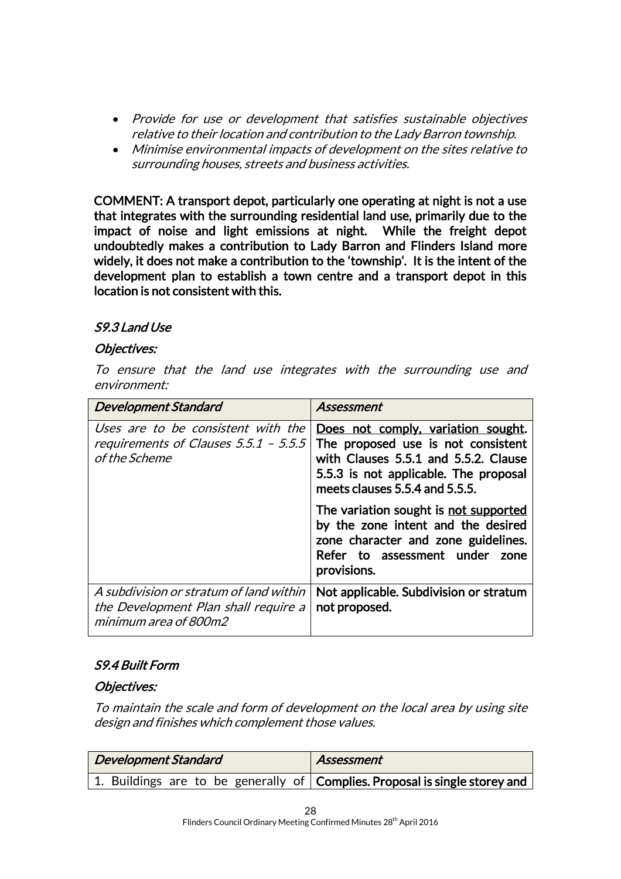- *Provide for use or development that satisfies sustainable objectives relative to their location and contribution to the Lady Barron township.*
- *Minimise environmental impacts of development on the sites relative to surrounding houses, streets and business activities.*

**COMMENT: A transport depot, particularly one operating at night is not a use that integrates with the surrounding residential land use, primarily due to the impact of noise and light emissions at night. While the freight depot undoubtedly makes a contribution to Lady Barron and Flinders Island more widely, it does not make a contribution to the 'township'. It is the intent of the development plan to establish a town centre and a transport depot in this location is not consistent with this.**

### *S9.3 Land Use*

***Objectives:***

*To ensure that the land use integrates with the surrounding use and environment:*

| *Development Standard* | *Assessment* |
|---|---|
| *Uses are to be consistent with the requirements of Clauses 5.5.1 – 5.5.5 of the Scheme* | **Does not comply, variation sought. The proposed use is not consistent with Clauses 5.5.1 and 5.5.2. Clause 5.5.3 is not applicable. The proposal meets clauses 5.5.4 and 5.5.5.**<br><br>**The variation sought is not supported by the zone intent and the desired zone character and zone guidelines. Refer to assessment under zone provisions.** |
| *A subdivision or stratum of land within the Development Plan shall require a minimum area of 800m2* | **Not applicable. Subdivision or stratum not proposed.** |

### *S9.4 Built Form*

***Objectives:***

*To maintain the scale and form of development on the local area by using site design and finishes which complement those values.*

| *Development Standard* | *Assessment* |
|---|---|
| 1. Buildings are to be generally of | **Complies. Proposal is single storey and** |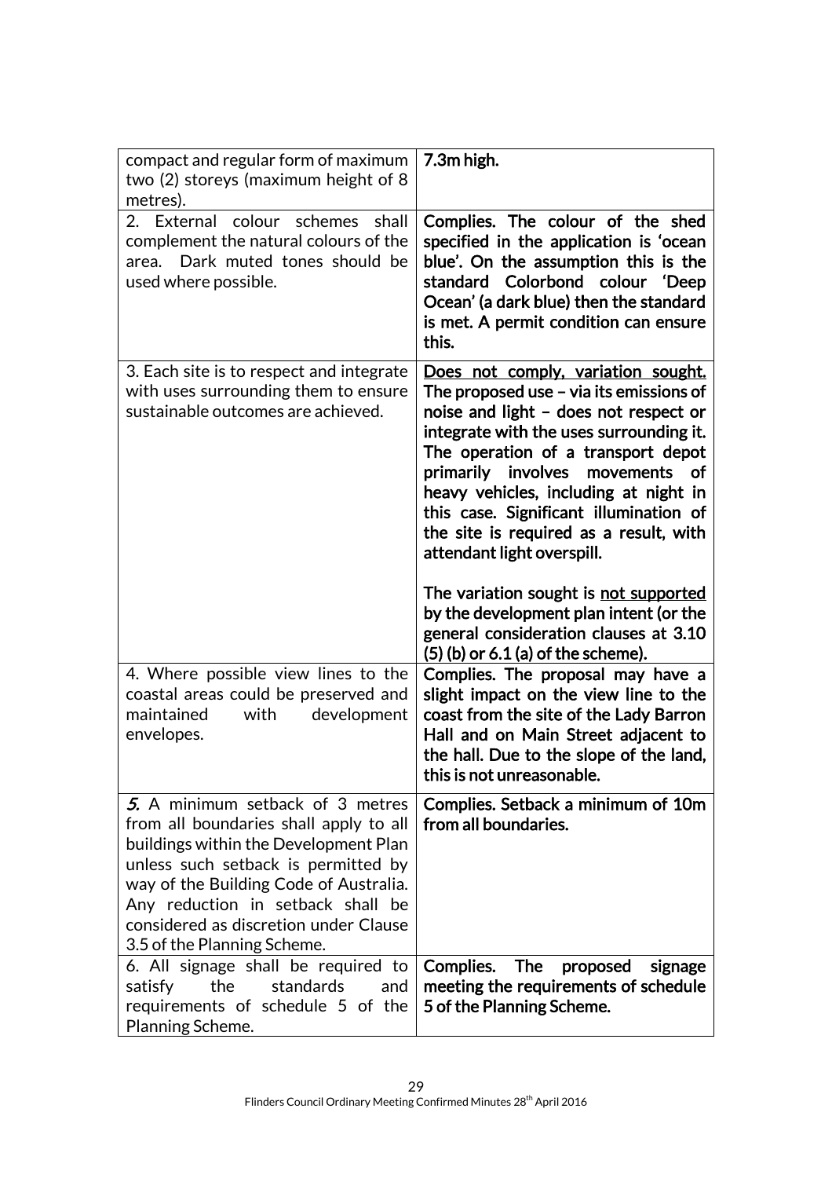| | |
|---|---|
| compact and regular form of maximum two (2) storeys (maximum height of 8 metres). | **7.3m high.** |
| 2. External colour schemes shall complement the natural colours of the area. Dark muted tones should be used where possible. | **Complies. The colour of the shed specified in the application is 'ocean blue'. On the assumption this is the standard Colorbond colour 'Deep Ocean' (a dark blue) then the standard is met. A permit condition can ensure this.** |
| 3. Each site is to respect and integrate with uses surrounding them to ensure sustainable outcomes are achieved. | **<u>Does not comply, variation sought.</u> The proposed use – via its emissions of noise and light – does not respect or integrate with the uses surrounding it. The operation of a transport depot primarily involves movements of heavy vehicles, including at night in this case. Significant illumination of the site is required as a result, with attendant light overspill.**<br><br>**The variation sought is <u>not supported</u> by the development plan intent (or the general consideration clauses at 3.10 (5) (b) or 6.1 (a) of the scheme).** |
| 4. Where possible view lines to the coastal areas could be preserved and maintained with development envelopes. | **Complies. The proposal may have a slight impact on the view line to the coast from the site of the Lady Barron Hall and on Main Street adjacent to the hall. Due to the slope of the land, this is not unreasonable.** |
| *5.* A minimum setback of 3 metres from all boundaries shall apply to all buildings within the Development Plan unless such setback is permitted by way of the Building Code of Australia. Any reduction in setback shall be considered as discretion under Clause 3.5 of the Planning Scheme. | **Complies. Setback a minimum of 10m from all boundaries.** |
| 6. All signage shall be required to satisfy the standards and requirements of schedule 5 of the Planning Scheme. | **Complies. The proposed signage meeting the requirements of schedule 5 of the Planning Scheme.** |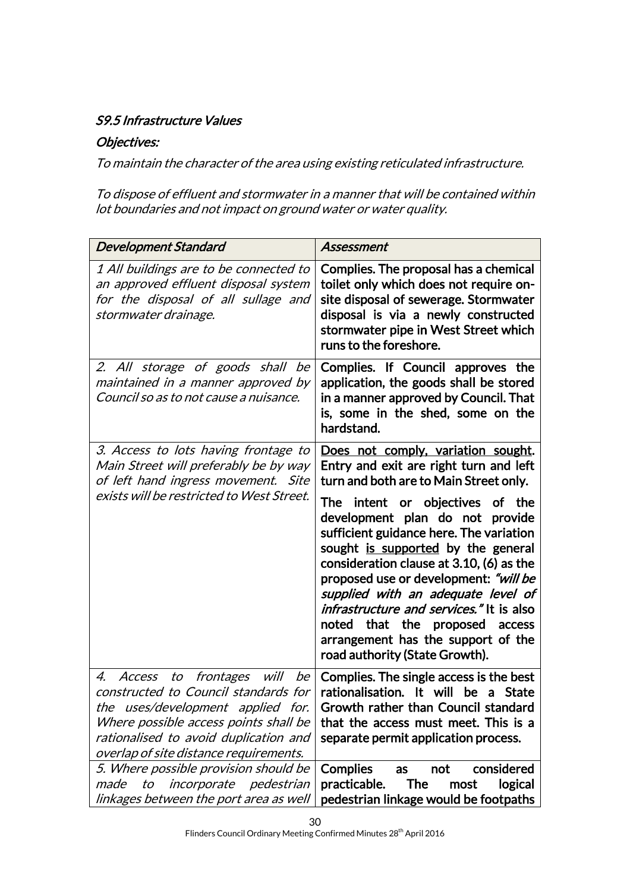### *S9.5 Infrastructure Values*

### *Objectives:*

*To maintain the character of the area using existing reticulated infrastructure.*

*To dispose of effluent and stormwater in a manner that will be contained within lot boundaries and not impact on ground water or water quality.*

| *Development Standard* | *Assessment* |
|---|---|
| *1 All buildings are to be connected to an approved effluent disposal system for the disposal of all sullage and stormwater drainage.* | **Complies. The proposal has a chemical toilet only which does not require on-site disposal of sewerage. Stormwater disposal is via a newly constructed stormwater pipe in West Street which runs to the foreshore.** |
| *2. All storage of goods shall be maintained in a manner approved by Council so as to not cause a nuisance.* | **Complies. If Council approves the application, the goods shall be stored in a manner approved by Council. That is, some in the shed, some on the hardstand.** |
| *3. Access to lots having frontage to Main Street will preferably be by way of left hand ingress movement. Site exists will be restricted to West Street.* | **<u>Does not comply, variation sought</u>. Entry and exit are right turn and left turn and both are to Main Street only.**<br><br>**The intent or objectives of the development plan do not provide sufficient guidance here. The variation sought <u>is supported</u> by the general consideration clause at 3.10, (6) as the proposed use or development: *"will be supplied with an adequate level of infrastructure and services."* It is also noted that the proposed access arrangement has the support of the road authority (State Growth).** |
| *4. Access to frontages will be constructed to Council standards for the uses/development applied for. Where possible access points shall be rationalised to avoid duplication and overlap of site distance requirements.* | **Complies. The single access is the best rationalisation. It will be a State Growth rather than Council standard that the access must meet. This is a separate permit application process.** |
| *5. Where possible provision should be made to incorporate pedestrian linkages between the port area as well* | **Complies as not considered practicable. The most logical pedestrian linkage would be footpaths** |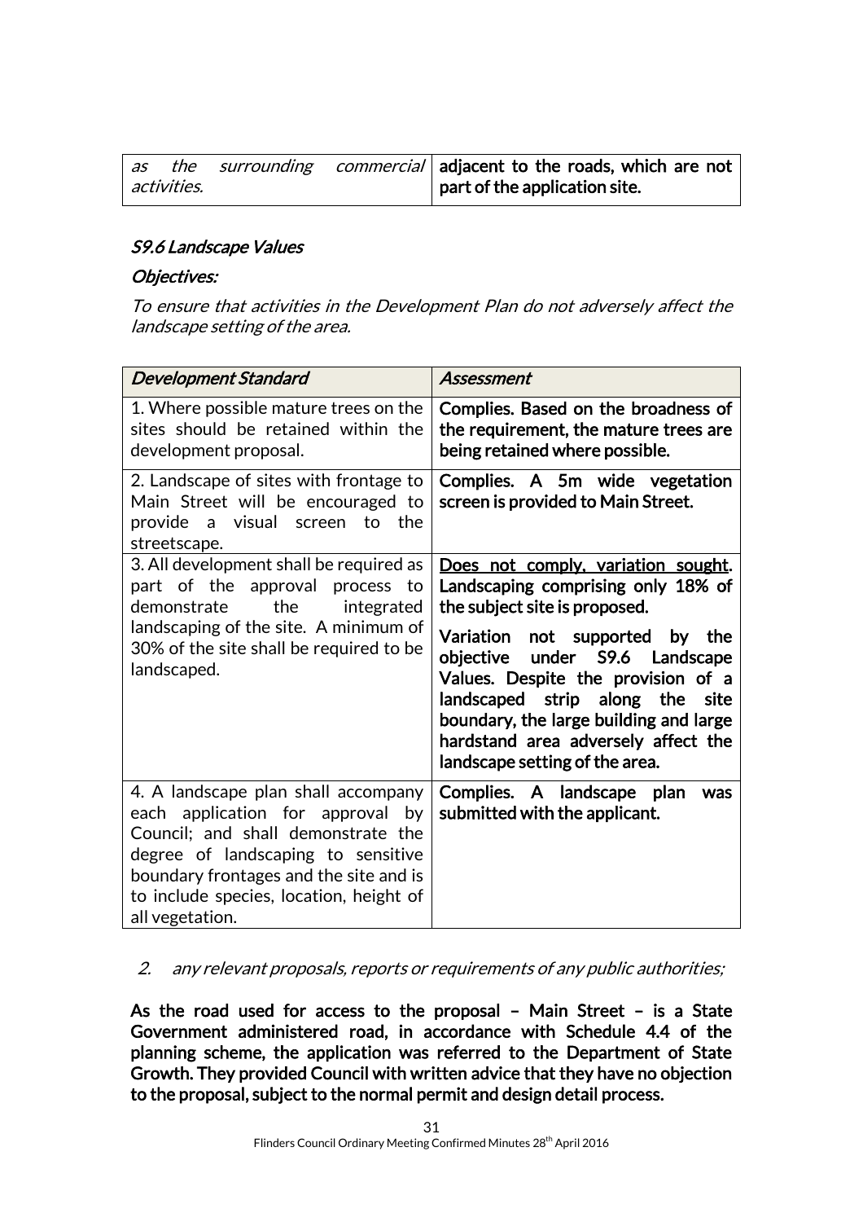| *as the surrounding commercial activities.* | **adjacent to the roads, which are not part of the application site.** |
|---|---|

### *S9.6 Landscape Values*

*Objectives:*

*To ensure that activities in the Development Plan do not adversely affect the landscape setting of the area.*

| *Development Standard* | *Assessment* |
|---|---|
| 1. Where possible mature trees on the sites should be retained within the development proposal. | **Complies. Based on the broadness of the requirement, the mature trees are being retained where possible.** |
| 2. Landscape of sites with frontage to Main Street will be encouraged to provide a visual screen to the streetscape. | **Complies. A 5m wide vegetation screen is provided to Main Street.** |
| 3. All development shall be required as part of the approval process to demonstrate the integrated landscaping of the site. A minimum of 30% of the site shall be required to be landscaped. | **<u>Does not comply, variation sought</u>. Landscaping comprising only 18% of the subject site is proposed.** <br><br> **Variation not supported by the objective under S9.6 Landscape Values. Despite the provision of a landscaped strip along the site boundary, the large building and large hardstand area adversely affect the landscape setting of the area.** |
| 4. A landscape plan shall accompany each application for approval by Council; and shall demonstrate the degree of landscaping to sensitive boundary frontages and the site and is to include species, location, height of all vegetation. | **Complies. A landscape plan was submitted with the applicant.** |

2. *any relevant proposals, reports or requirements of any public authorities;*

**As the road used for access to the proposal – Main Street – is a State Government administered road, in accordance with Schedule 4.4 of the planning scheme, the application was referred to the Department of State Growth. They provided Council with written advice that they have no objection to the proposal, subject to the normal permit and design detail process.**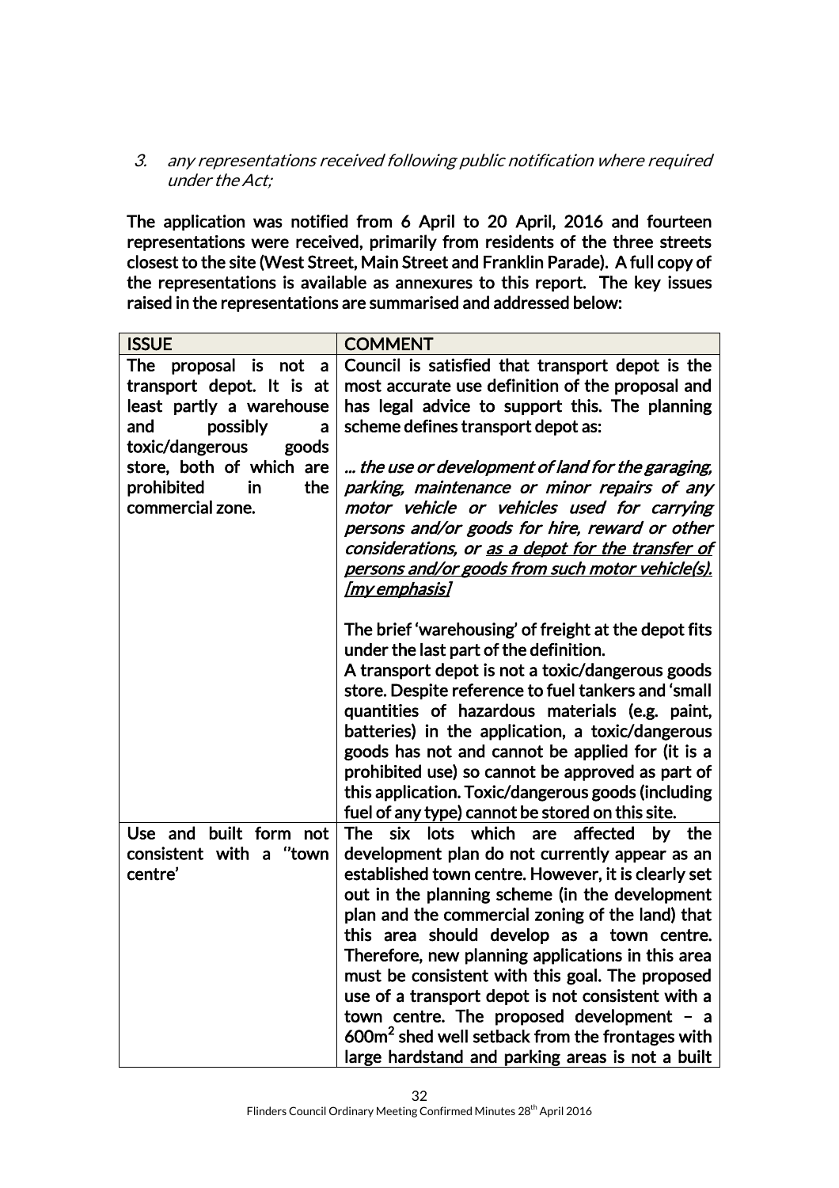3. *any representations received following public notification where required under the Act;*

**The application was notified from 6 April to 20 April, 2016 and fourteen representations were received, primarily from residents of the three streets closest to the site (West Street, Main Street and Franklin Parade). A full copy of the representations is available as annexures to this report. The key issues raised in the representations are summarised and addressed below:**

| ISSUE | COMMENT |
|---|---|
| The proposal is not a transport depot. It is at least partly a warehouse and possibly a toxic/dangerous goods store, both of which are prohibited in the commercial zone. | Council is satisfied that transport depot is the most accurate use definition of the proposal and has legal advice to support this. The planning scheme defines transport depot as:<br><br>*… the use or development of land for the garaging, parking, maintenance or minor repairs of any motor vehicle or vehicles used for carrying persons and/or goods for hire, reward or other considerations, or <u>as a depot for the transfer of persons and/or goods from such motor vehicle(s).</u> <u>[my emphasis]</u>*<br><br>The brief 'warehousing' of freight at the depot fits under the last part of the definition.<br>A transport depot is not a toxic/dangerous goods store. Despite reference to fuel tankers and 'small quantities of hazardous materials (e.g. paint, batteries) in the application, a toxic/dangerous goods has not and cannot be applied for (it is a prohibited use) so cannot be approved as part of this application. Toxic/dangerous goods (including fuel of any type) cannot be stored on this site. |
| Use and built form not consistent with a "town centre' | The six lots which are affected by the development plan do not currently appear as an established town centre. However, it is clearly set out in the planning scheme (in the development plan and the commercial zoning of the land) that this area should develop as a town centre. Therefore, new planning applications in this area must be consistent with this goal. The proposed use of a transport depot is not consistent with a town centre. The proposed development – a 600m$^2$ shed well setback from the frontages with large hardstand and parking areas is not a built |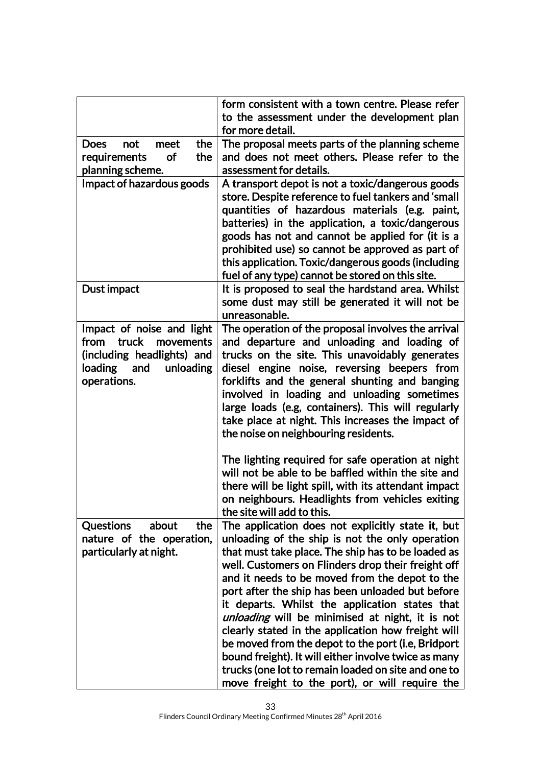| | |
|---|---|
| | form consistent with a town centre. Please refer to the assessment under the development plan for more detail. |
| Does not meet the requirements of the planning scheme. | The proposal meets parts of the planning scheme and does not meet others. Please refer to the assessment for details. |
| Impact of hazardous goods | A transport depot is not a toxic/dangerous goods store. Despite reference to fuel tankers and 'small quantities of hazardous materials (e.g. paint, batteries) in the application, a toxic/dangerous goods has not and cannot be applied for (it is a prohibited use) so cannot be approved as part of this application. Toxic/dangerous goods (including fuel of any type) cannot be stored on this site. |
| Dust impact | It is proposed to seal the hardstand area. Whilst some dust may still be generated it will not be unreasonable. |
| Impact of noise and light from truck movements (including headlights) and loading and unloading operations. | The operation of the proposal involves the arrival and departure and unloading and loading of trucks on the site. This unavoidably generates diesel engine noise, reversing beepers from forklifts and the general shunting and banging involved in loading and unloading sometimes large loads (e.g, containers). This will regularly take place at night. This increases the impact of the noise on neighbouring residents.<br><br>The lighting required for safe operation at night will not be able to be baffled within the site and there will be light spill, with its attendant impact on neighbours. Headlights from vehicles exiting the site will add to this. |
| Questions about the nature of the operation, particularly at night. | The application does not explicitly state it, but unloading of the ship is not the only operation that must take place. The ship has to be loaded as well. Customers on Flinders drop their freight off and it needs to be moved from the depot to the port after the ship has been unloaded but before it departs. Whilst the application states that *unloading* will be minimised at night, it is not clearly stated in the application how freight will be moved from the depot to the port (i.e, Bridport bound freight). It will either involve twice as many trucks (one lot to remain loaded on site and one to move freight to the port), or will require the |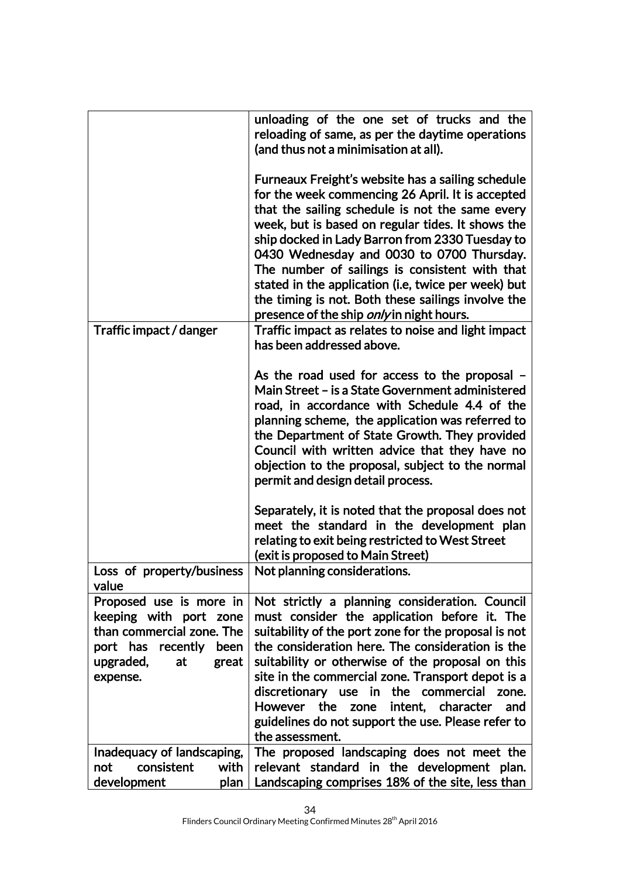| | |
|---|---|
| | unloading of the one set of trucks and the reloading of same, as per the daytime operations (and thus not a minimisation at all).<br><br>Furneaux Freight's website has a sailing schedule for the week commencing 26 April. It is accepted that the sailing schedule is not the same every week, but is based on regular tides. It shows the ship docked in Lady Barron from 2330 Tuesday to 0430 Wednesday and 0030 to 0700 Thursday. The number of sailings is consistent with that stated in the application (i.e, twice per week) but the timing is not. Both these sailings involve the presence of the ship *only* in night hours. |
| Traffic impact / danger | Traffic impact as relates to noise and light impact has been addressed above.<br><br>As the road used for access to the proposal – Main Street – is a State Government administered road, in accordance with Schedule 4.4 of the planning scheme, the application was referred to the Department of State Growth. They provided Council with written advice that they have no objection to the proposal, subject to the normal permit and design detail process.<br><br>Separately, it is noted that the proposal does not meet the standard in the development plan relating to exit being restricted to West Street (exit is proposed to Main Street) |
| Loss of property/business value | Not planning considerations. |
| Proposed use is more in keeping with port zone than commercial zone. The port has recently been upgraded, at great expense. | Not strictly a planning consideration. Council must consider the application before it. The suitability of the port zone for the proposal is not the consideration here. The consideration is the suitability or otherwise of the proposal on this site in the commercial zone. Transport depot is a discretionary use in the commercial zone. However the zone intent, character and guidelines do not support the use. Please refer to the assessment. |
| Inadequacy of landscaping, not consistent with development plan | The proposed landscaping does not meet the relevant standard in the development plan. Landscaping comprises 18% of the site, less than |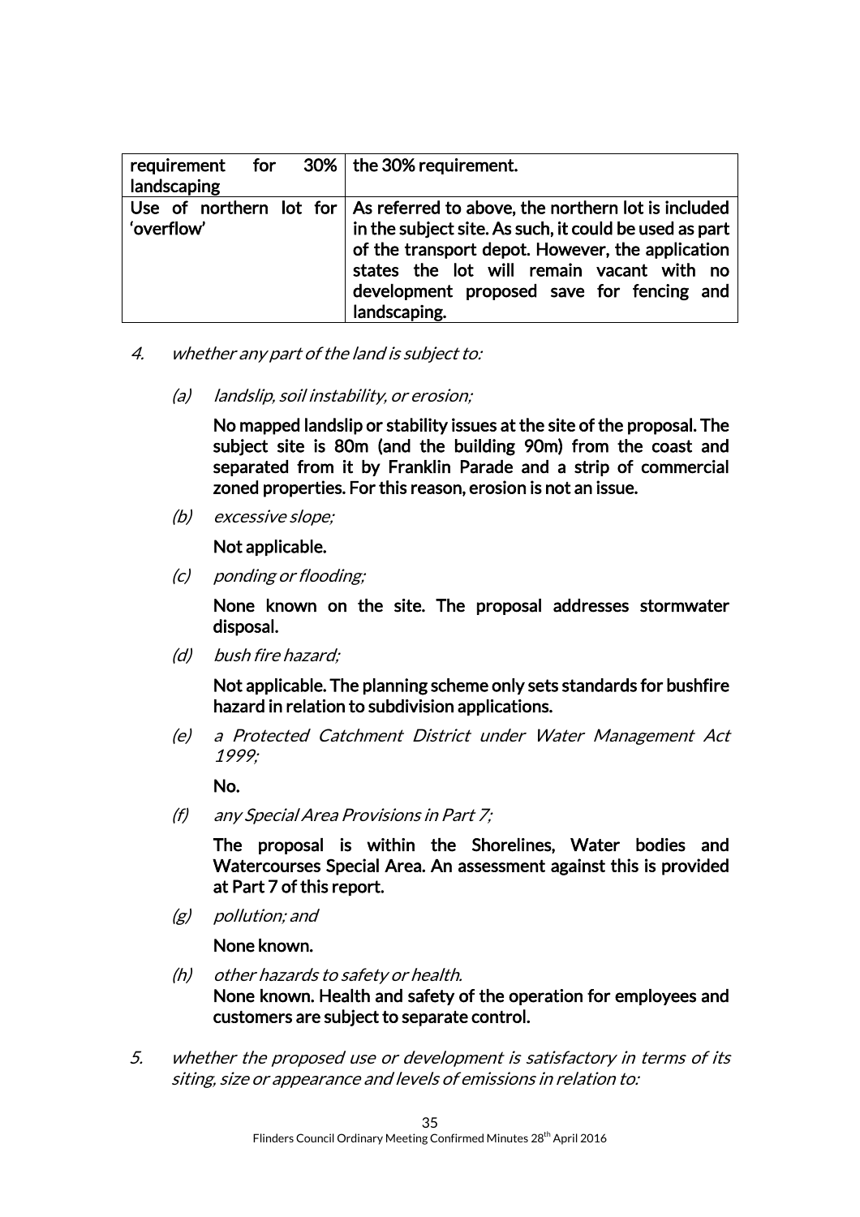| | |
|---|---|
| **requirement for 30% landscaping** | **the 30% requirement.** |
| **Use of northern lot for 'overflow'** | **As referred to above, the northern lot is included in the subject site. As such, it could be used as part of the transport depot. However, the application states the lot will remain vacant with no development proposed save for fencing and landscaping.** |

4. *whether any part of the land is subject to:*

   (a) *landslip, soil instability, or erosion;*

   **No mapped landslip or stability issues at the site of the proposal. The subject site is 80m (and the building 90m) from the coast and separated from it by Franklin Parade and a strip of commercial zoned properties. For this reason, erosion is not an issue.**

   (b) *excessive slope;*

   **Not applicable.**

   (c) *ponding or flooding;*

   **None known on the site. The proposal addresses stormwater disposal.**

   (d) *bush fire hazard;*

   **Not applicable. The planning scheme only sets standards for bushfire hazard in relation to subdivision applications.**

   (e) *a Protected Catchment District under Water Management Act 1999;*

   **No.**

   (f) *any Special Area Provisions in Part 7;*

   **The proposal is within the Shorelines, Water bodies and Watercourses Special Area. An assessment against this is provided at Part 7 of this report.**

   (g) *pollution; and*

   **None known.**

   (h) *other hazards to safety or health.*
   **None known. Health and safety of the operation for employees and customers are subject to separate control.**

5. *whether the proposed use or development is satisfactory in terms of its siting, size or appearance and levels of emissions in relation to:*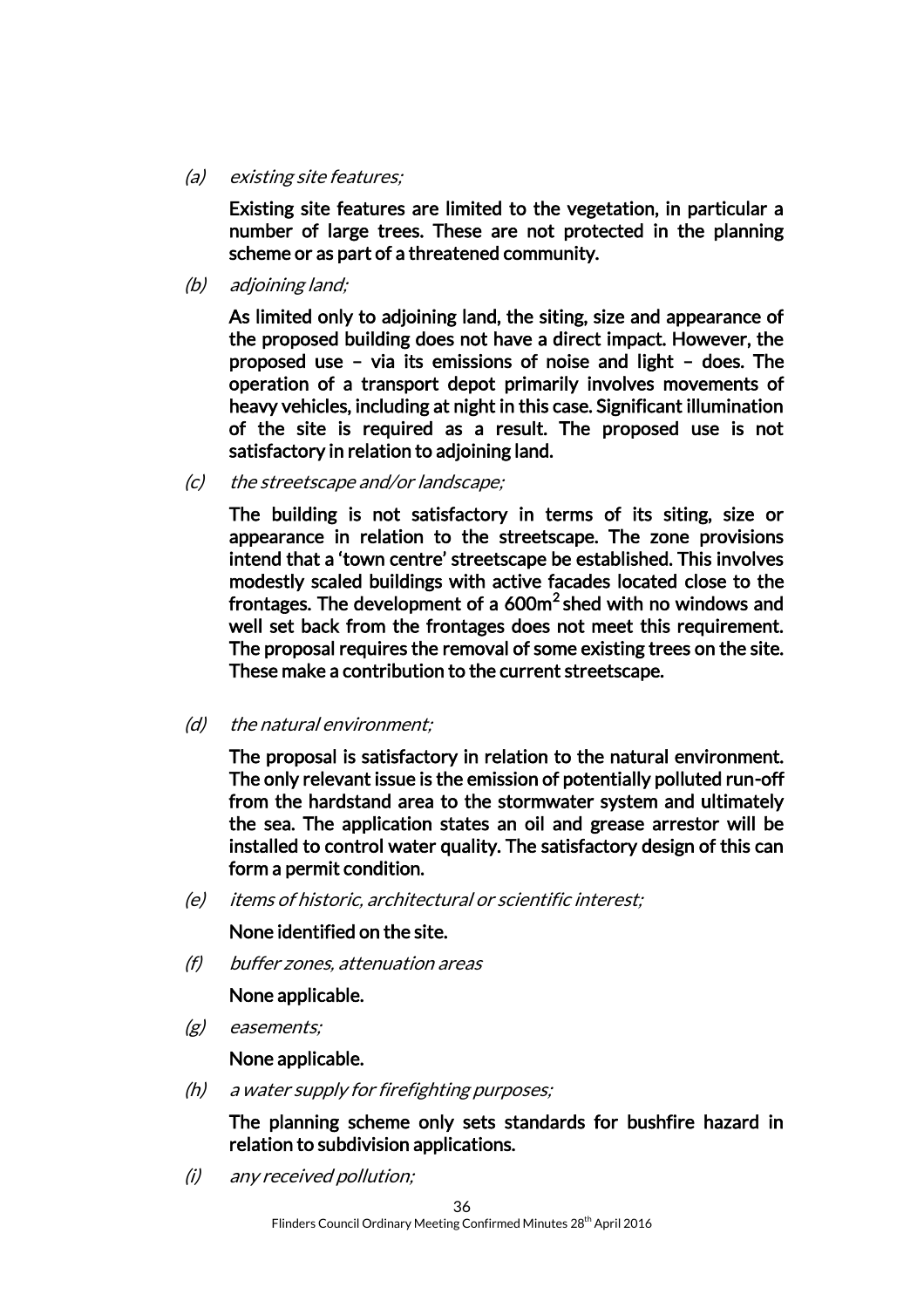(a) *existing site features;*

**Existing site features are limited to the vegetation, in particular a number of large trees. These are not protected in the planning scheme or as part of a threatened community.**

(b) *adjoining land;*

**As limited only to adjoining land, the siting, size and appearance of the proposed building does not have a direct impact. However, the proposed use – via its emissions of noise and light – does. The operation of a transport depot primarily involves movements of heavy vehicles, including at night in this case. Significant illumination of the site is required as a result. The proposed use is not satisfactory in relation to adjoining land.**

(c) *the streetscape and/or landscape;*

**The building is not satisfactory in terms of its siting, size or appearance in relation to the streetscape. The zone provisions intend that a 'town centre' streetscape be established. This involves modestly scaled buildings with active facades located close to the frontages. The development of a 600m$^2$ shed with no windows and well set back from the frontages does not meet this requirement. The proposal requires the removal of some existing trees on the site. These make a contribution to the current streetscape.**

(d) *the natural environment;*

**The proposal is satisfactory in relation to the natural environment. The only relevant issue is the emission of potentially polluted run-off from the hardstand area to the stormwater system and ultimately the sea. The application states an oil and grease arrestor will be installed to control water quality. The satisfactory design of this can form a permit condition.**

(e) *items of historic, architectural or scientific interest;*

**None identified on the site.**

(f) *buffer zones, attenuation areas*

**None applicable.**

(g) *easements;*

**None applicable.**

(h) *a water supply for firefighting purposes;*

**The planning scheme only sets standards for bushfire hazard in relation to subdivision applications.**

(i) *any received pollution;*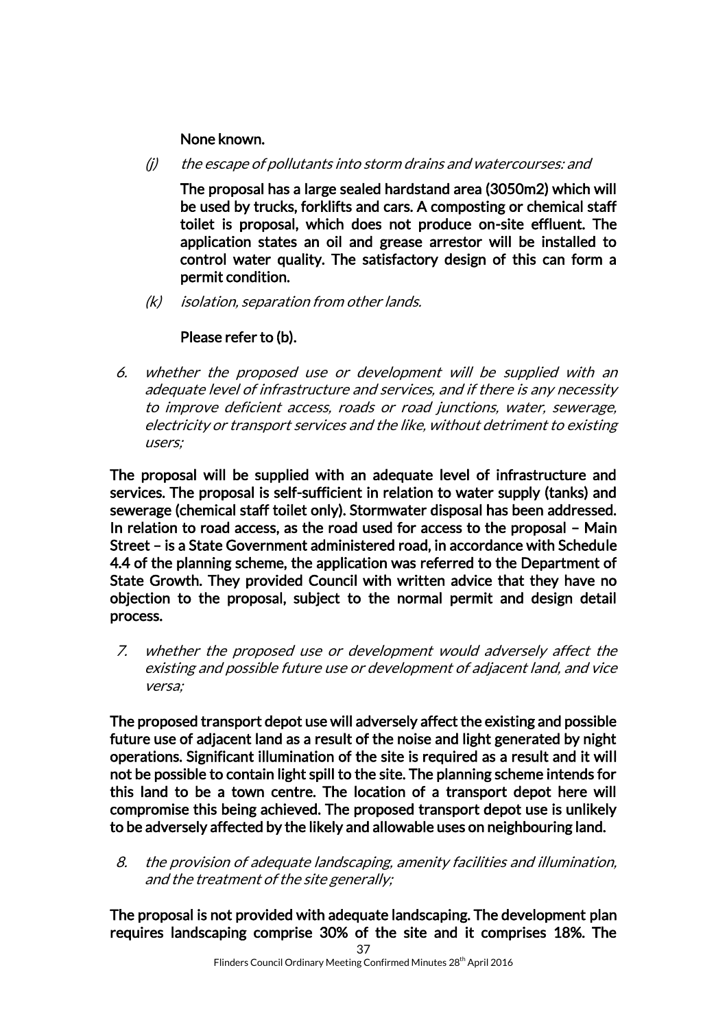**None known.**

(j) *the escape of pollutants into storm drains and watercourses: and*

**The proposal has a large sealed hardstand area (3050m2) which will be used by trucks, forklifts and cars. A composting or chemical staff toilet is proposal, which does not produce on-site effluent. The application states an oil and grease arrestor will be installed to control water quality. The satisfactory design of this can form a permit condition.**

(k) *isolation, separation from other lands.*

**Please refer to (b).**

6. *whether the proposed use or development will be supplied with an adequate level of infrastructure and services, and if there is any necessity to improve deficient access, roads or road junctions, water, sewerage, electricity or transport services and the like, without detriment to existing users;*

**The proposal will be supplied with an adequate level of infrastructure and services. The proposal is self-sufficient in relation to water supply (tanks) and sewerage (chemical staff toilet only). Stormwater disposal has been addressed. In relation to road access, as the road used for access to the proposal – Main Street – is a State Government administered road, in accordance with Schedule 4.4 of the planning scheme, the application was referred to the Department of State Growth. They provided Council with written advice that they have no objection to the proposal, subject to the normal permit and design detail process.**

7. *whether the proposed use or development would adversely affect the existing and possible future use or development of adjacent land, and vice versa;*

**The proposed transport depot use will adversely affect the existing and possible future use of adjacent land as a result of the noise and light generated by night operations. Significant illumination of the site is required as a result and it will not be possible to contain light spill to the site. The planning scheme intends for this land to be a town centre. The location of a transport depot here will compromise this being achieved. The proposed transport depot use is unlikely to be adversely affected by the likely and allowable uses on neighbouring land.**

8. *the provision of adequate landscaping, amenity facilities and illumination, and the treatment of the site generally;*

**The proposal is not provided with adequate landscaping. The development plan requires landscaping comprise 30% of the site and it comprises 18%. The**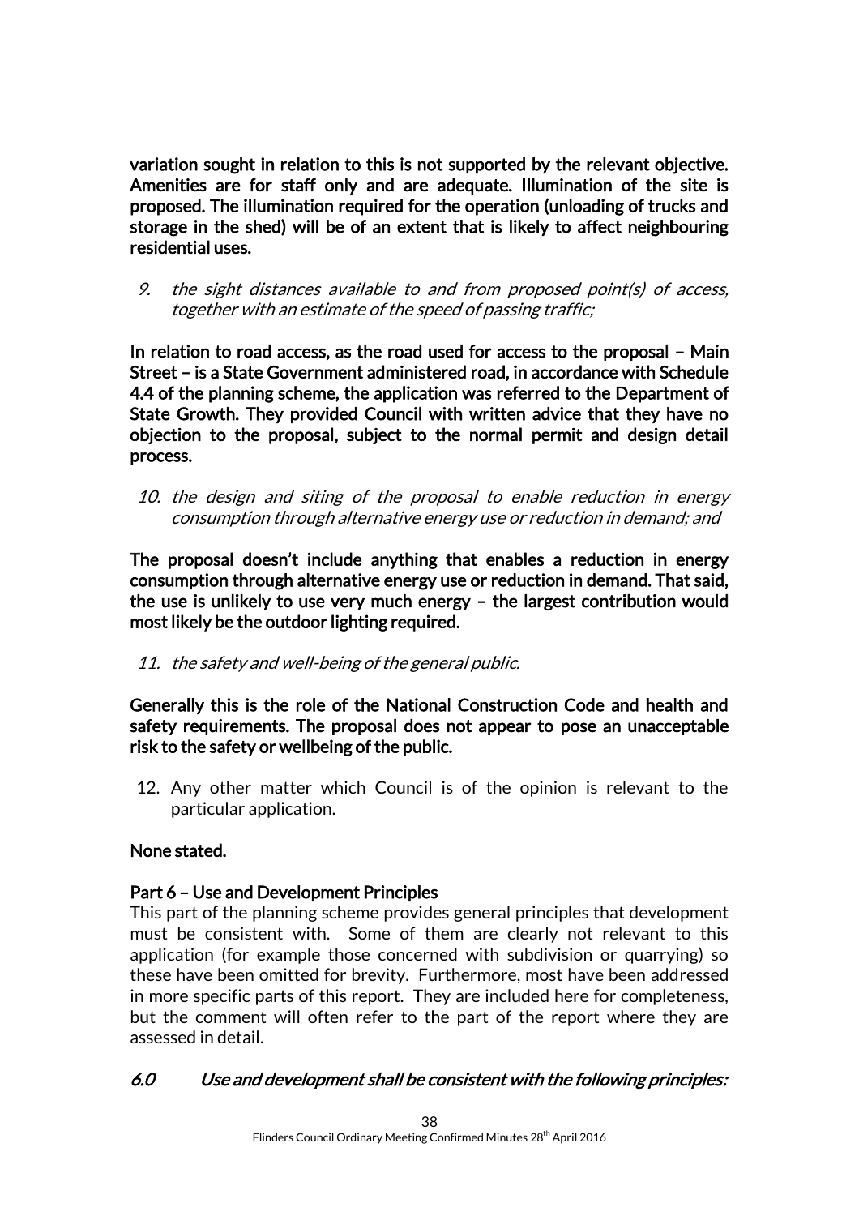**variation sought in relation to this is not supported by the relevant objective. Amenities are for staff only and are adequate. Illumination of the site is proposed. The illumination required for the operation (unloading of trucks and storage in the shed) will be of an extent that is likely to affect neighbouring residential uses.**

9. *the sight distances available to and from proposed point(s) of access, together with an estimate of the speed of passing traffic;*

**In relation to road access, as the road used for access to the proposal – Main Street – is a State Government administered road, in accordance with Schedule 4.4 of the planning scheme, the application was referred to the Department of State Growth. They provided Council with written advice that they have no objection to the proposal, subject to the normal permit and design detail process.**

10. *the design and siting of the proposal to enable reduction in energy consumption through alternative energy use or reduction in demand; and*

**The proposal doesn't include anything that enables a reduction in energy consumption through alternative energy use or reduction in demand. That said, the use is unlikely to use very much energy – the largest contribution would most likely be the outdoor lighting required.**

11. *the safety and well-being of the general public.*

**Generally this is the role of the National Construction Code and health and safety requirements. The proposal does not appear to pose an unacceptable risk to the safety or wellbeing of the public.**

12. Any other matter which Council is of the opinion is relevant to the particular application.

**None stated.**

**Part 6 – Use and Development Principles**

This part of the planning scheme provides general principles that development must be consistent with. Some of them are clearly not relevant to this application (for example those concerned with subdivision or quarrying) so these have been omitted for brevity. Furthermore, most have been addressed in more specific parts of this report. They are included here for completeness, but the comment will often refer to the part of the report where they are assessed in detail.

***6.0 Use and development shall be consistent with the following principles:***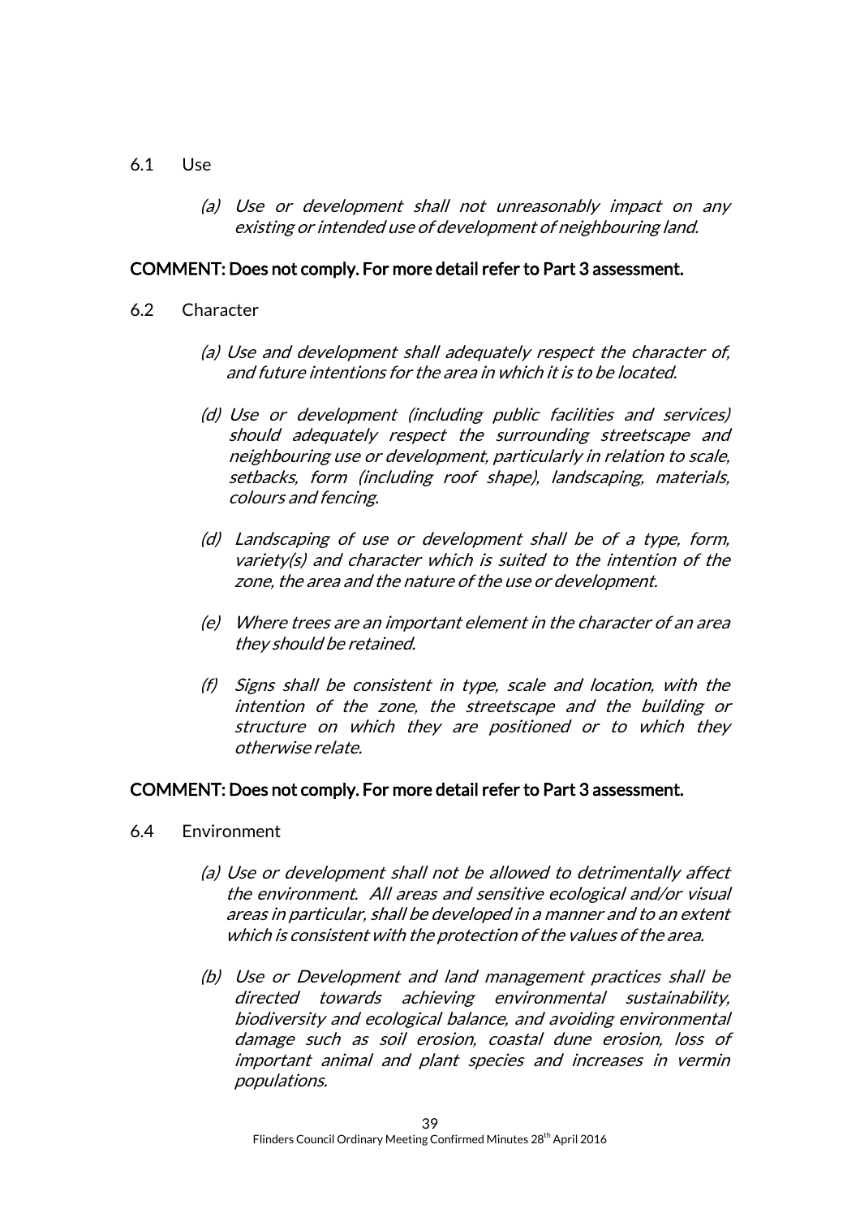6.1 Use

*(a) Use or development shall not unreasonably impact on any existing or intended use of development of neighbouring land.*

**COMMENT: Does not comply. For more detail refer to Part 3 assessment.**

6.2 Character

*(a) Use and development shall adequately respect the character of, and future intentions for the area in which it is to be located.*

*(d) Use or development (including public facilities and services) should adequately respect the surrounding streetscape and neighbouring use or development, particularly in relation to scale, setbacks, form (including roof shape), landscaping, materials, colours and fencing.*

*(d) Landscaping of use or development shall be of a type, form, variety(s) and character which is suited to the intention of the zone, the area and the nature of the use or development.*

*(e) Where trees are an important element in the character of an area they should be retained.*

*(f) Signs shall be consistent in type, scale and location, with the intention of the zone, the streetscape and the building or structure on which they are positioned or to which they otherwise relate.*

**COMMENT: Does not comply. For more detail refer to Part 3 assessment.**

6.4 Environment

*(a) Use or development shall not be allowed to detrimentally affect the environment. All areas and sensitive ecological and/or visual areas in particular, shall be developed in a manner and to an extent which is consistent with the protection of the values of the area.*

*(b) Use or Development and land management practices shall be directed towards achieving environmental sustainability, biodiversity and ecological balance, and avoiding environmental damage such as soil erosion, coastal dune erosion, loss of important animal and plant species and increases in vermin populations.*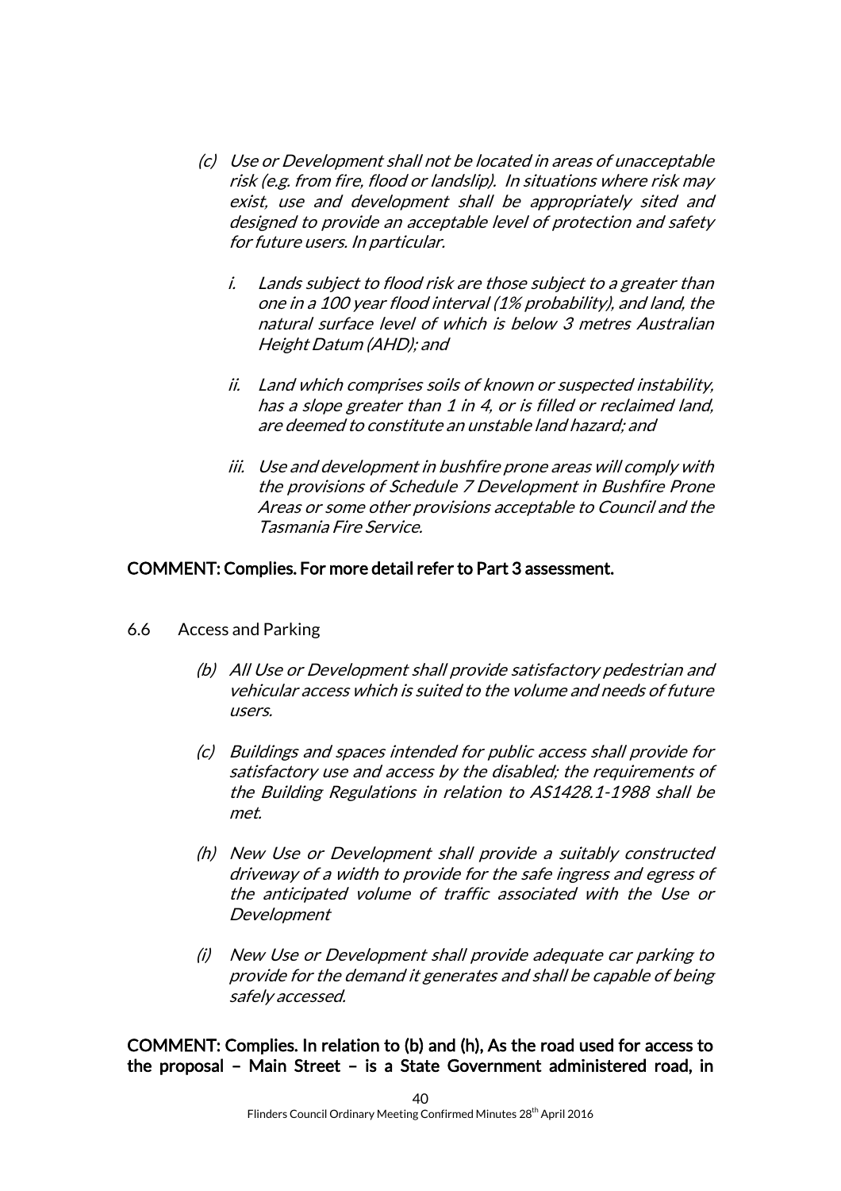*(c) Use or Development shall not be located in areas of unacceptable risk (e.g. from fire, flood or landslip). In situations where risk may exist, use and development shall be appropriately sited and designed to provide an acceptable level of protection and safety for future users. In particular.*

*i. Lands subject to flood risk are those subject to a greater than one in a 100 year flood interval (1% probability), and land, the natural surface level of which is below 3 metres Australian Height Datum (AHD); and*

*ii. Land which comprises soils of known or suspected instability, has a slope greater than 1 in 4, or is filled or reclaimed land, are deemed to constitute an unstable land hazard; and*

*iii. Use and development in bushfire prone areas will comply with the provisions of Schedule 7 Development in Bushfire Prone Areas or some other provisions acceptable to Council and the Tasmania Fire Service.*

**COMMENT: Complies. For more detail refer to Part 3 assessment.**

6.6 Access and Parking

*(b) All Use or Development shall provide satisfactory pedestrian and vehicular access which is suited to the volume and needs of future users.*

*(c) Buildings and spaces intended for public access shall provide for satisfactory use and access by the disabled; the requirements of the Building Regulations in relation to AS1428.1-1988 shall be met.*

*(h) New Use or Development shall provide a suitably constructed driveway of a width to provide for the safe ingress and egress of the anticipated volume of traffic associated with the Use or Development*

*(i) New Use or Development shall provide adequate car parking to provide for the demand it generates and shall be capable of being safely accessed.*

**COMMENT: Complies. In relation to (b) and (h), As the road used for access to the proposal – Main Street – is a State Government administered road, in**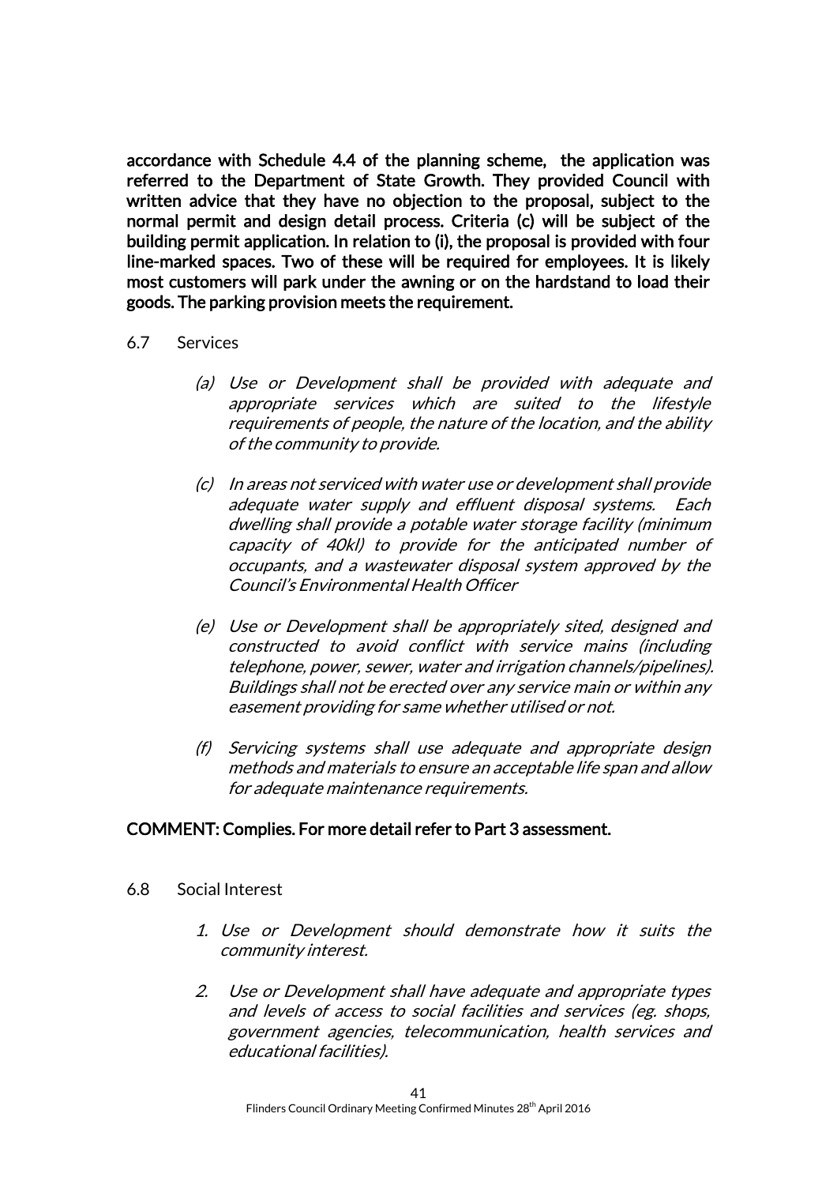**accordance with Schedule 4.4 of the planning scheme, the application was referred to the Department of State Growth. They provided Council with written advice that they have no objection to the proposal, subject to the normal permit and design detail process. Criteria (c) will be subject of the building permit application. In relation to (i), the proposal is provided with four line-marked spaces. Two of these will be required for employees. It is likely most customers will park under the awning or on the hardstand to load their goods. The parking provision meets the requirement.**

6.7 Services

*(a) Use or Development shall be provided with adequate and appropriate services which are suited to the lifestyle requirements of people, the nature of the location, and the ability of the community to provide.*

*(c) In areas not serviced with water use or development shall provide adequate water supply and effluent disposal systems. Each dwelling shall provide a potable water storage facility (minimum capacity of 40kl) to provide for the anticipated number of occupants, and a wastewater disposal system approved by the Council's Environmental Health Officer*

*(e) Use or Development shall be appropriately sited, designed and constructed to avoid conflict with service mains (including telephone, power, sewer, water and irrigation channels/pipelines). Buildings shall not be erected over any service main or within any easement providing for same whether utilised or not.*

*(f) Servicing systems shall use adequate and appropriate design methods and materials to ensure an acceptable life span and allow for adequate maintenance requirements.*

**COMMENT: Complies. For more detail refer to Part 3 assessment.**

6.8 Social Interest

*1. Use or Development should demonstrate how it suits the community interest.*

*2. Use or Development shall have adequate and appropriate types and levels of access to social facilities and services (eg. shops, government agencies, telecommunication, health services and educational facilities).*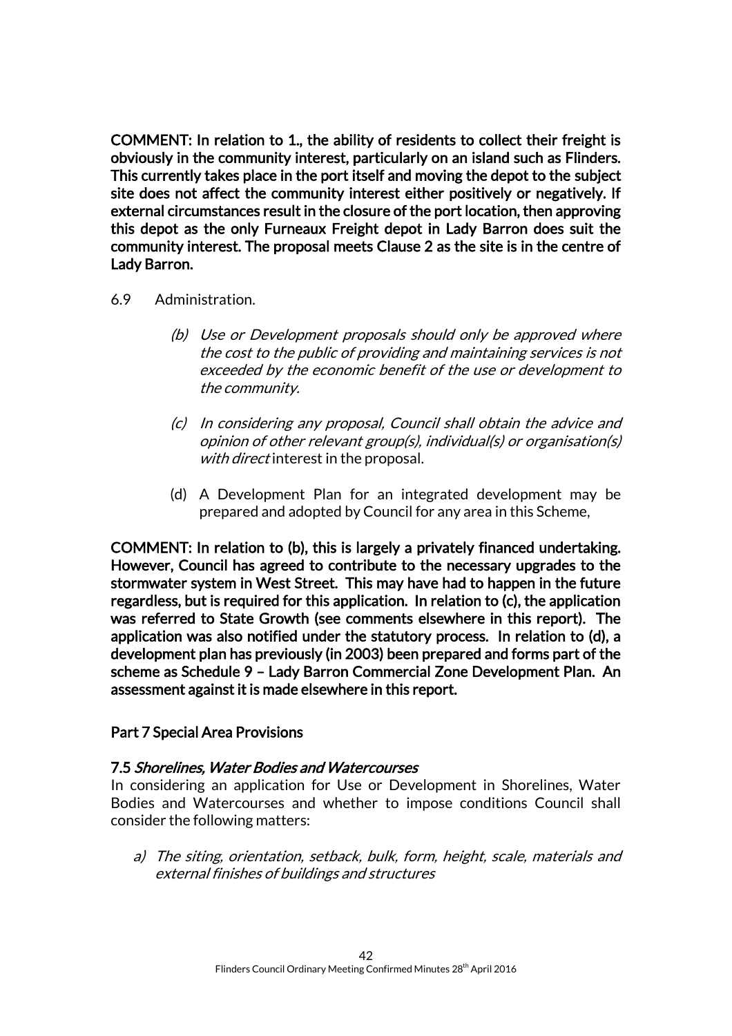**COMMENT: In relation to 1., the ability of residents to collect their freight is obviously in the community interest, particularly on an island such as Flinders. This currently takes place in the port itself and moving the depot to the subject site does not affect the community interest either positively or negatively. If external circumstances result in the closure of the port location, then approving this depot as the only Furneaux Freight depot in Lady Barron does suit the community interest. The proposal meets Clause 2 as the site is in the centre of Lady Barron.**

6.9 Administration.

(b) *Use or Development proposals should only be approved where the cost to the public of providing and maintaining services is not exceeded by the economic benefit of the use or development to the community.*

(c) *In considering any proposal, Council shall obtain the advice and opinion of other relevant group(s), individual(s) or organisation(s) with direct* interest in the proposal.

(d) A Development Plan for an integrated development may be prepared and adopted by Council for any area in this Scheme,

**COMMENT: In relation to (b), this is largely a privately financed undertaking. However, Council has agreed to contribute to the necessary upgrades to the stormwater system in West Street. This may have had to happen in the future regardless, but is required for this application. In relation to (c), the application was referred to State Growth (see comments elsewhere in this report). The application was also notified under the statutory process. In relation to (d), a development plan has previously (in 2003) been prepared and forms part of the scheme as Schedule 9 – Lady Barron Commercial Zone Development Plan. An assessment against it is made elsewhere in this report.**

**Part 7 Special Area Provisions**

**7.5 *Shorelines, Water Bodies and Watercourses***

In considering an application for Use or Development in Shorelines, Water Bodies and Watercourses and whether to impose conditions Council shall consider the following matters:

a) *The siting, orientation, setback, bulk, form, height, scale, materials and external finishes of buildings and structures*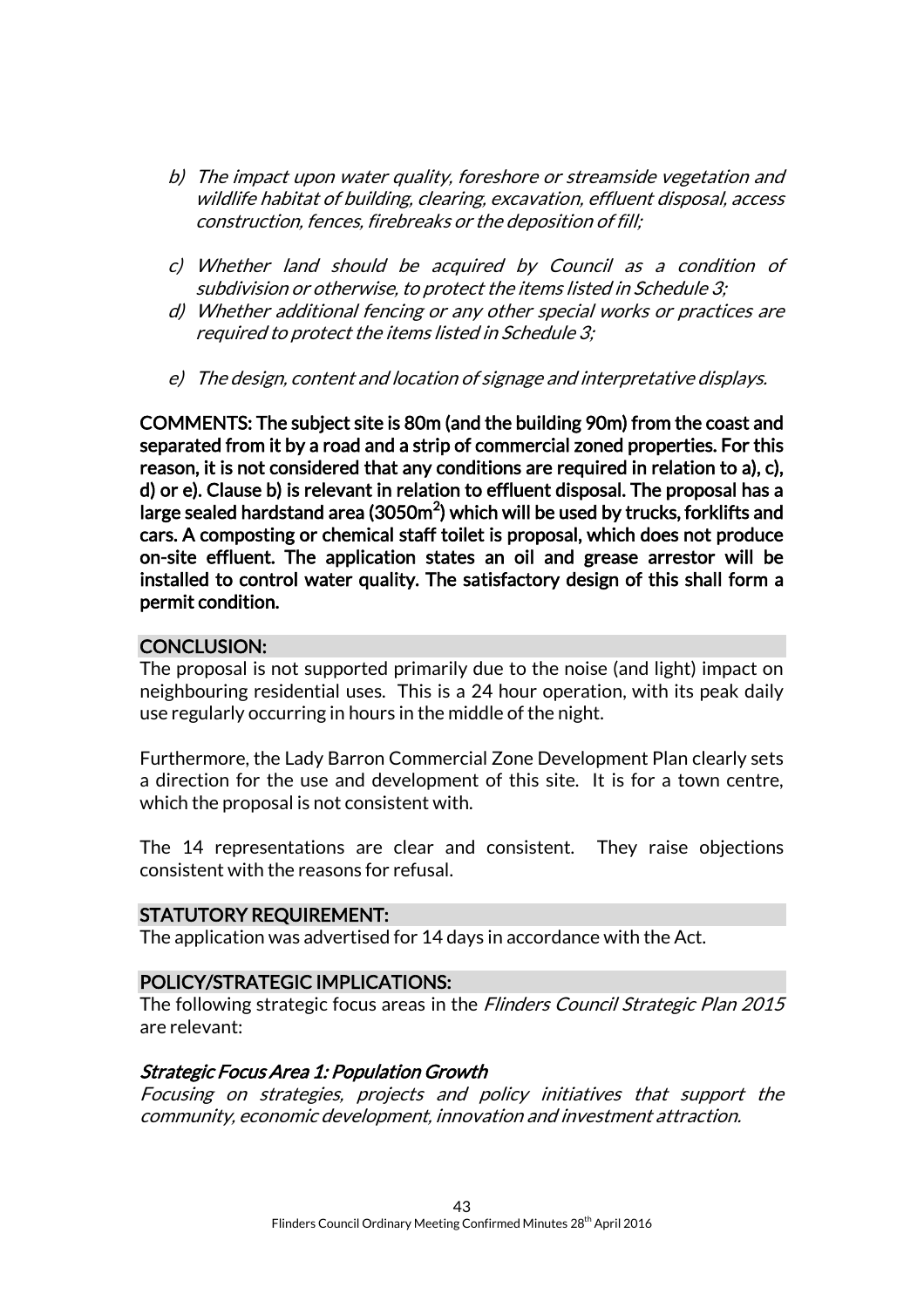*b) The impact upon water quality, foreshore or streamside vegetation and wildlife habitat of building, clearing, excavation, effluent disposal, access construction, fences, firebreaks or the deposition of fill;*

*c) Whether land should be acquired by Council as a condition of subdivision or otherwise, to protect the items listed in Schedule 3;*

*d) Whether additional fencing or any other special works or practices are required to protect the items listed in Schedule 3;*

*e) The design, content and location of signage and interpretative displays.*

**COMMENTS: The subject site is 80m (and the building 90m) from the coast and separated from it by a road and a strip of commercial zoned properties. For this reason, it is not considered that any conditions are required in relation to a), c), d) or e). Clause b) is relevant in relation to effluent disposal. The proposal has a large sealed hardstand area (3050m$^2$) which will be used by trucks, forklifts and cars. A composting or chemical staff toilet is proposal, which does not produce on-site effluent. The application states an oil and grease arrestor will be installed to control water quality. The satisfactory design of this shall form a permit condition.**

## CONCLUSION:

The proposal is not supported primarily due to the noise (and light) impact on neighbouring residential uses. This is a 24 hour operation, with its peak daily use regularly occurring in hours in the middle of the night.

Furthermore, the Lady Barron Commercial Zone Development Plan clearly sets a direction for the use and development of this site. It is for a town centre, which the proposal is not consistent with.

The 14 representations are clear and consistent. They raise objections consistent with the reasons for refusal.

## STATUTORY REQUIREMENT:

The application was advertised for 14 days in accordance with the Act.

## POLICY/STRATEGIC IMPLICATIONS:

The following strategic focus areas in the *Flinders Council Strategic Plan 2015* are relevant:

### *Strategic Focus Area 1: Population Growth*

*Focusing on strategies, projects and policy initiatives that support the community, economic development, innovation and investment attraction.*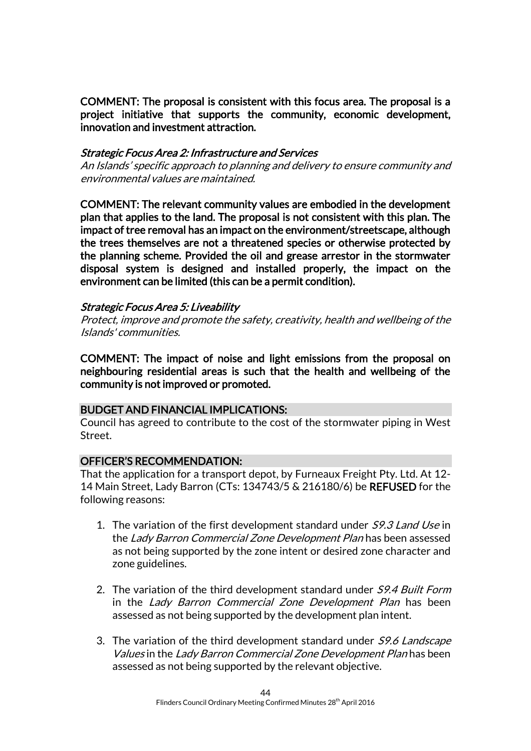**COMMENT: The proposal is consistent with this focus area. The proposal is a project initiative that supports the community, economic development, innovation and investment attraction.**

*Strategic Focus Area 2: Infrastructure and Services*

*An Islands' specific approach to planning and delivery to ensure community and environmental values are maintained.*

**COMMENT: The relevant community values are embodied in the development plan that applies to the land. The proposal is not consistent with this plan. The impact of tree removal has an impact on the environment/streetscape, although the trees themselves are not a threatened species or otherwise protected by the planning scheme. Provided the oil and grease arrestor in the stormwater disposal system is designed and installed properly, the impact on the environment can be limited (this can be a permit condition).**

*Strategic Focus Area 5: Liveability*

*Protect, improve and promote the safety, creativity, health and wellbeing of the Islands' communities.*

**COMMENT: The impact of noise and light emissions from the proposal on neighbouring residential areas is such that the health and wellbeing of the community is not improved or promoted.**

## BUDGET AND FINANCIAL IMPLICATIONS:

Council has agreed to contribute to the cost of the stormwater piping in West Street.

## OFFICER'S RECOMMENDATION:

That the application for a transport depot, by Furneaux Freight Pty. Ltd. At 12-14 Main Street, Lady Barron (CTs: 134743/5 & 216180/6) be **REFUSED** for the following reasons:

1. The variation of the first development standard under *S9.3 Land Use* in the *Lady Barron Commercial Zone Development Plan* has been assessed as not being supported by the zone intent or desired zone character and zone guidelines.

2. The variation of the third development standard under *S9.4 Built Form* in the *Lady Barron Commercial Zone Development Plan* has been assessed as not being supported by the development plan intent.

3. The variation of the third development standard under *S9.6 Landscape Values* in the *Lady Barron Commercial Zone Development Plan* has been assessed as not being supported by the relevant objective.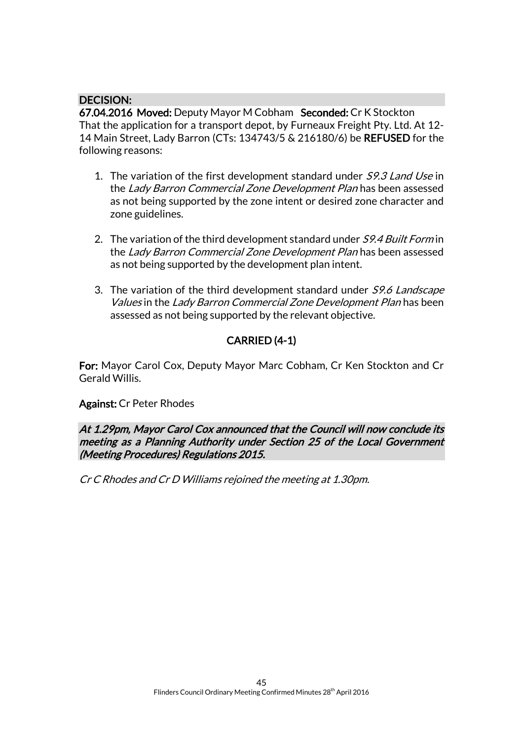**DECISION:**

**67.04.2016 Moved:** Deputy Mayor M Cobham **Seconded:** Cr K Stockton

That the application for a transport depot, by Furneaux Freight Pty. Ltd. At 12-14 Main Street, Lady Barron (CTs: 134743/5 & 216180/6) be **REFUSED** for the following reasons:

1. The variation of the first development standard under *S9.3 Land Use* in the *Lady Barron Commercial Zone Development Plan* has been assessed as not being supported by the zone intent or desired zone character and zone guidelines.

2. The variation of the third development standard under *S9.4 Built Form* in the *Lady Barron Commercial Zone Development Plan* has been assessed as not being supported by the development plan intent.

3. The variation of the third development standard under *S9.6 Landscape Values* in the *Lady Barron Commercial Zone Development Plan* has been assessed as not being supported by the relevant objective.

**CARRIED (4-1)**

**For:** Mayor Carol Cox, Deputy Mayor Marc Cobham, Cr Ken Stockton and Cr Gerald Willis.

**Against:** Cr Peter Rhodes

*At 1.29pm, Mayor Carol Cox announced that the Council will now conclude its meeting as a Planning Authority under Section 25 of the Local Government (Meeting Procedures) Regulations 2015.*

*Cr C Rhodes and Cr D Williams rejoined the meeting at 1.30pm.*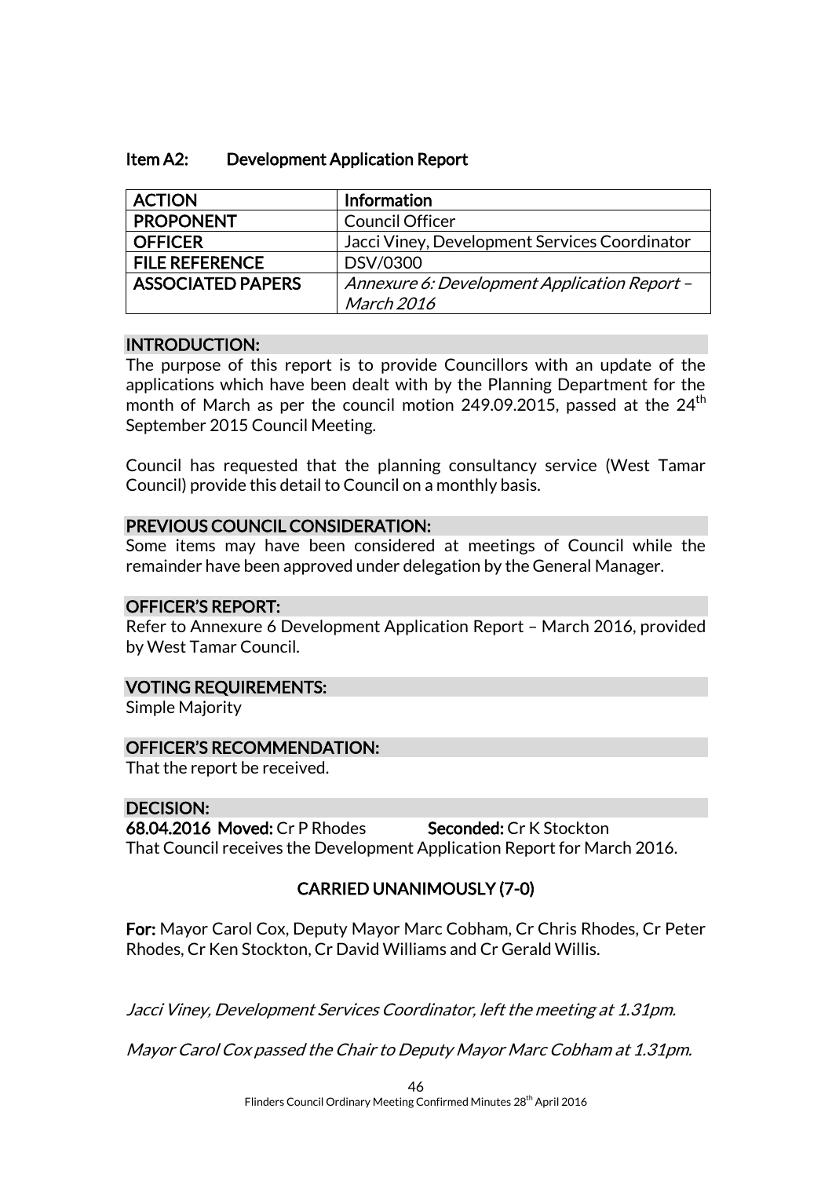### Item A2: Development Application Report

| ACTION | Information |
|---|---|
| PROPONENT | Council Officer |
| OFFICER | Jacci Viney, Development Services Coordinator |
| FILE REFERENCE | DSV/0300 |
| ASSOCIATED PAPERS | *Annexure 6: Development Application Report – March 2016* |

**INTRODUCTION:**

The purpose of this report is to provide Councillors with an update of the applications which have been dealt with by the Planning Department for the month of March as per the council motion 249.09.2015, passed at the 24th September 2015 Council Meeting.

Council has requested that the planning consultancy service (West Tamar Council) provide this detail to Council on a monthly basis.

**PREVIOUS COUNCIL CONSIDERATION:**

Some items may have been considered at meetings of Council while the remainder have been approved under delegation by the General Manager.

**OFFICER'S REPORT:**

Refer to Annexure 6 Development Application Report – March 2016, provided by West Tamar Council.

**VOTING REQUIREMENTS:**

Simple Majority

**OFFICER'S RECOMMENDATION:**

That the report be received.

**DECISION:**

**68.04.2016 Moved:** Cr P Rhodes **Seconded:** Cr K Stockton

That Council receives the Development Application Report for March 2016.

**CARRIED UNANIMOUSLY (7-0)**

**For:** Mayor Carol Cox, Deputy Mayor Marc Cobham, Cr Chris Rhodes, Cr Peter Rhodes, Cr Ken Stockton, Cr David Williams and Cr Gerald Willis.

*Jacci Viney, Development Services Coordinator, left the meeting at 1.31pm.*

*Mayor Carol Cox passed the Chair to Deputy Mayor Marc Cobham at 1.31pm.*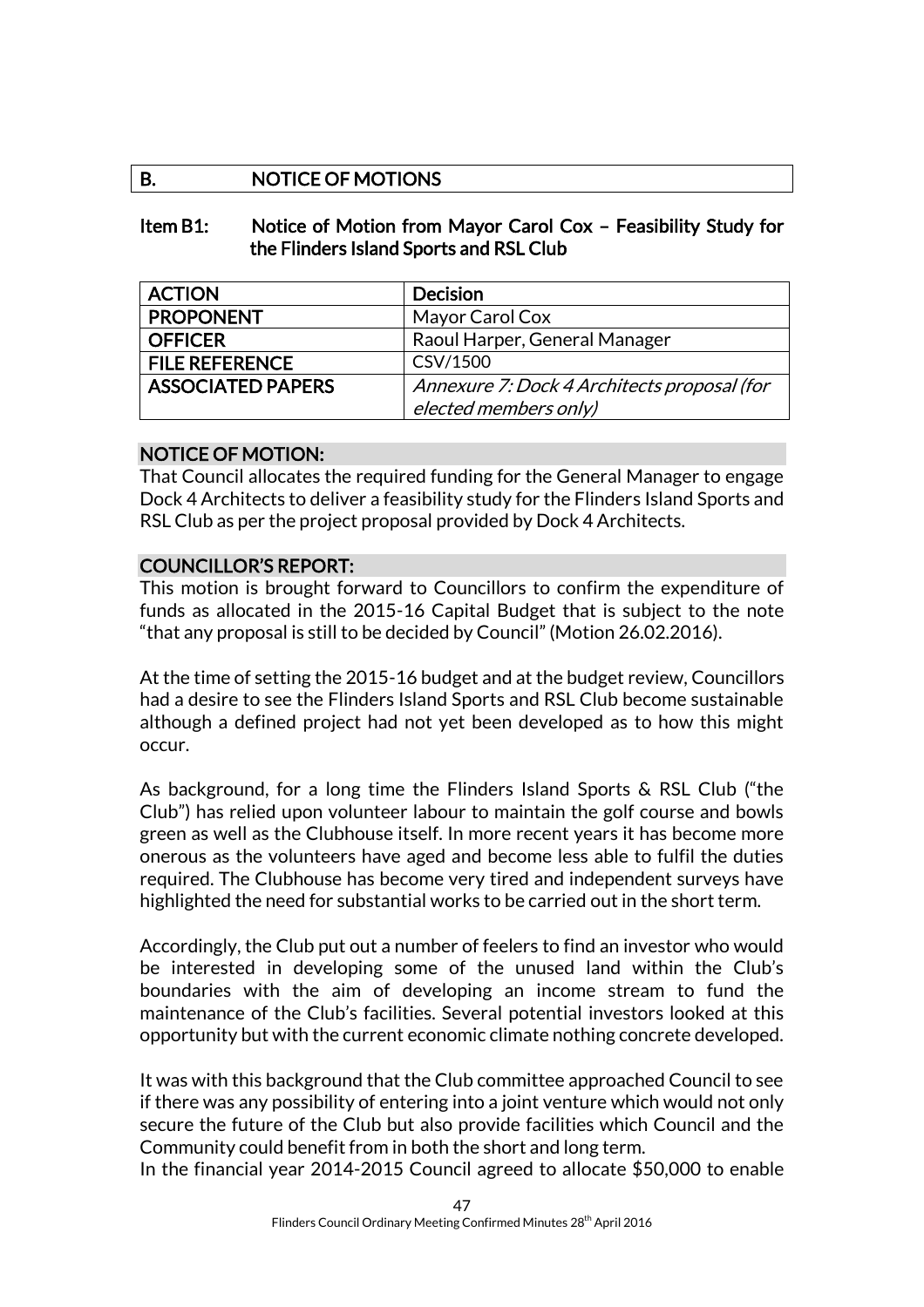## B. NOTICE OF MOTIONS

### Item B1: Notice of Motion from Mayor Carol Cox – Feasibility Study for the Flinders Island Sports and RSL Club

| ACTION | Decision |
|---|---|
| PROPONENT | Mayor Carol Cox |
| OFFICER | Raoul Harper, General Manager |
| FILE REFERENCE | CSV/1500 |
| ASSOCIATED PAPERS | *Annexure 7: Dock 4 Architects proposal (for elected members only)* |

**NOTICE OF MOTION:**

That Council allocates the required funding for the General Manager to engage Dock 4 Architects to deliver a feasibility study for the Flinders Island Sports and RSL Club as per the project proposal provided by Dock 4 Architects.

**COUNCILLOR'S REPORT:**

This motion is brought forward to Councillors to confirm the expenditure of funds as allocated in the 2015-16 Capital Budget that is subject to the note "that any proposal is still to be decided by Council" (Motion 26.02.2016).

At the time of setting the 2015-16 budget and at the budget review, Councillors had a desire to see the Flinders Island Sports and RSL Club become sustainable although a defined project had not yet been developed as to how this might occur.

As background, for a long time the Flinders Island Sports & RSL Club ("the Club") has relied upon volunteer labour to maintain the golf course and bowls green as well as the Clubhouse itself. In more recent years it has become more onerous as the volunteers have aged and become less able to fulfil the duties required. The Clubhouse has become very tired and independent surveys have highlighted the need for substantial works to be carried out in the short term.

Accordingly, the Club put out a number of feelers to find an investor who would be interested in developing some of the unused land within the Club's boundaries with the aim of developing an income stream to fund the maintenance of the Club's facilities. Several potential investors looked at this opportunity but with the current economic climate nothing concrete developed.

It was with this background that the Club committee approached Council to see if there was any possibility of entering into a joint venture which would not only secure the future of the Club but also provide facilities which Council and the Community could benefit from in both the short and long term.

In the financial year 2014-2015 Council agreed to allocate $50,000 to enable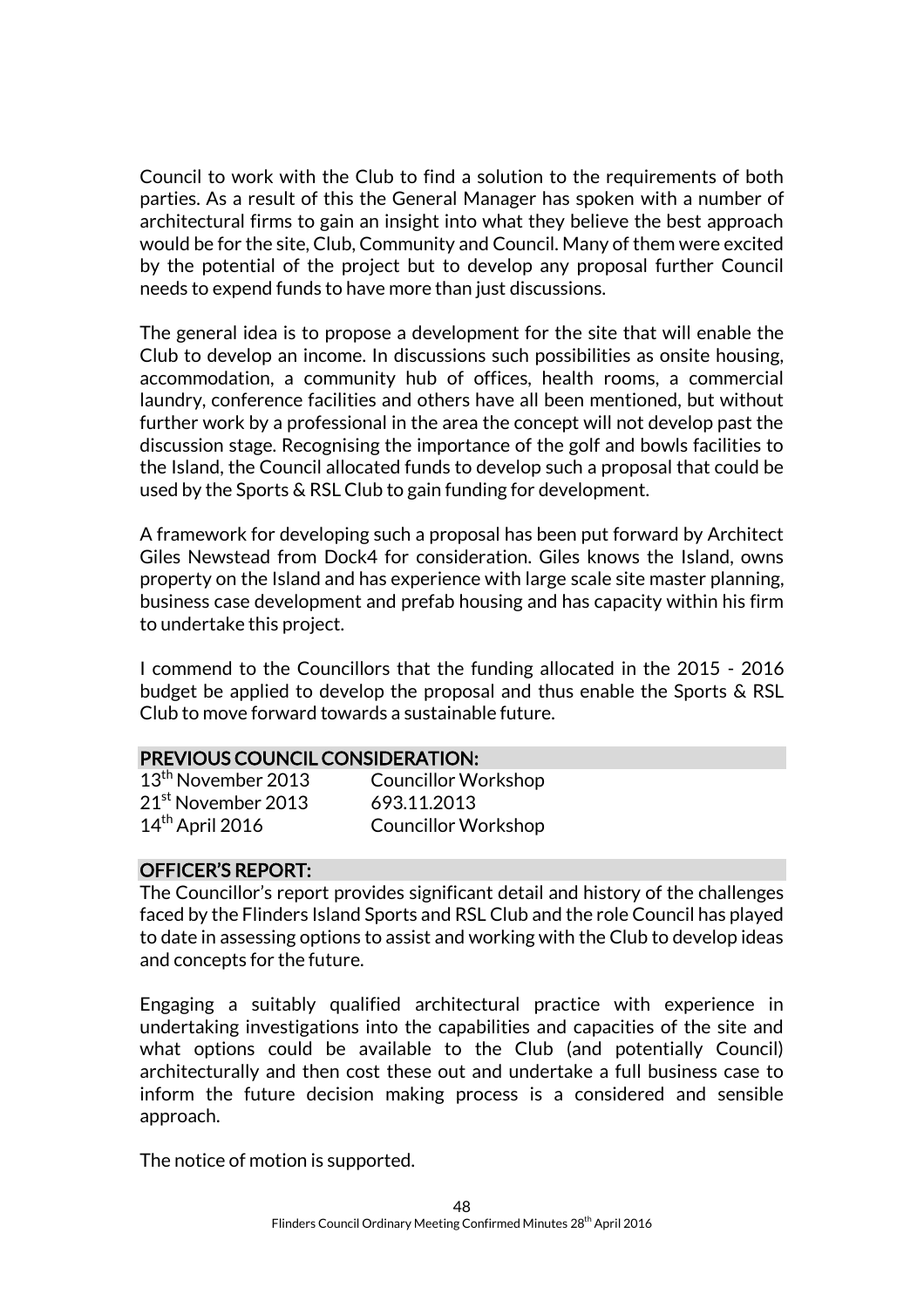Council to work with the Club to find a solution to the requirements of both parties. As a result of this the General Manager has spoken with a number of architectural firms to gain an insight into what they believe the best approach would be for the site, Club, Community and Council. Many of them were excited by the potential of the project but to develop any proposal further Council needs to expend funds to have more than just discussions.

The general idea is to propose a development for the site that will enable the Club to develop an income. In discussions such possibilities as onsite housing, accommodation, a community hub of offices, health rooms, a commercial laundry, conference facilities and others have all been mentioned, but without further work by a professional in the area the concept will not develop past the discussion stage. Recognising the importance of the golf and bowls facilities to the Island, the Council allocated funds to develop such a proposal that could be used by the Sports & RSL Club to gain funding for development.

A framework for developing such a proposal has been put forward by Architect Giles Newstead from Dock4 for consideration. Giles knows the Island, owns property on the Island and has experience with large scale site master planning, business case development and prefab housing and has capacity within his firm to undertake this project.

I commend to the Councillors that the funding allocated in the 2015 - 2016 budget be applied to develop the proposal and thus enable the Sports & RSL Club to move forward towards a sustainable future.

## PREVIOUS COUNCIL CONSIDERATION:

| | |
|---|---|
| 13th November 2013 | Councillor Workshop |
| 21st November 2013 | 693.11.2013 |
| 14th April 2016 | Councillor Workshop |

## OFFICER'S REPORT:

The Councillor's report provides significant detail and history of the challenges faced by the Flinders Island Sports and RSL Club and the role Council has played to date in assessing options to assist and working with the Club to develop ideas and concepts for the future.

Engaging a suitably qualified architectural practice with experience in undertaking investigations into the capabilities and capacities of the site and what options could be available to the Club (and potentially Council) architecturally and then cost these out and undertake a full business case to inform the future decision making process is a considered and sensible approach.

The notice of motion is supported.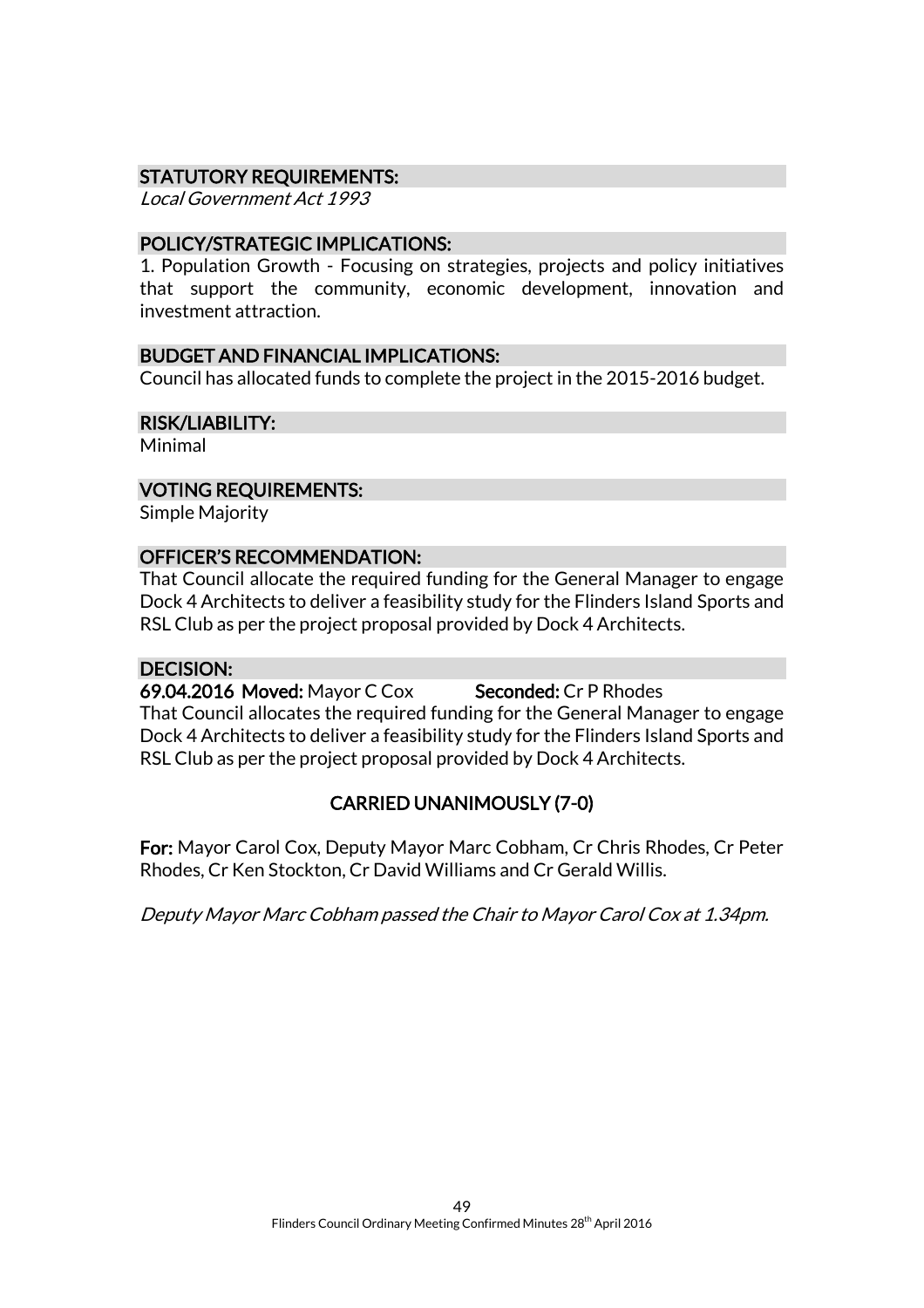### STATUTORY REQUIREMENTS:

*Local Government Act 1993*

### POLICY/STRATEGIC IMPLICATIONS:

1. Population Growth - Focusing on strategies, projects and policy initiatives that support the community, economic development, innovation and investment attraction.

### BUDGET AND FINANCIAL IMPLICATIONS:

Council has allocated funds to complete the project in the 2015-2016 budget.

### RISK/LIABILITY:

Minimal

### VOTING REQUIREMENTS:

Simple Majority

### OFFICER'S RECOMMENDATION:

That Council allocate the required funding for the General Manager to engage Dock 4 Architects to deliver a feasibility study for the Flinders Island Sports and RSL Club as per the project proposal provided by Dock 4 Architects.

### DECISION:

**69.04.2016 Moved:** Mayor C Cox **Seconded:** Cr P Rhodes

That Council allocates the required funding for the General Manager to engage Dock 4 Architects to deliver a feasibility study for the Flinders Island Sports and RSL Club as per the project proposal provided by Dock 4 Architects.

**CARRIED UNANIMOUSLY (7-0)**

**For:** Mayor Carol Cox, Deputy Mayor Marc Cobham, Cr Chris Rhodes, Cr Peter Rhodes, Cr Ken Stockton, Cr David Williams and Cr Gerald Willis.

*Deputy Mayor Marc Cobham passed the Chair to Mayor Carol Cox at 1.34pm.*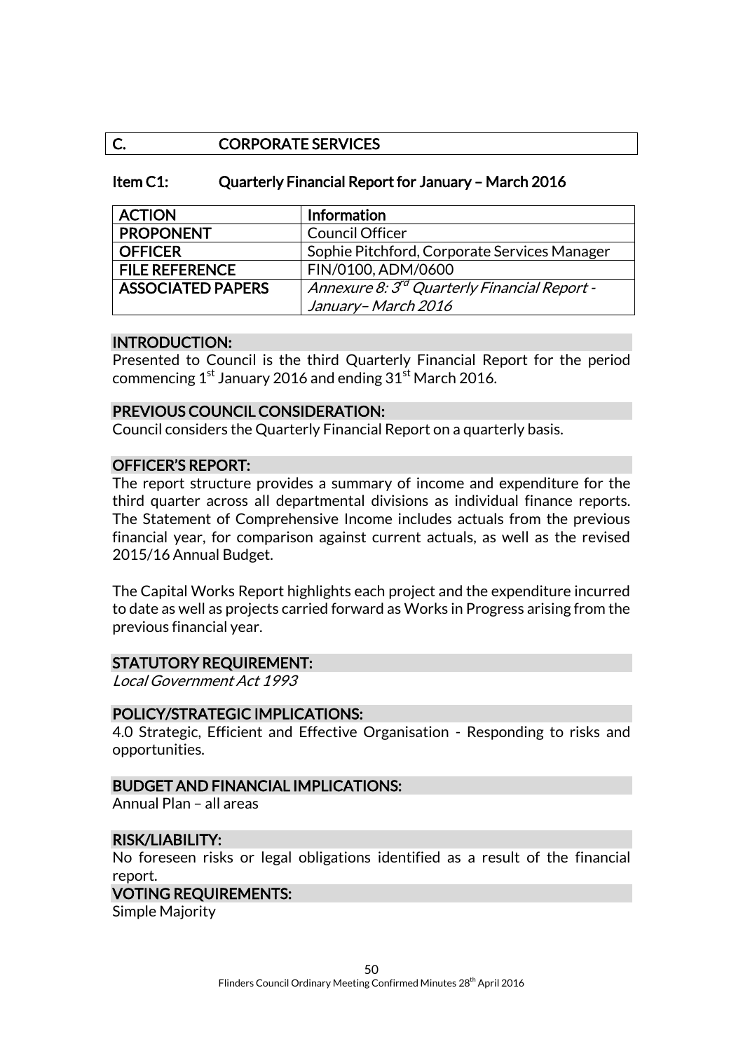## C. CORPORATE SERVICES

### Item C1: Quarterly Financial Report for January – March 2016

| ACTION | Information |
|---|---|
| PROPONENT | Council Officer |
| OFFICER | Sophie Pitchford, Corporate Services Manager |
| FILE REFERENCE | FIN/0100, ADM/0600 |
| ASSOCIATED PAPERS | *Annexure 8: 3rd Quarterly Financial Report - January– March 2016* |

#### INTRODUCTION:

Presented to Council is the third Quarterly Financial Report for the period commencing 1st January 2016 and ending 31st March 2016.

#### PREVIOUS COUNCIL CONSIDERATION:

Council considers the Quarterly Financial Report on a quarterly basis.

#### OFFICER'S REPORT:

The report structure provides a summary of income and expenditure for the third quarter across all departmental divisions as individual finance reports. The Statement of Comprehensive Income includes actuals from the previous financial year, for comparison against current actuals, as well as the revised 2015/16 Annual Budget.

The Capital Works Report highlights each project and the expenditure incurred to date as well as projects carried forward as Works in Progress arising from the previous financial year.

#### STATUTORY REQUIREMENT:

*Local Government Act 1993*

#### POLICY/STRATEGIC IMPLICATIONS:

4.0 Strategic, Efficient and Effective Organisation - Responding to risks and opportunities.

#### BUDGET AND FINANCIAL IMPLICATIONS:

Annual Plan – all areas

#### RISK/LIABILITY:

No foreseen risks or legal obligations identified as a result of the financial report.

#### VOTING REQUIREMENTS:

Simple Majority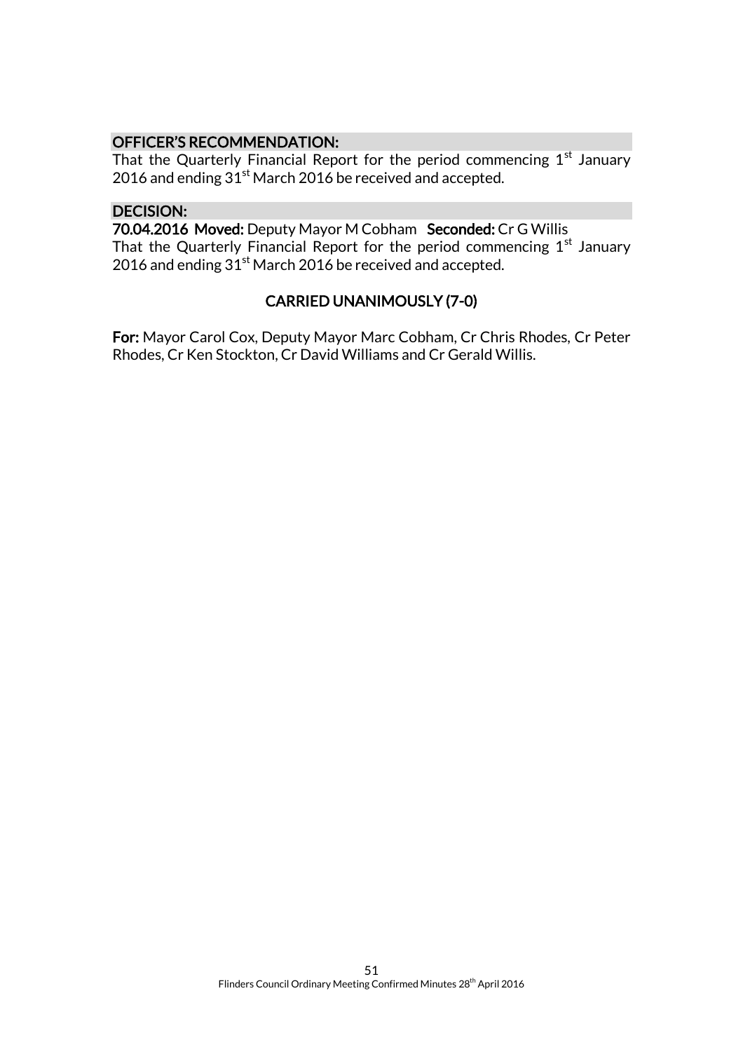### OFFICER'S RECOMMENDATION:

That the Quarterly Financial Report for the period commencing 1st January 2016 and ending 31st March 2016 be received and accepted.

### DECISION:

**70.04.2016 Moved:** Deputy Mayor M Cobham **Seconded:** Cr G Willis

That the Quarterly Financial Report for the period commencing 1st January 2016 and ending 31st March 2016 be received and accepted.

**CARRIED UNANIMOUSLY (7-0)**

**For:** Mayor Carol Cox, Deputy Mayor Marc Cobham, Cr Chris Rhodes, Cr Peter Rhodes, Cr Ken Stockton, Cr David Williams and Cr Gerald Willis.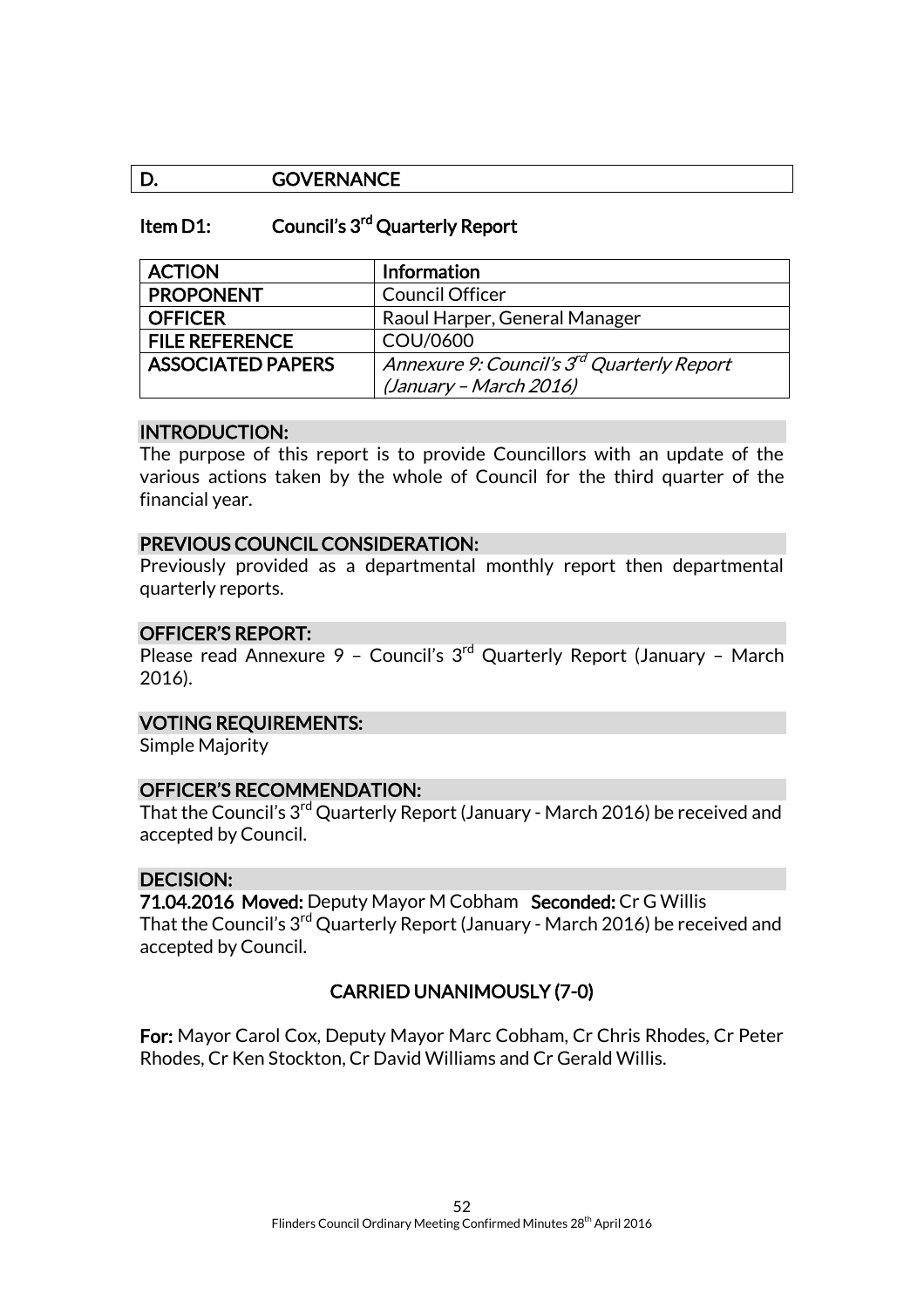## D. GOVERNANCE

### Item D1: Council's 3rd Quarterly Report

| ACTION | Information |
|---|---|
| PROPONENT | Council Officer |
| OFFICER | Raoul Harper, General Manager |
| FILE REFERENCE | COU/0600 |
| ASSOCIATED PAPERS | *Annexure 9: Council's 3rd Quarterly Report (January – March 2016)* |

**INTRODUCTION:**

The purpose of this report is to provide Councillors with an update of the various actions taken by the whole of Council for the third quarter of the financial year.

**PREVIOUS COUNCIL CONSIDERATION:**

Previously provided as a departmental monthly report then departmental quarterly reports.

**OFFICER'S REPORT:**

Please read Annexure 9 – Council's 3rd Quarterly Report (January – March 2016).

**VOTING REQUIREMENTS:**

Simple Majority

**OFFICER'S RECOMMENDATION:**

That the Council's 3rd Quarterly Report (January - March 2016) be received and accepted by Council.

**DECISION:**

**71.04.2016 Moved:** Deputy Mayor M Cobham **Seconded:** Cr G Willis

That the Council's 3rd Quarterly Report (January - March 2016) be received and accepted by Council.

**CARRIED UNANIMOUSLY (7-0)**

**For:** Mayor Carol Cox, Deputy Mayor Marc Cobham, Cr Chris Rhodes, Cr Peter Rhodes, Cr Ken Stockton, Cr David Williams and Cr Gerald Willis.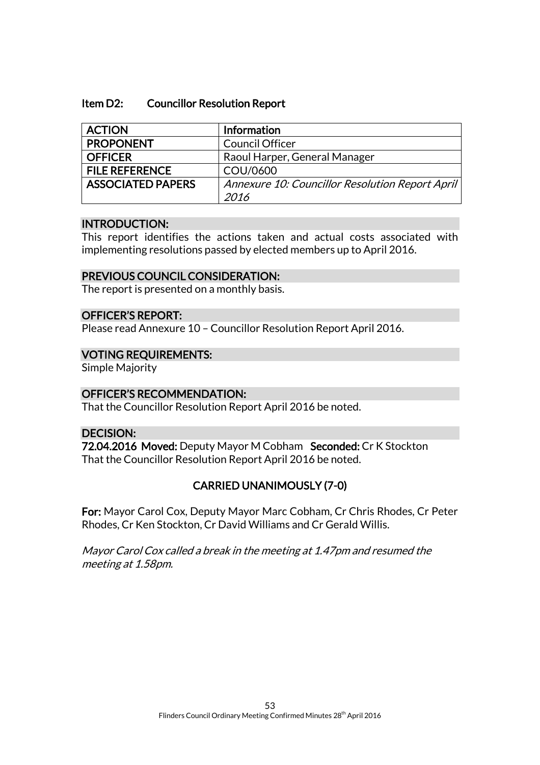## Item D2: Councillor Resolution Report

| ACTION | Information |
|---|---|
| PROPONENT | Council Officer |
| OFFICER | Raoul Harper, General Manager |
| FILE REFERENCE | COU/0600 |
| ASSOCIATED PAPERS | *Annexure 10: Councillor Resolution Report April 2016* |

### INTRODUCTION:

This report identifies the actions taken and actual costs associated with implementing resolutions passed by elected members up to April 2016.

### PREVIOUS COUNCIL CONSIDERATION:

The report is presented on a monthly basis.

### OFFICER'S REPORT:

Please read Annexure 10 – Councillor Resolution Report April 2016.

### VOTING REQUIREMENTS:

Simple Majority

### OFFICER'S RECOMMENDATION:

That the Councillor Resolution Report April 2016 be noted.

### DECISION:

**72.04.2016 Moved:** Deputy Mayor M Cobham **Seconded:** Cr K Stockton
That the Councillor Resolution Report April 2016 be noted.

**CARRIED UNANIMOUSLY (7-0)**

**For:** Mayor Carol Cox, Deputy Mayor Marc Cobham, Cr Chris Rhodes, Cr Peter Rhodes, Cr Ken Stockton, Cr David Williams and Cr Gerald Willis.

*Mayor Carol Cox called a break in the meeting at 1.47pm and resumed the meeting at 1.58pm.*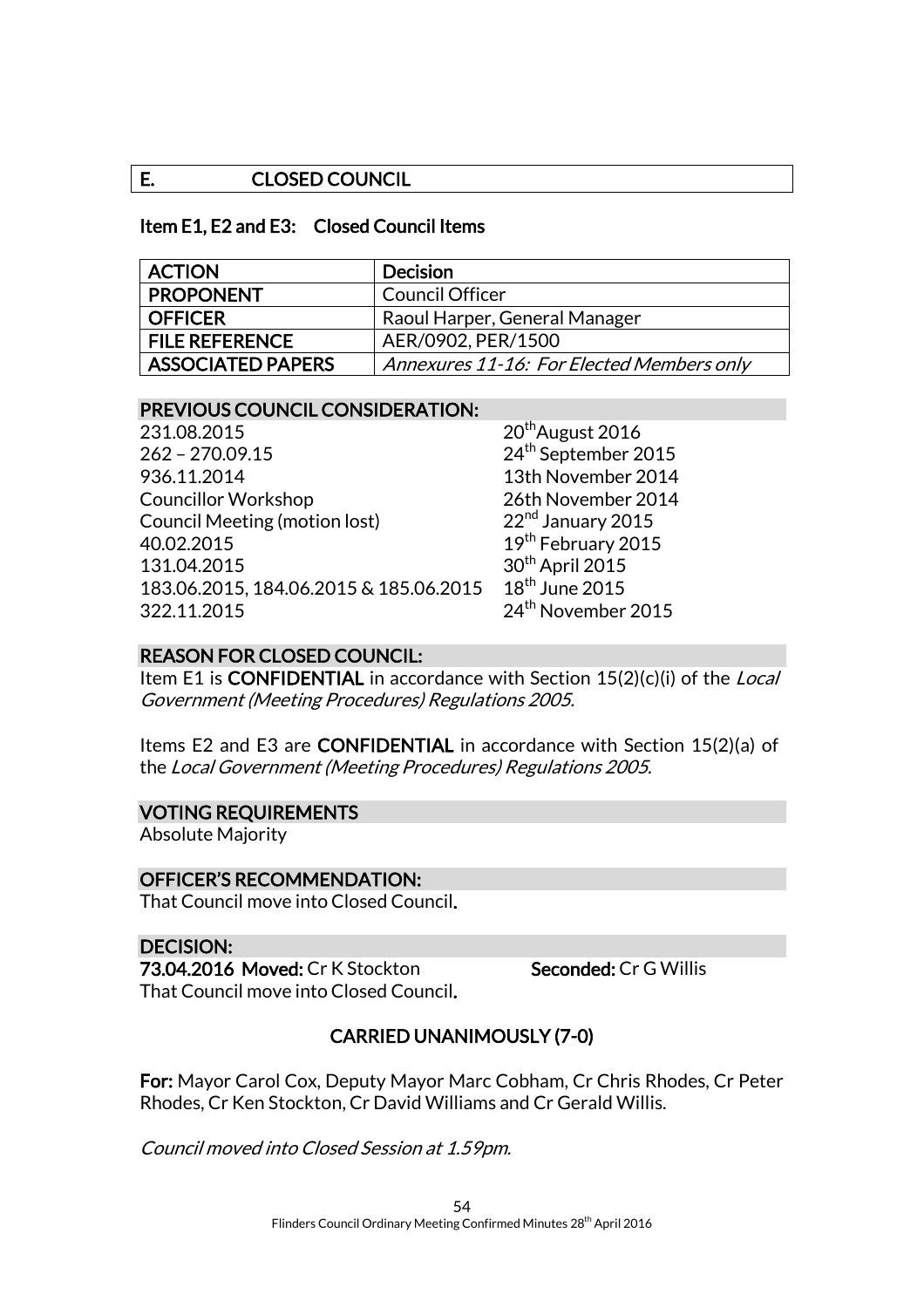## E. CLOSED COUNCIL

### Item E1, E2 and E3: Closed Council Items

| ACTION | Decision |
|---|---|
| PROPONENT | Council Officer |
| OFFICER | Raoul Harper, General Manager |
| FILE REFERENCE | AER/0902, PER/1500 |
| ASSOCIATED PAPERS | *Annexures 11-16: For Elected Members only* |

**PREVIOUS COUNCIL CONSIDERATION:**

| | |
|---|---|
| 231.08.2015 | 20th August 2016 |
| 262 – 270.09.15 | 24th September 2015 |
| 936.11.2014 | 13th November 2014 |
| Councillor Workshop | 26th November 2014 |
| Council Meeting (motion lost) | 22nd January 2015 |
| 40.02.2015 | 19th February 2015 |
| 131.04.2015 | 30th April 2015 |
| 183.06.2015, 184.06.2015 & 185.06.2015 | 18th June 2015 |
| 322.11.2015 | 24th November 2015 |

**REASON FOR CLOSED COUNCIL:**

Item E1 is **CONFIDENTIAL** in accordance with Section 15(2)(c)(i) of the *Local Government (Meeting Procedures) Regulations 2005.*

Items E2 and E3 are **CONFIDENTIAL** in accordance with Section 15(2)(a) of the *Local Government (Meeting Procedures) Regulations 2005.*

**VOTING REQUIREMENTS**

Absolute Majority

**OFFICER'S RECOMMENDATION:**

That Council move into Closed Council.

**DECISION:**

**73.04.2016 Moved:** Cr K Stockton **Seconded:** Cr G Willis

That Council move into Closed Council.

**CARRIED UNANIMOUSLY (7-0)**

**For:** Mayor Carol Cox, Deputy Mayor Marc Cobham, Cr Chris Rhodes, Cr Peter Rhodes, Cr Ken Stockton, Cr David Williams and Cr Gerald Willis.

*Council moved into Closed Session at 1.59pm.*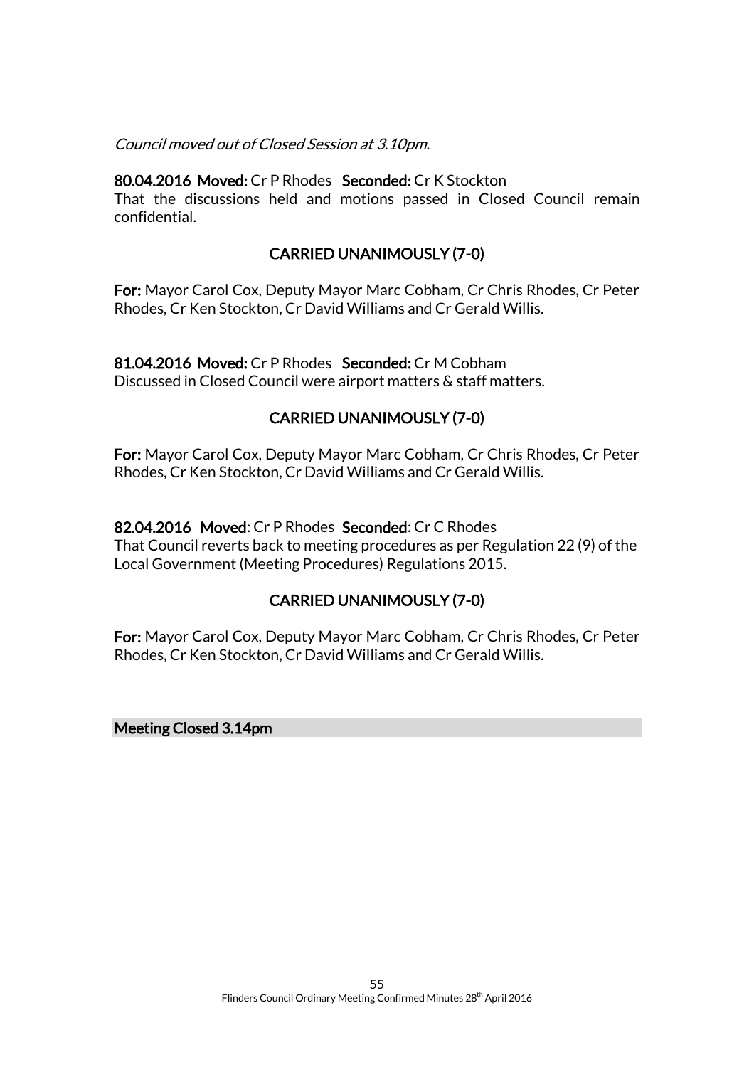*Council moved out of Closed Session at 3.10pm.*

**80.04.2016 Moved:** Cr P Rhodes **Seconded:** Cr K Stockton
That the discussions held and motions passed in Closed Council remain confidential.

**CARRIED UNANIMOUSLY (7-0)**

**For:** Mayor Carol Cox, Deputy Mayor Marc Cobham, Cr Chris Rhodes, Cr Peter Rhodes, Cr Ken Stockton, Cr David Williams and Cr Gerald Willis.

**81.04.2016 Moved:** Cr P Rhodes **Seconded:** Cr M Cobham
Discussed in Closed Council were airport matters & staff matters.

**CARRIED UNANIMOUSLY (7-0)**

**For:** Mayor Carol Cox, Deputy Mayor Marc Cobham, Cr Chris Rhodes, Cr Peter Rhodes, Cr Ken Stockton, Cr David Williams and Cr Gerald Willis.

**82.04.2016 Moved**: Cr P Rhodes **Seconded**: Cr C Rhodes
That Council reverts back to meeting procedures as per Regulation 22 (9) of the Local Government (Meeting Procedures) Regulations 2015.

**CARRIED UNANIMOUSLY (7-0)**

**For:** Mayor Carol Cox, Deputy Mayor Marc Cobham, Cr Chris Rhodes, Cr Peter Rhodes, Cr Ken Stockton, Cr David Williams and Cr Gerald Willis.

**Meeting Closed 3.14pm**